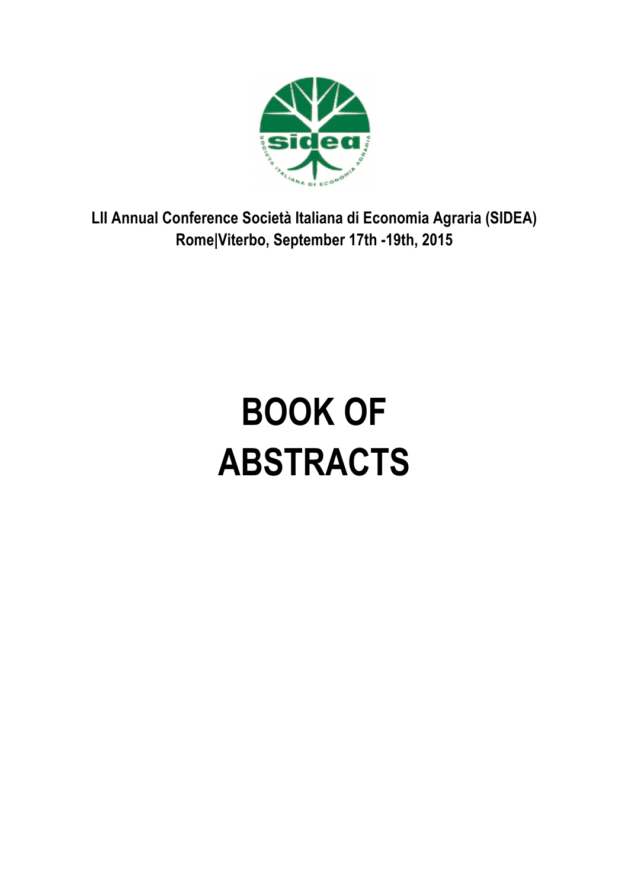LII Annual Conference Società Italiana di Economia Agraria (SIDEA)
Rome|Viterbo, September 17th -19th, 2015

# BOOK OF ABSTRACTS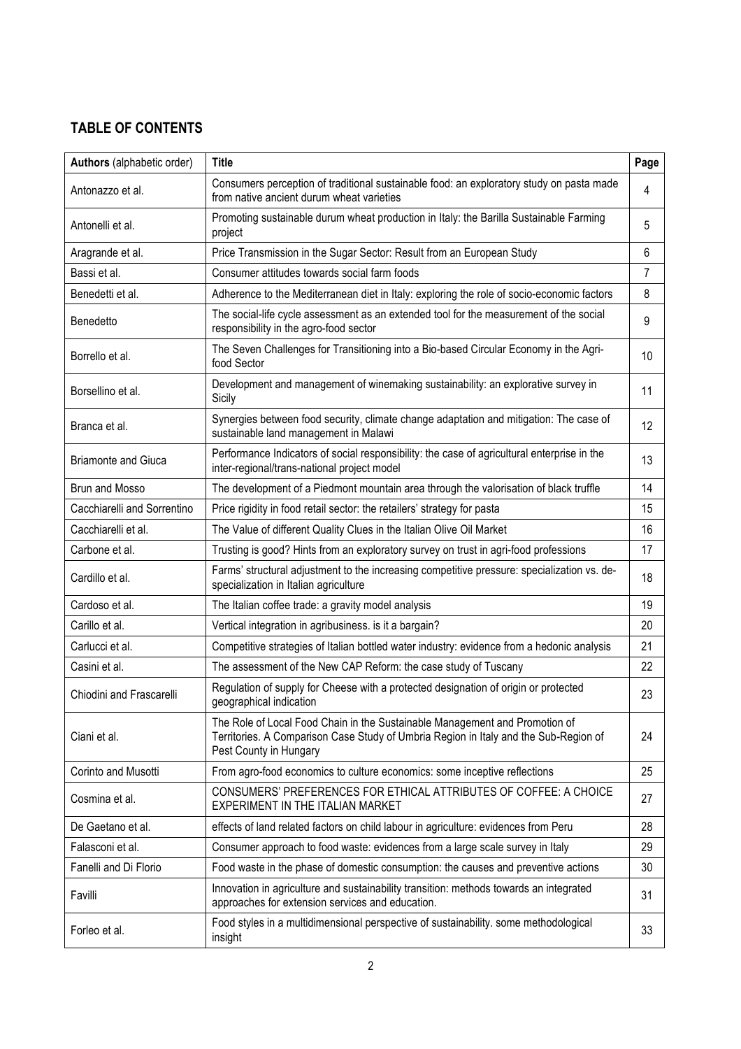## TABLE OF CONTENTS

| **Authors** (alphabetic order) | **Title** | **Page** |
|---|---|---|
| Antonazzo et al. | Consumers perception of traditional sustainable food: an exploratory study on pasta made from native ancient durum wheat varieties | 4 |
| Antonelli et al. | Promoting sustainable durum wheat production in Italy: the Barilla Sustainable Farming project | 5 |
| Aragrande et al. | Price Transmission in the Sugar Sector: Result from an European Study | 6 |
| Bassi et al. | Consumer attitudes towards social farm foods | 7 |
| Benedetti et al. | Adherence to the Mediterranean diet in Italy: exploring the role of socio-economic factors | 8 |
| Benedetto | The social-life cycle assessment as an extended tool for the measurement of the social responsibility in the agro-food sector | 9 |
| Borrello et al. | The Seven Challenges for Transitioning into a Bio-based Circular Economy in the Agri-food Sector | 10 |
| Borsellino et al. | Development and management of winemaking sustainability: an explorative survey in Sicily | 11 |
| Branca et al. | Synergies between food security, climate change adaptation and mitigation: The case of sustainable land management in Malawi | 12 |
| Briamonte and Giuca | Performance Indicators of social responsibility: the case of agricultural enterprise in the inter-regional/trans-national project model | 13 |
| Brun and Mosso | The development of a Piedmont mountain area through the valorisation of black truffle | 14 |
| Cacchiarelli and Sorrentino | Price rigidity in food retail sector: the retailers' strategy for pasta | 15 |
| Cacchiarelli et al. | The Value of different Quality Clues in the Italian Olive Oil Market | 16 |
| Carbone et al. | Trusting is good? Hints from an exploratory survey on trust in agri-food professions | 17 |
| Cardillo et al. | Farms' structural adjustment to the increasing competitive pressure: specialization vs. de-specialization in Italian agriculture | 18 |
| Cardoso et al. | The Italian coffee trade: a gravity model analysis | 19 |
| Carillo et al. | Vertical integration in agribusiness. is it a bargain? | 20 |
| Carlucci et al. | Competitive strategies of Italian bottled water industry: evidence from a hedonic analysis | 21 |
| Casini et al. | The assessment of the New CAP Reform: the case study of Tuscany | 22 |
| Chiodini and Frascarelli | Regulation of supply for Cheese with a protected designation of origin or protected geographical indication | 23 |
| Ciani et al. | The Role of Local Food Chain in the Sustainable Management and Promotion of Territories. A Comparison Case Study of Umbria Region in Italy and the Sub-Region of Pest County in Hungary | 24 |
| Corinto and Musotti | From agro-food economics to culture economics: some inceptive reflections | 25 |
| Cosmina et al. | CONSUMERS' PREFERENCES FOR ETHICAL ATTRIBUTES OF COFFEE: A CHOICE EXPERIMENT IN THE ITALIAN MARKET | 27 |
| De Gaetano et al. | effects of land related factors on child labour in agriculture: evidences from Peru | 28 |
| Falasconi et al. | Consumer approach to food waste: evidences from a large scale survey in Italy | 29 |
| Fanelli and Di Florio | Food waste in the phase of domestic consumption: the causes and preventive actions | 30 |
| Favilli | Innovation in agriculture and sustainability transition: methods towards an integrated approaches for extension services and education. | 31 |
| Forleo et al. | Food styles in a multidimensional perspective of sustainability. some methodological insight | 33 |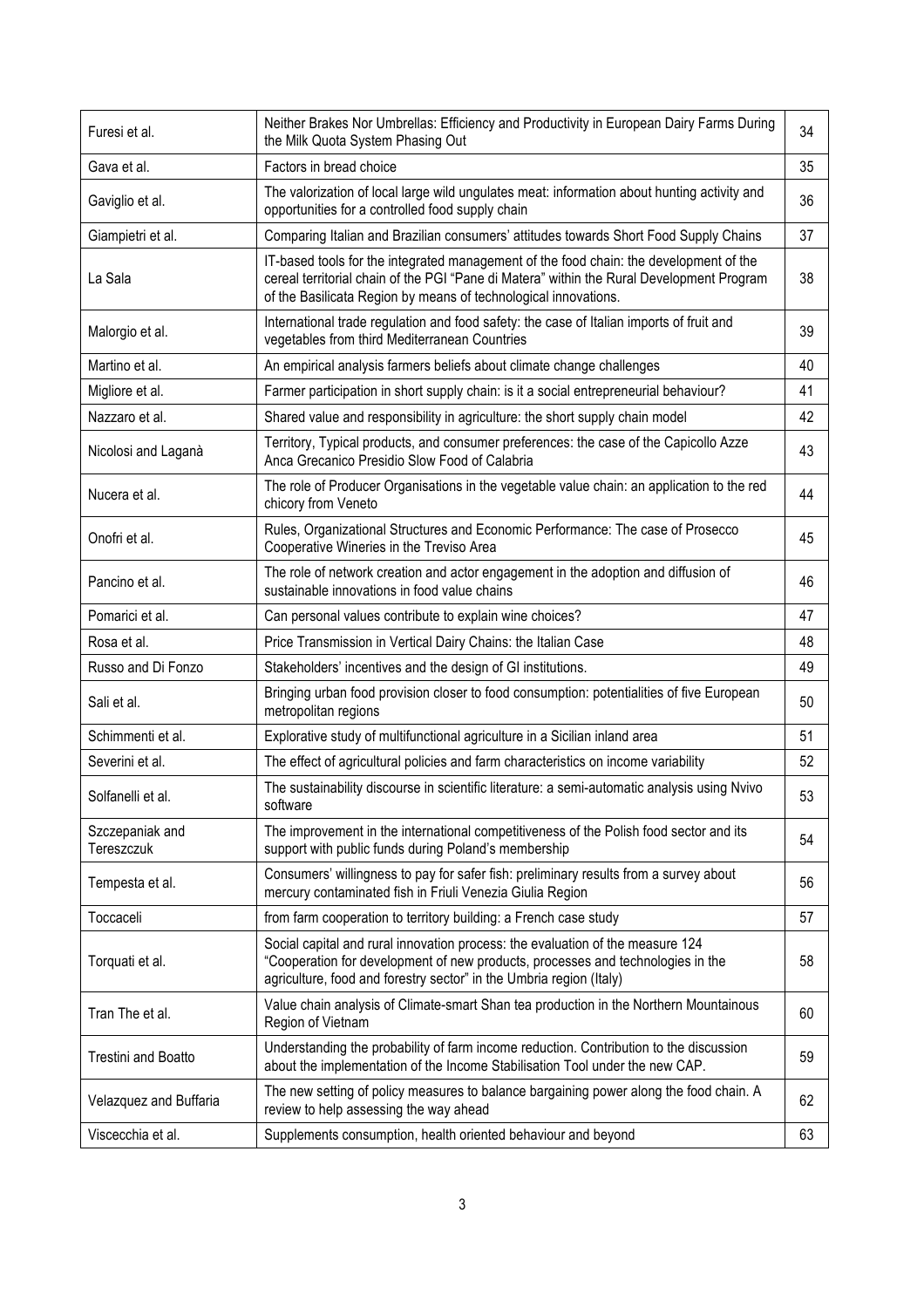| | | |
|---|---|---|
| Furesi et al. | Neither Brakes Nor Umbrellas: Efficiency and Productivity in European Dairy Farms During the Milk Quota System Phasing Out | 34 |
| Gava et al. | Factors in bread choice | 35 |
| Gaviglio et al. | The valorization of local large wild ungulates meat: information about hunting activity and opportunities for a controlled food supply chain | 36 |
| Giampietri et al. | Comparing Italian and Brazilian consumers' attitudes towards Short Food Supply Chains | 37 |
| La Sala | IT-based tools for the integrated management of the food chain: the development of the cereal territorial chain of the PGI "Pane di Matera" within the Rural Development Program of the Basilicata Region by means of technological innovations. | 38 |
| Malorgio et al. | International trade regulation and food safety: the case of Italian imports of fruit and vegetables from third Mediterranean Countries | 39 |
| Martino et al. | An empirical analysis farmers beliefs about climate change challenges | 40 |
| Migliore et al. | Farmer participation in short supply chain: is it a social entrepreneurial behaviour? | 41 |
| Nazzaro et al. | Shared value and responsibility in agriculture: the short supply chain model | 42 |
| Nicolosi and Laganà | Territory, Typical products, and consumer preferences: the case of the Capicollo Azze Anca Grecanico Presidio Slow Food of Calabria | 43 |
| Nucera et al. | The role of Producer Organisations in the vegetable value chain: an application to the red chicory from Veneto | 44 |
| Onofri et al. | Rules, Organizational Structures and Economic Performance: The case of Prosecco Cooperative Wineries in the Treviso Area | 45 |
| Pancino et al. | The role of network creation and actor engagement in the adoption and diffusion of sustainable innovations in food value chains | 46 |
| Pomarici et al. | Can personal values contribute to explain wine choices? | 47 |
| Rosa et al. | Price Transmission in Vertical Dairy Chains: the Italian Case | 48 |
| Russo and Di Fonzo | Stakeholders' incentives and the design of GI institutions. | 49 |
| Sali et al. | Bringing urban food provision closer to food consumption: potentialities of five European metropolitan regions | 50 |
| Schimmenti et al. | Explorative study of multifunctional agriculture in a Sicilian inland area | 51 |
| Severini et al. | The effect of agricultural policies and farm characteristics on income variability | 52 |
| Solfanelli et al. | The sustainability discourse in scientific literature: a semi-automatic analysis using Nvivo software | 53 |
| Szczepaniak and Tereszczuk | The improvement in the international competitiveness of the Polish food sector and its support with public funds during Poland's membership | 54 |
| Tempesta et al. | Consumers' willingness to pay for safer fish: preliminary results from a survey about mercury contaminated fish in Friuli Venezia Giulia Region | 56 |
| Toccaceli | from farm cooperation to territory building: a French case study | 57 |
| Torquati et al. | Social capital and rural innovation process: the evaluation of the measure 124 "Cooperation for development of new products, processes and technologies in the agriculture, food and forestry sector" in the Umbria region (Italy) | 58 |
| Tran The et al. | Value chain analysis of Climate-smart Shan tea production in the Northern Mountainous Region of Vietnam | 60 |
| Trestini and Boatto | Understanding the probability of farm income reduction. Contribution to the discussion about the implementation of the Income Stabilisation Tool under the new CAP. | 59 |
| Velazquez and Buffaria | The new setting of policy measures to balance bargaining power along the food chain. A review to help assessing the way ahead | 62 |
| Viscecchia et al. | Supplements consumption, health oriented behaviour and beyond | 63 |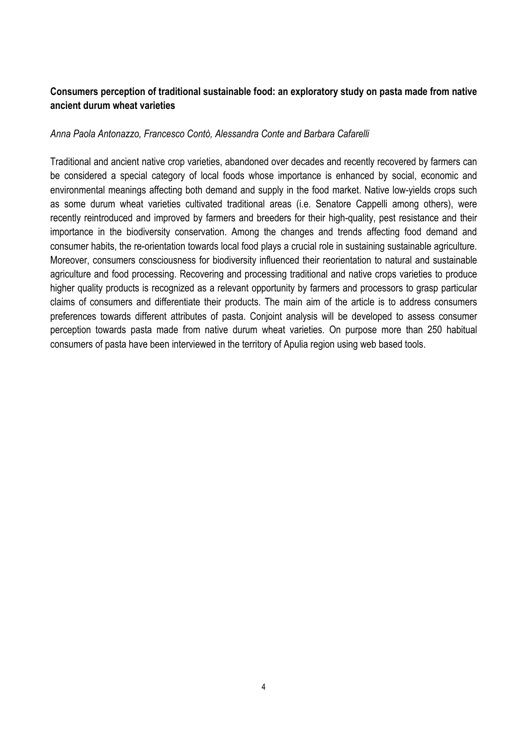## Consumers perception of traditional sustainable food: an exploratory study on pasta made from native ancient durum wheat varieties

*Anna Paola Antonazzo, Francesco Contò, Alessandra Conte and Barbara Cafarelli*

Traditional and ancient native crop varieties, abandoned over decades and recently recovered by farmers can be considered a special category of local foods whose importance is enhanced by social, economic and environmental meanings affecting both demand and supply in the food market. Native low-yields crops such as some durum wheat varieties cultivated traditional areas (i.e. Senatore Cappelli among others), were recently reintroduced and improved by farmers and breeders for their high-quality, pest resistance and their importance in the biodiversity conservation. Among the changes and trends affecting food demand and consumer habits, the re-orientation towards local food plays a crucial role in sustaining sustainable agriculture. Moreover, consumers consciousness for biodiversity influenced their reorientation to natural and sustainable agriculture and food processing. Recovering and processing traditional and native crops varieties to produce higher quality products is recognized as a relevant opportunity by farmers and processors to grasp particular claims of consumers and differentiate their products. The main aim of the article is to address consumers preferences towards different attributes of pasta. Conjoint analysis will be developed to assess consumer perception towards pasta made from native durum wheat varieties. On purpose more than 250 habitual consumers of pasta have been interviewed in the territory of Apulia region using web based tools.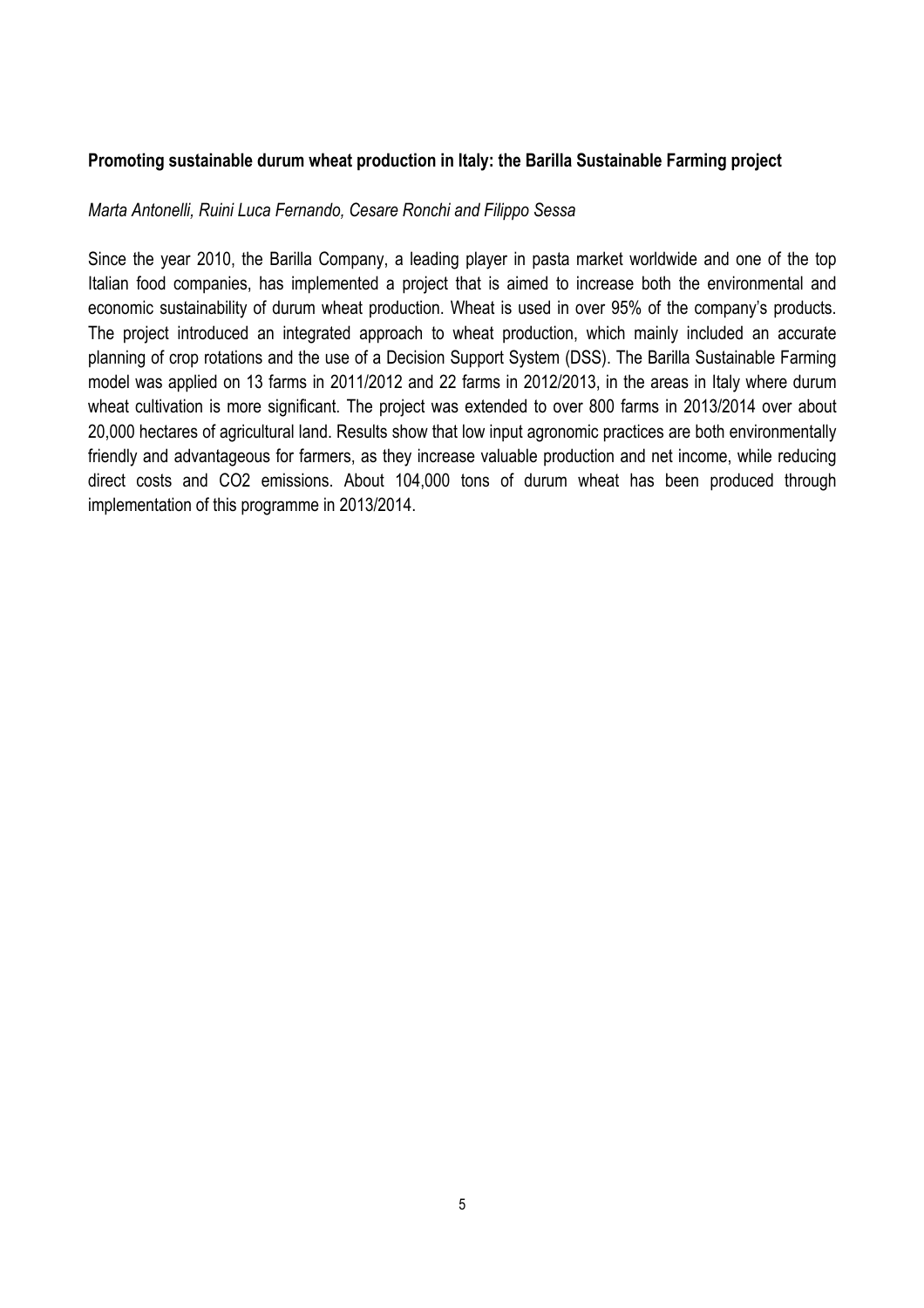**Promoting sustainable durum wheat production in Italy: the Barilla Sustainable Farming project**

*Marta Antonelli, Ruini Luca Fernando, Cesare Ronchi and Filippo Sessa*

Since the year 2010, the Barilla Company, a leading player in pasta market worldwide and one of the top Italian food companies, has implemented a project that is aimed to increase both the environmental and economic sustainability of durum wheat production. Wheat is used in over 95% of the company's products. The project introduced an integrated approach to wheat production, which mainly included an accurate planning of crop rotations and the use of a Decision Support System (DSS). The Barilla Sustainable Farming model was applied on 13 farms in 2011/2012 and 22 farms in 2012/2013, in the areas in Italy where durum wheat cultivation is more significant. The project was extended to over 800 farms in 2013/2014 over about 20,000 hectares of agricultural land. Results show that low input agronomic practices are both environmentally friendly and advantageous for farmers, as they increase valuable production and net income, while reducing direct costs and $CO_2$ emissions. About 104,000 tons of durum wheat has been produced through implementation of this programme in 2013/2014.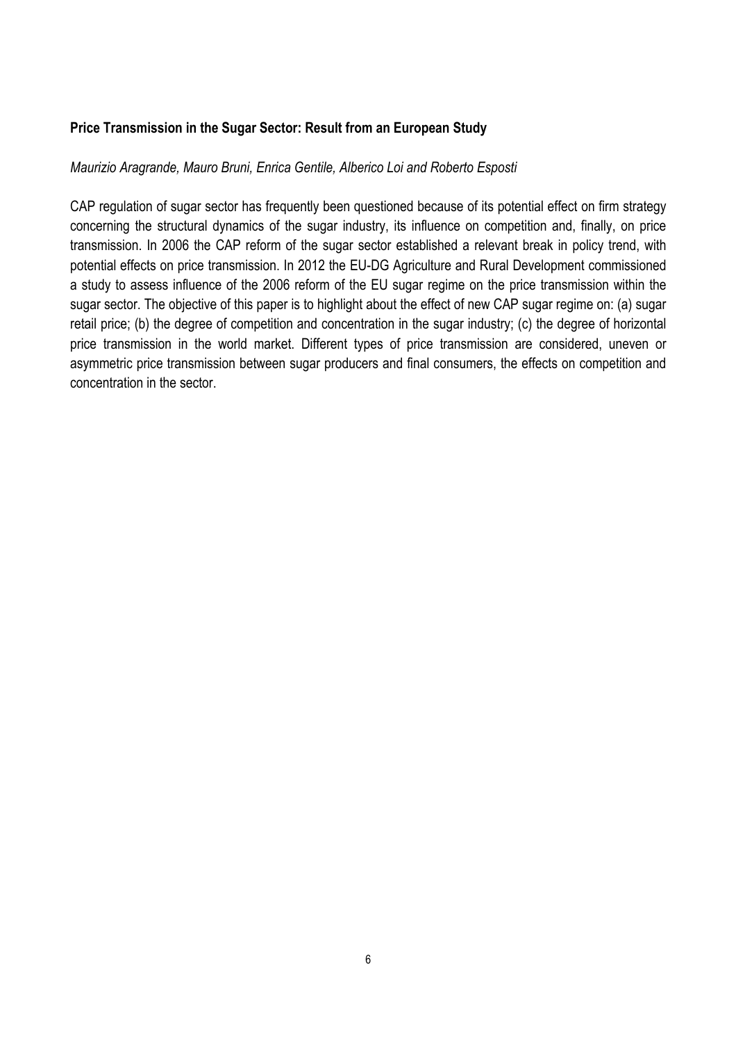**Price Transmission in the Sugar Sector: Result from an European Study**

*Maurizio Aragrande, Mauro Bruni, Enrica Gentile, Alberico Loi and Roberto Esposti*

CAP regulation of sugar sector has frequently been questioned because of its potential effect on firm strategy concerning the structural dynamics of the sugar industry, its influence on competition and, finally, on price transmission. In 2006 the CAP reform of the sugar sector established a relevant break in policy trend, with potential effects on price transmission. In 2012 the EU-DG Agriculture and Rural Development commissioned a study to assess influence of the 2006 reform of the EU sugar regime on the price transmission within the sugar sector. The objective of this paper is to highlight about the effect of new CAP sugar regime on: (a) sugar retail price; (b) the degree of competition and concentration in the sugar industry; (c) the degree of horizontal price transmission in the world market. Different types of price transmission are considered, uneven or asymmetric price transmission between sugar producers and final consumers, the effects on competition and concentration in the sector.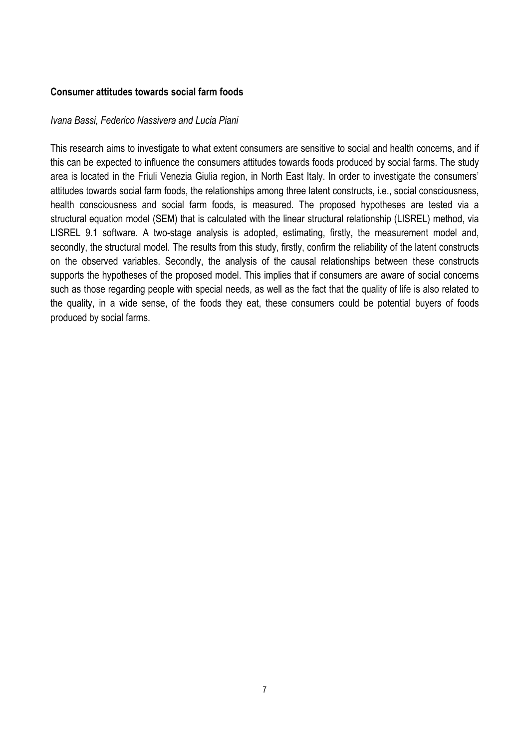**Consumer attitudes towards social farm foods**

*Ivana Bassi, Federico Nassivera and Lucia Piani*

This research aims to investigate to what extent consumers are sensitive to social and health concerns, and if this can be expected to influence the consumers attitudes towards foods produced by social farms. The study area is located in the Friuli Venezia Giulia region, in North East Italy. In order to investigate the consumers' attitudes towards social farm foods, the relationships among three latent constructs, i.e., social consciousness, health consciousness and social farm foods, is measured. The proposed hypotheses are tested via a structural equation model (SEM) that is calculated with the linear structural relationship (LISREL) method, via LISREL 9.1 software. A two-stage analysis is adopted, estimating, firstly, the measurement model and, secondly, the structural model. The results from this study, firstly, confirm the reliability of the latent constructs on the observed variables. Secondly, the analysis of the causal relationships between these constructs supports the hypotheses of the proposed model. This implies that if consumers are aware of social concerns such as those regarding people with special needs, as well as the fact that the quality of life is also related to the quality, in a wide sense, of the foods they eat, these consumers could be potential buyers of foods produced by social farms.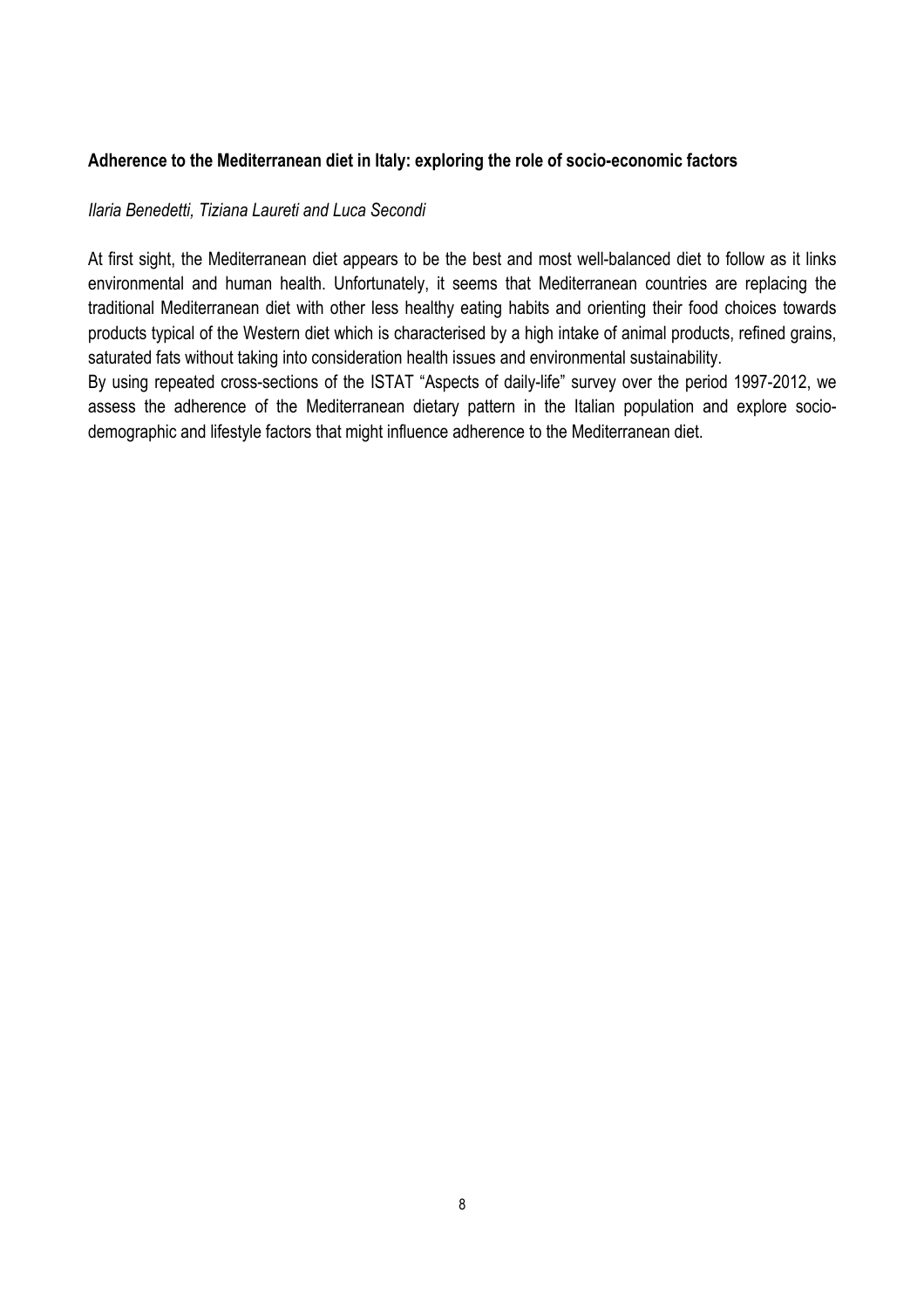## Adherence to the Mediterranean diet in Italy: exploring the role of socio-economic factors

*Ilaria Benedetti, Tiziana Laureti and Luca Secondi*

At first sight, the Mediterranean diet appears to be the best and most well-balanced diet to follow as it links environmental and human health. Unfortunately, it seems that Mediterranean countries are replacing the traditional Mediterranean diet with other less healthy eating habits and orienting their food choices towards products typical of the Western diet which is characterised by a high intake of animal products, refined grains, saturated fats without taking into consideration health issues and environmental sustainability.

By using repeated cross-sections of the ISTAT "Aspects of daily-life" survey over the period 1997-2012, we assess the adherence of the Mediterranean dietary pattern in the Italian population and explore socio-demographic and lifestyle factors that might influence adherence to the Mediterranean diet.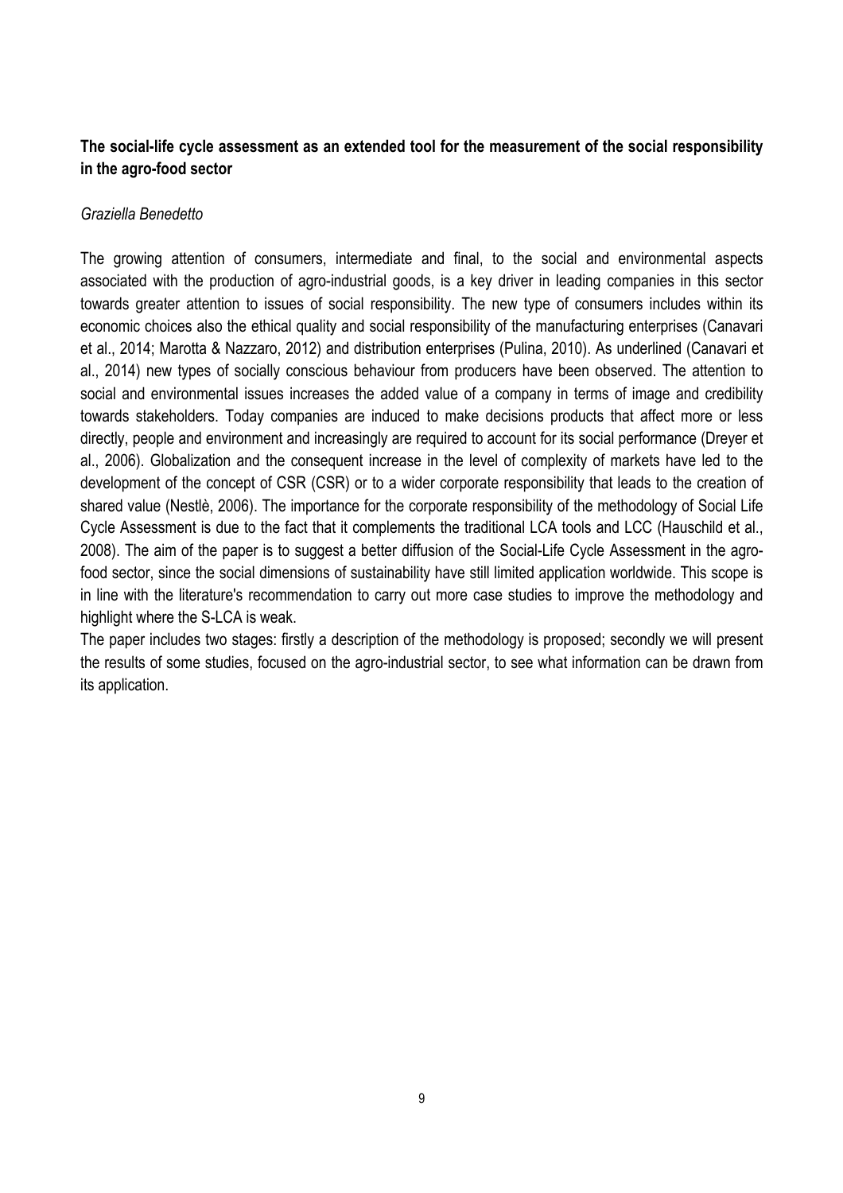**The social-life cycle assessment as an extended tool for the measurement of the social responsibility in the agro-food sector**

*Graziella Benedetto*

The growing attention of consumers, intermediate and final, to the social and environmental aspects associated with the production of agro-industrial goods, is a key driver in leading companies in this sector towards greater attention to issues of social responsibility. The new type of consumers includes within its economic choices also the ethical quality and social responsibility of the manufacturing enterprises (Canavari et al., 2014; Marotta & Nazzaro, 2012) and distribution enterprises (Pulina, 2010). As underlined (Canavari et al., 2014) new types of socially conscious behaviour from producers have been observed. The attention to social and environmental issues increases the added value of a company in terms of image and credibility towards stakeholders. Today companies are induced to make decisions products that affect more or less directly, people and environment and increasingly are required to account for its social performance (Dreyer et al., 2006). Globalization and the consequent increase in the level of complexity of markets have led to the development of the concept of CSR (CSR) or to a wider corporate responsibility that leads to the creation of shared value (Nestlè, 2006). The importance for the corporate responsibility of the methodology of Social Life Cycle Assessment is due to the fact that it complements the traditional LCA tools and LCC (Hauschild et al., 2008). The aim of the paper is to suggest a better diffusion of the Social-Life Cycle Assessment in the agro-food sector, since the social dimensions of sustainability have still limited application worldwide. This scope is in line with the literature's recommendation to carry out more case studies to improve the methodology and highlight where the S-LCA is weak.

The paper includes two stages: firstly a description of the methodology is proposed; secondly we will present the results of some studies, focused on the agro-industrial sector, to see what information can be drawn from its application.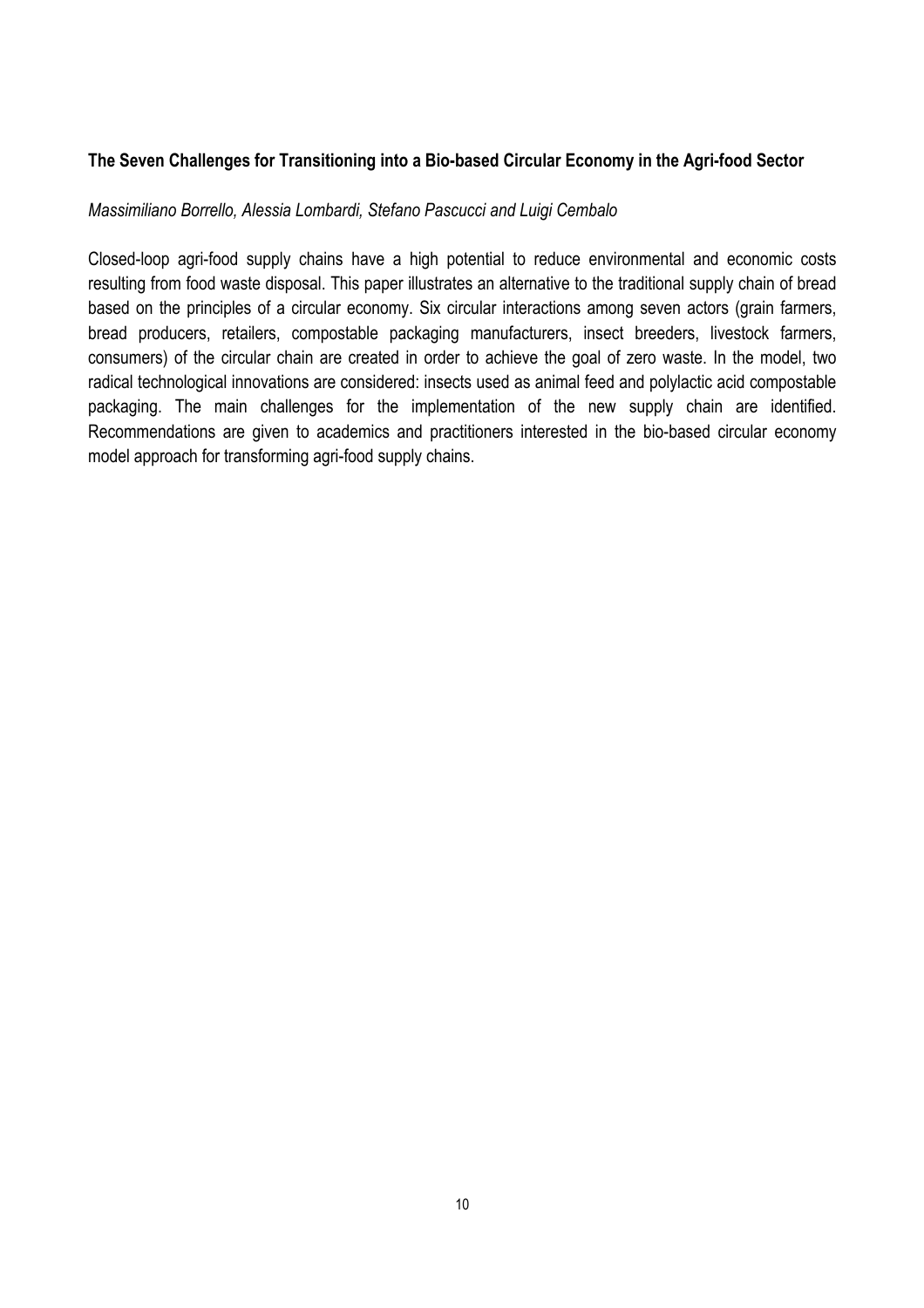**The Seven Challenges for Transitioning into a Bio-based Circular Economy in the Agri-food Sector**

*Massimiliano Borrello, Alessia Lombardi, Stefano Pascucci and Luigi Cembalo*

Closed-loop agri-food supply chains have a high potential to reduce environmental and economic costs resulting from food waste disposal. This paper illustrates an alternative to the traditional supply chain of bread based on the principles of a circular economy. Six circular interactions among seven actors (grain farmers, bread producers, retailers, compostable packaging manufacturers, insect breeders, livestock farmers, consumers) of the circular chain are created in order to achieve the goal of zero waste. In the model, two radical technological innovations are considered: insects used as animal feed and polylactic acid compostable packaging. The main challenges for the implementation of the new supply chain are identified. Recommendations are given to academics and practitioners interested in the bio-based circular economy model approach for transforming agri-food supply chains.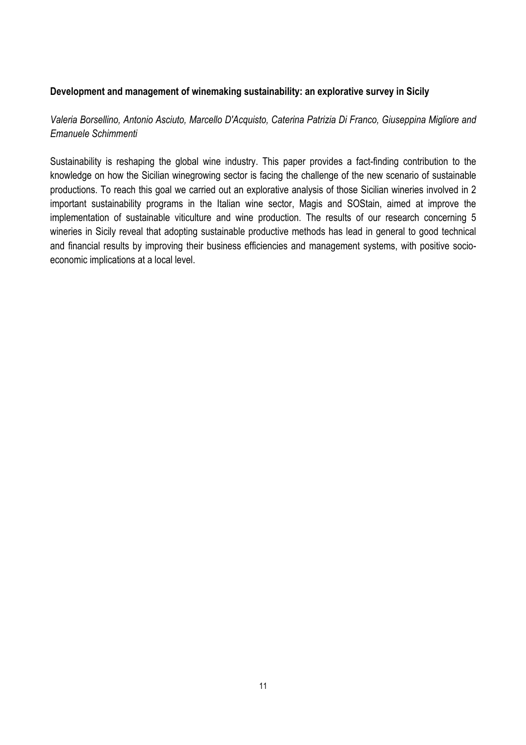**Development and management of winemaking sustainability: an explorative survey in Sicily**

*Valeria Borsellino, Antonio Asciuto, Marcello D'Acquisto, Caterina Patrizia Di Franco, Giuseppina Migliore and Emanuele Schimmenti*

Sustainability is reshaping the global wine industry. This paper provides a fact-finding contribution to the knowledge on how the Sicilian winegrowing sector is facing the challenge of the new scenario of sustainable productions. To reach this goal we carried out an explorative analysis of those Sicilian wineries involved in 2 important sustainability programs in the Italian wine sector, Magis and SOStain, aimed at improve the implementation of sustainable viticulture and wine production. The results of our research concerning 5 wineries in Sicily reveal that adopting sustainable productive methods has lead in general to good technical and financial results by improving their business efficiencies and management systems, with positive socio-economic implications at a local level.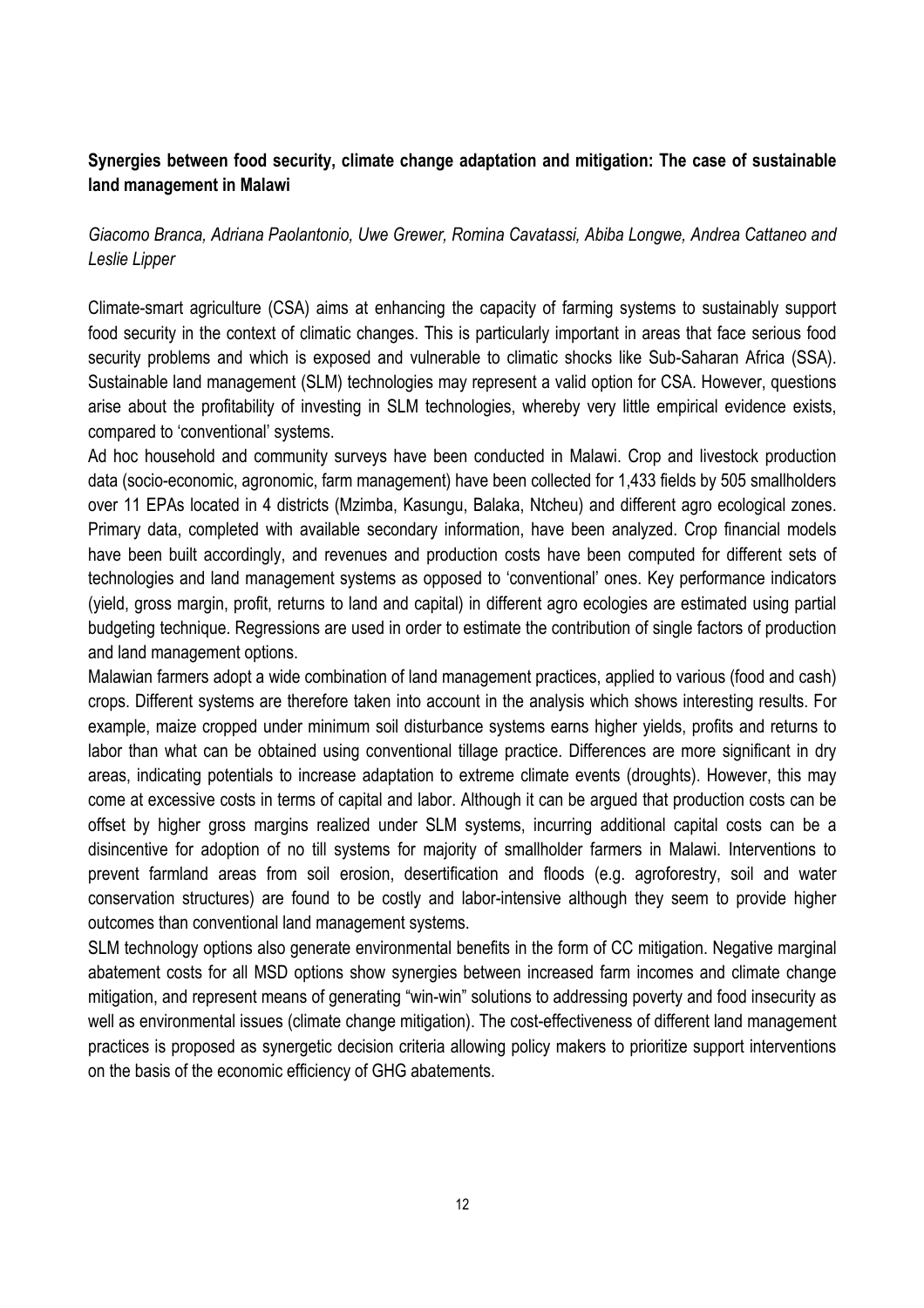**Synergies between food security, climate change adaptation and mitigation: The case of sustainable land management in Malawi**

*Giacomo Branca, Adriana Paolantonio, Uwe Grewer, Romina Cavatassi, Abiba Longwe, Andrea Cattaneo and Leslie Lipper*

Climate-smart agriculture (CSA) aims at enhancing the capacity of farming systems to sustainably support food security in the context of climatic changes. This is particularly important in areas that face serious food security problems and which is exposed and vulnerable to climatic shocks like Sub-Saharan Africa (SSA). Sustainable land management (SLM) technologies may represent a valid option for CSA. However, questions arise about the profitability of investing in SLM technologies, whereby very little empirical evidence exists, compared to 'conventional' systems.

Ad hoc household and community surveys have been conducted in Malawi. Crop and livestock production data (socio-economic, agronomic, farm management) have been collected for 1,433 fields by 505 smallholders over 11 EPAs located in 4 districts (Mzimba, Kasungu, Balaka, Ntcheu) and different agro ecological zones. Primary data, completed with available secondary information, have been analyzed. Crop financial models have been built accordingly, and revenues and production costs have been computed for different sets of technologies and land management systems as opposed to 'conventional' ones. Key performance indicators (yield, gross margin, profit, returns to land and capital) in different agro ecologies are estimated using partial budgeting technique. Regressions are used in order to estimate the contribution of single factors of production and land management options.

Malawian farmers adopt a wide combination of land management practices, applied to various (food and cash) crops. Different systems are therefore taken into account in the analysis which shows interesting results. For example, maize cropped under minimum soil disturbance systems earns higher yields, profits and returns to labor than what can be obtained using conventional tillage practice. Differences are more significant in dry areas, indicating potentials to increase adaptation to extreme climate events (droughts). However, this may come at excessive costs in terms of capital and labor. Although it can be argued that production costs can be offset by higher gross margins realized under SLM systems, incurring additional capital costs can be a disincentive for adoption of no till systems for majority of smallholder farmers in Malawi. Interventions to prevent farmland areas from soil erosion, desertification and floods (e.g. agroforestry, soil and water conservation structures) are found to be costly and labor-intensive although they seem to provide higher outcomes than conventional land management systems.

SLM technology options also generate environmental benefits in the form of CC mitigation. Negative marginal abatement costs for all MSD options show synergies between increased farm incomes and climate change mitigation, and represent means of generating "win-win" solutions to addressing poverty and food insecurity as well as environmental issues (climate change mitigation). The cost-effectiveness of different land management practices is proposed as synergetic decision criteria allowing policy makers to prioritize support interventions on the basis of the economic efficiency of GHG abatements.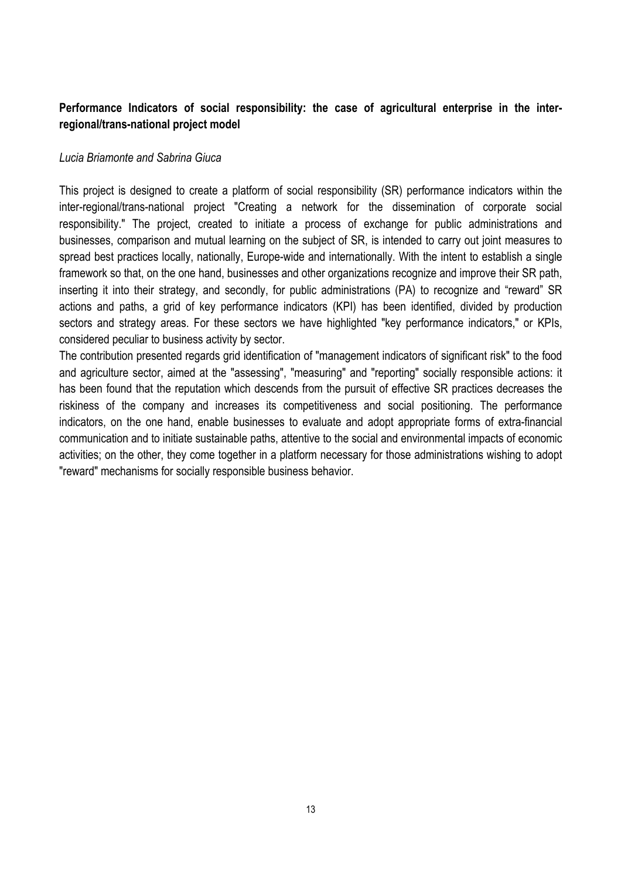**Performance Indicators of social responsibility: the case of agricultural enterprise in the inter-regional/trans-national project model**

*Lucia Briamonte and Sabrina Giuca*

This project is designed to create a platform of social responsibility (SR) performance indicators within the inter-regional/trans-national project "Creating a network for the dissemination of corporate social responsibility." The project, created to initiate a process of exchange for public administrations and businesses, comparison and mutual learning on the subject of SR, is intended to carry out joint measures to spread best practices locally, nationally, Europe-wide and internationally. With the intent to establish a single framework so that, on the one hand, businesses and other organizations recognize and improve their SR path, inserting it into their strategy, and secondly, for public administrations (PA) to recognize and "reward" SR actions and paths, a grid of key performance indicators (KPI) has been identified, divided by production sectors and strategy areas. For these sectors we have highlighted "key performance indicators," or KPIs, considered peculiar to business activity by sector.

The contribution presented regards grid identification of "management indicators of significant risk" to the food and agriculture sector, aimed at the "assessing", "measuring" and "reporting" socially responsible actions: it has been found that the reputation which descends from the pursuit of effective SR practices decreases the riskiness of the company and increases its competitiveness and social positioning. The performance indicators, on the one hand, enable businesses to evaluate and adopt appropriate forms of extra-financial communication and to initiate sustainable paths, attentive to the social and environmental impacts of economic activities; on the other, they come together in a platform necessary for those administrations wishing to adopt "reward" mechanisms for socially responsible business behavior.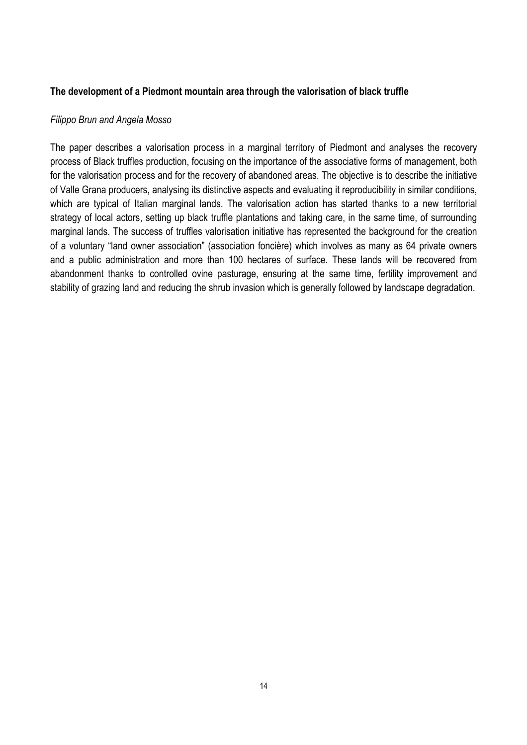**The development of a Piedmont mountain area through the valorisation of black truffle**

*Filippo Brun and Angela Mosso*

The paper describes a valorisation process in a marginal territory of Piedmont and analyses the recovery process of Black truffles production, focusing on the importance of the associative forms of management, both for the valorisation process and for the recovery of abandoned areas. The objective is to describe the initiative of Valle Grana producers, analysing its distinctive aspects and evaluating it reproducibility in similar conditions, which are typical of Italian marginal lands. The valorisation action has started thanks to a new territorial strategy of local actors, setting up black truffle plantations and taking care, in the same time, of surrounding marginal lands. The success of truffles valorisation initiative has represented the background for the creation of a voluntary "land owner association" (association foncière) which involves as many as 64 private owners and a public administration and more than 100 hectares of surface. These lands will be recovered from abandonment thanks to controlled ovine pasturage, ensuring at the same time, fertility improvement and stability of grazing land and reducing the shrub invasion which is generally followed by landscape degradation.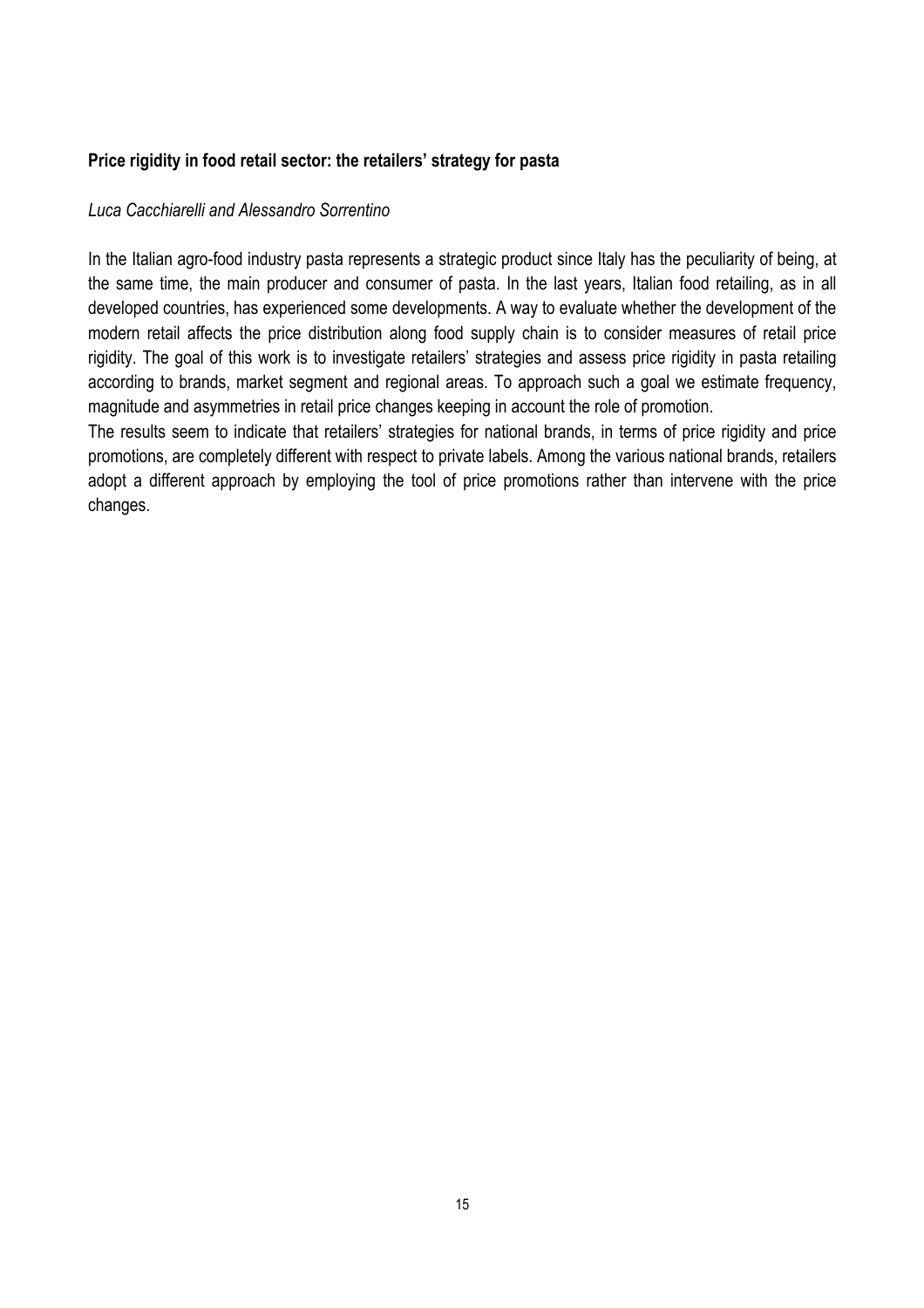## Price rigidity in food retail sector: the retailers' strategy for pasta

*Luca Cacchiarelli and Alessandro Sorrentino*

In the Italian agro-food industry pasta represents a strategic product since Italy has the peculiarity of being, at the same time, the main producer and consumer of pasta. In the last years, Italian food retailing, as in all developed countries, has experienced some developments. A way to evaluate whether the development of the modern retail affects the price distribution along food supply chain is to consider measures of retail price rigidity. The goal of this work is to investigate retailers' strategies and assess price rigidity in pasta retailing according to brands, market segment and regional areas. To approach such a goal we estimate frequency, magnitude and asymmetries in retail price changes keeping in account the role of promotion.

The results seem to indicate that retailers' strategies for national brands, in terms of price rigidity and price promotions, are completely different with respect to private labels. Among the various national brands, retailers adopt a different approach by employing the tool of price promotions rather than intervene with the price changes.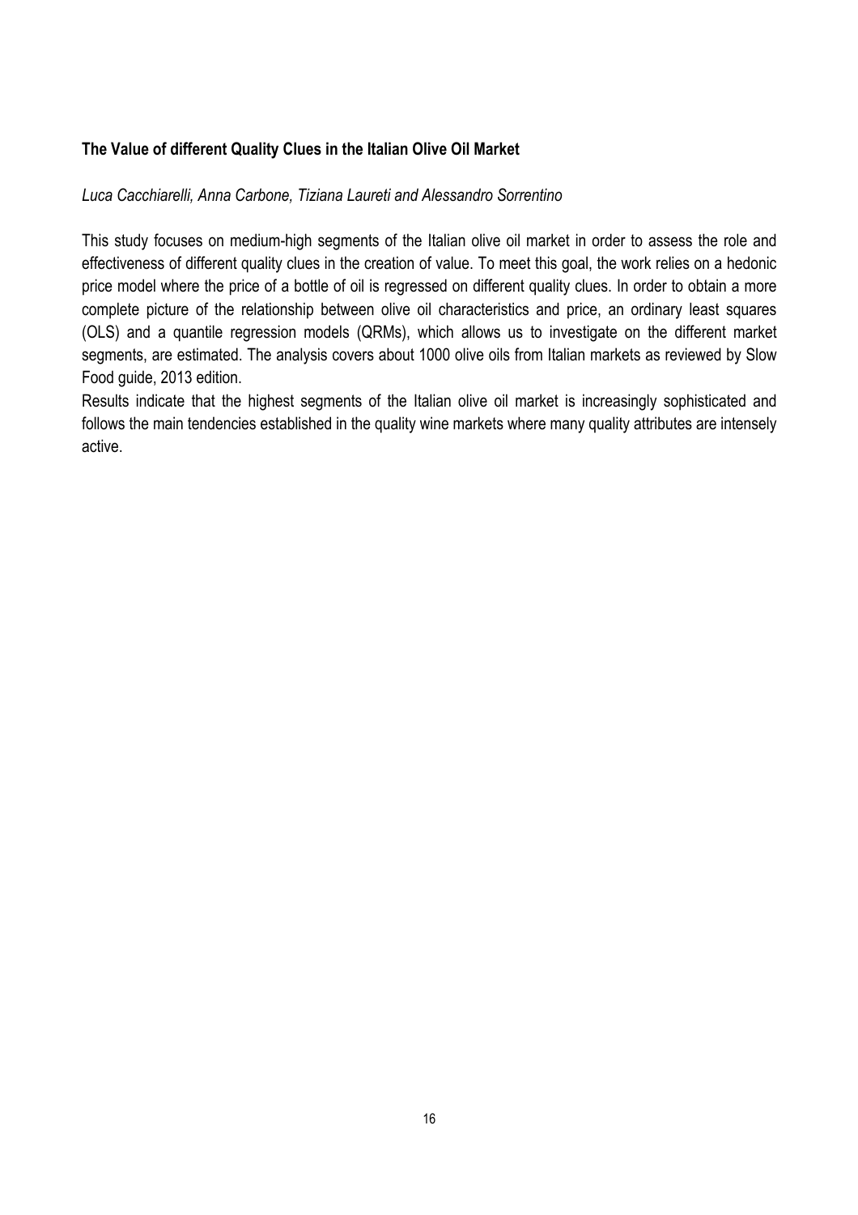**The Value of different Quality Clues in the Italian Olive Oil Market**

*Luca Cacchiarelli, Anna Carbone, Tiziana Laureti and Alessandro Sorrentino*

This study focuses on medium-high segments of the Italian olive oil market in order to assess the role and effectiveness of different quality clues in the creation of value. To meet this goal, the work relies on a hedonic price model where the price of a bottle of oil is regressed on different quality clues. In order to obtain a more complete picture of the relationship between olive oil characteristics and price, an ordinary least squares (OLS) and a quantile regression models (QRMs), which allows us to investigate on the different market segments, are estimated. The analysis covers about 1000 olive oils from Italian markets as reviewed by Slow Food guide, 2013 edition.

Results indicate that the highest segments of the Italian olive oil market is increasingly sophisticated and follows the main tendencies established in the quality wine markets where many quality attributes are intensely active.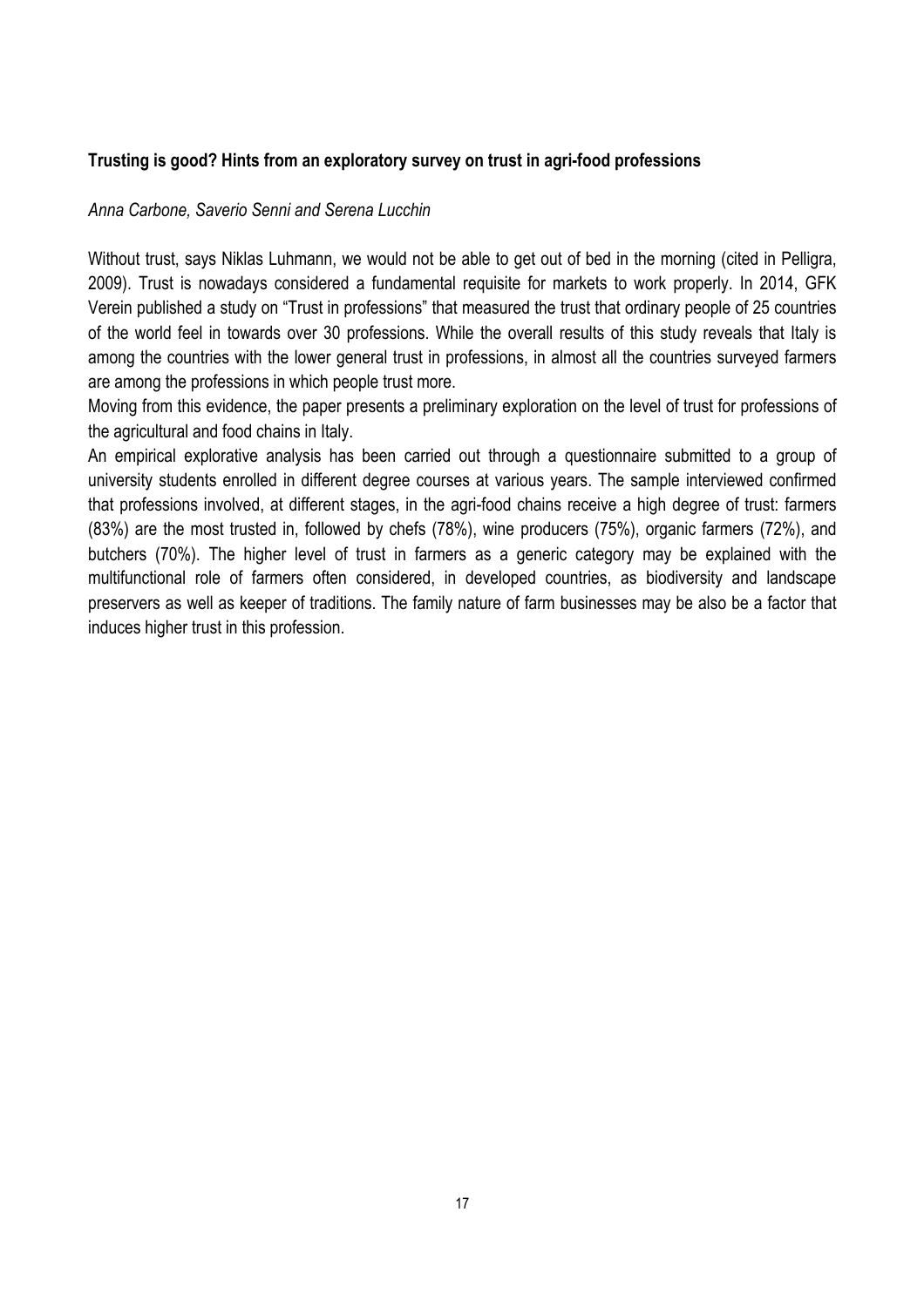**Trusting is good? Hints from an exploratory survey on trust in agri-food professions**

*Anna Carbone, Saverio Senni and Serena Lucchin*

Without trust, says Niklas Luhmann, we would not be able to get out of bed in the morning (cited in Pelligra, 2009). Trust is nowadays considered a fundamental requisite for markets to work properly. In 2014, GFK Verein published a study on "Trust in professions" that measured the trust that ordinary people of 25 countries of the world feel in towards over 30 professions. While the overall results of this study reveals that Italy is among the countries with the lower general trust in professions, in almost all the countries surveyed farmers are among the professions in which people trust more.

Moving from this evidence, the paper presents a preliminary exploration on the level of trust for professions of the agricultural and food chains in Italy.

An empirical explorative analysis has been carried out through a questionnaire submitted to a group of university students enrolled in different degree courses at various years. The sample interviewed confirmed that professions involved, at different stages, in the agri-food chains receive a high degree of trust: farmers (83%) are the most trusted in, followed by chefs (78%), wine producers (75%), organic farmers (72%), and butchers (70%). The higher level of trust in farmers as a generic category may be explained with the multifunctional role of farmers often considered, in developed countries, as biodiversity and landscape preservers as well as keeper of traditions. The family nature of farm businesses may be also be a factor that induces higher trust in this profession.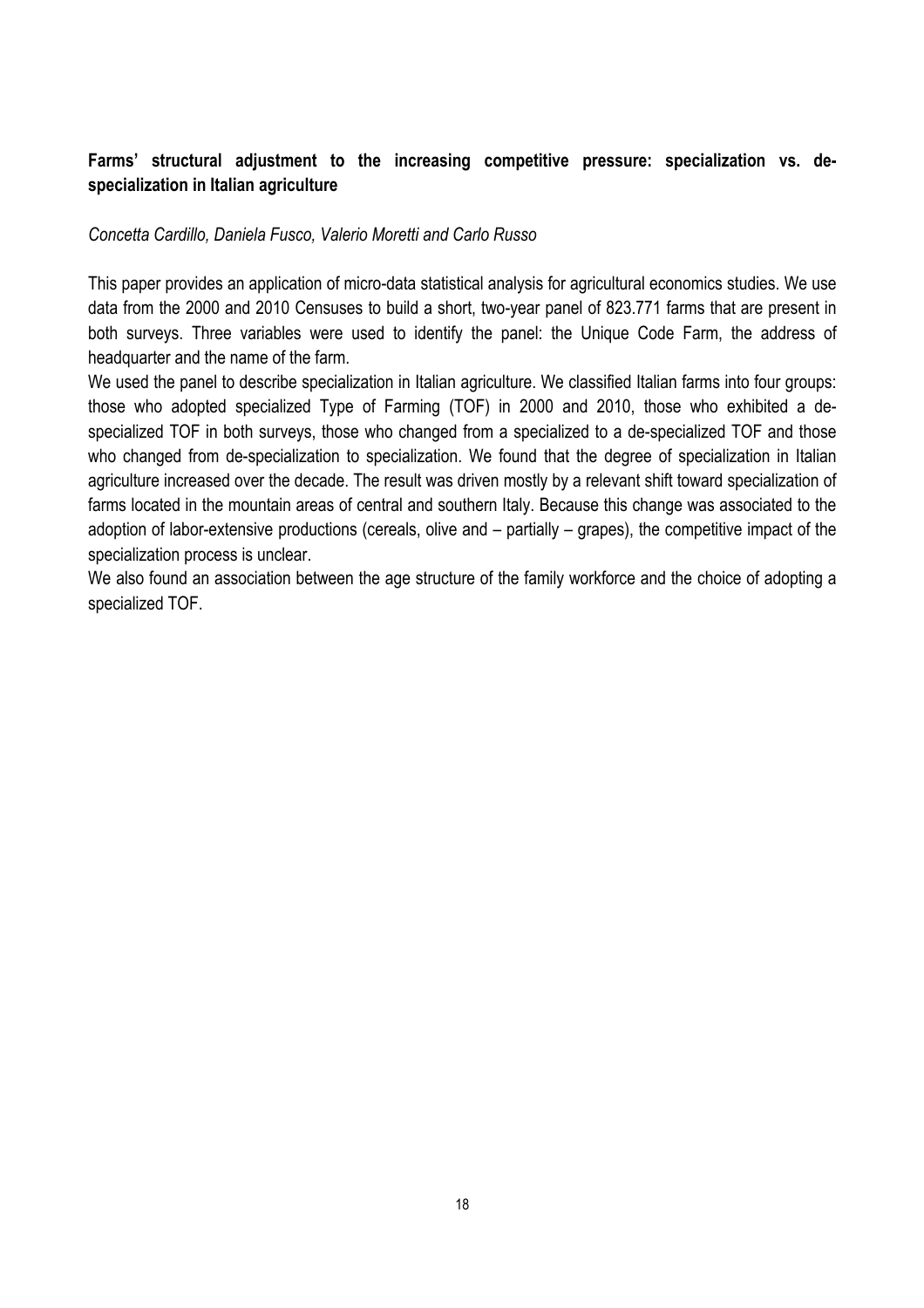## Farms' structural adjustment to the increasing competitive pressure: specialization vs. de-specialization in Italian agriculture

*Concetta Cardillo, Daniela Fusco, Valerio Moretti and Carlo Russo*

This paper provides an application of micro-data statistical analysis for agricultural economics studies. We use data from the 2000 and 2010 Censuses to build a short, two-year panel of 823.771 farms that are present in both surveys. Three variables were used to identify the panel: the Unique Code Farm, the address of headquarter and the name of the farm.

We used the panel to describe specialization in Italian agriculture. We classified Italian farms into four groups: those who adopted specialized Type of Farming (TOF) in 2000 and 2010, those who exhibited a de-specialized TOF in both surveys, those who changed from a specialized to a de-specialized TOF and those who changed from de-specialization to specialization. We found that the degree of specialization in Italian agriculture increased over the decade. The result was driven mostly by a relevant shift toward specialization of farms located in the mountain areas of central and southern Italy. Because this change was associated to the adoption of labor-extensive productions (cereals, olive and – partially – grapes), the competitive impact of the specialization process is unclear.

We also found an association between the age structure of the family workforce and the choice of adopting a specialized TOF.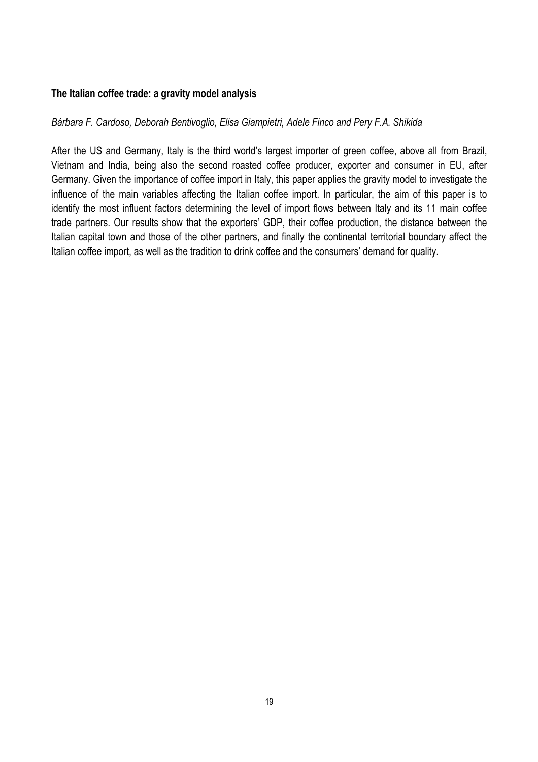**The Italian coffee trade: a gravity model analysis**

*Bárbara F. Cardoso, Deborah Bentivoglio, Elisa Giampietri, Adele Finco and Pery F.A. Shikida*

After the US and Germany, Italy is the third world's largest importer of green coffee, above all from Brazil, Vietnam and India, being also the second roasted coffee producer, exporter and consumer in EU, after Germany. Given the importance of coffee import in Italy, this paper applies the gravity model to investigate the influence of the main variables affecting the Italian coffee import. In particular, the aim of this paper is to identify the most influent factors determining the level of import flows between Italy and its 11 main coffee trade partners. Our results show that the exporters' GDP, their coffee production, the distance between the Italian capital town and those of the other partners, and finally the continental territorial boundary affect the Italian coffee import, as well as the tradition to drink coffee and the consumers' demand for quality.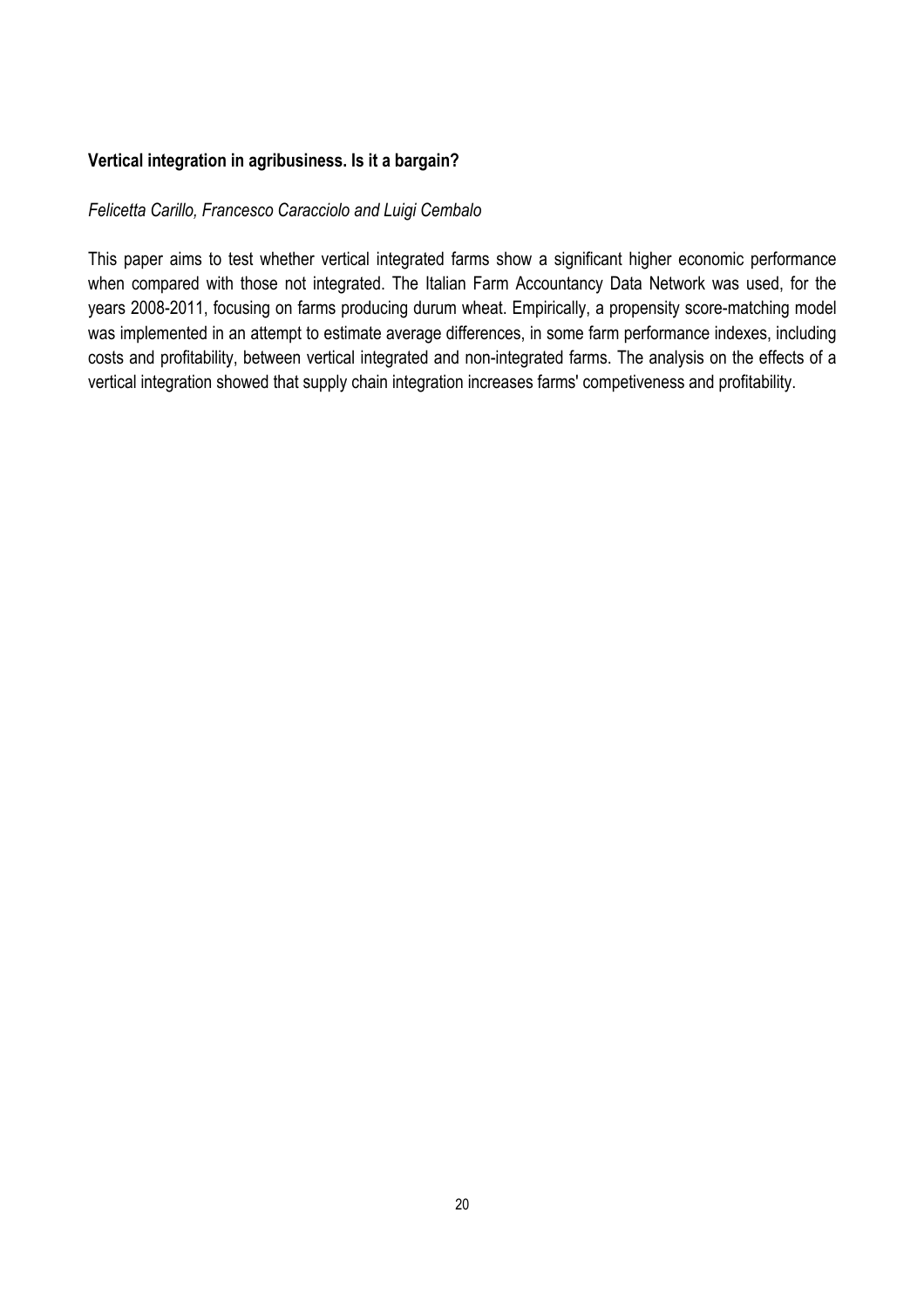**Vertical integration in agribusiness. Is it a bargain?**

*Felicetta Carillo, Francesco Caracciolo and Luigi Cembalo*

This paper aims to test whether vertical integrated farms show a significant higher economic performance when compared with those not integrated. The Italian Farm Accountancy Data Network was used, for the years 2008-2011, focusing on farms producing durum wheat. Empirically, a propensity score-matching model was implemented in an attempt to estimate average differences, in some farm performance indexes, including costs and profitability, between vertical integrated and non-integrated farms. The analysis on the effects of a vertical integration showed that supply chain integration increases farms' competiveness and profitability.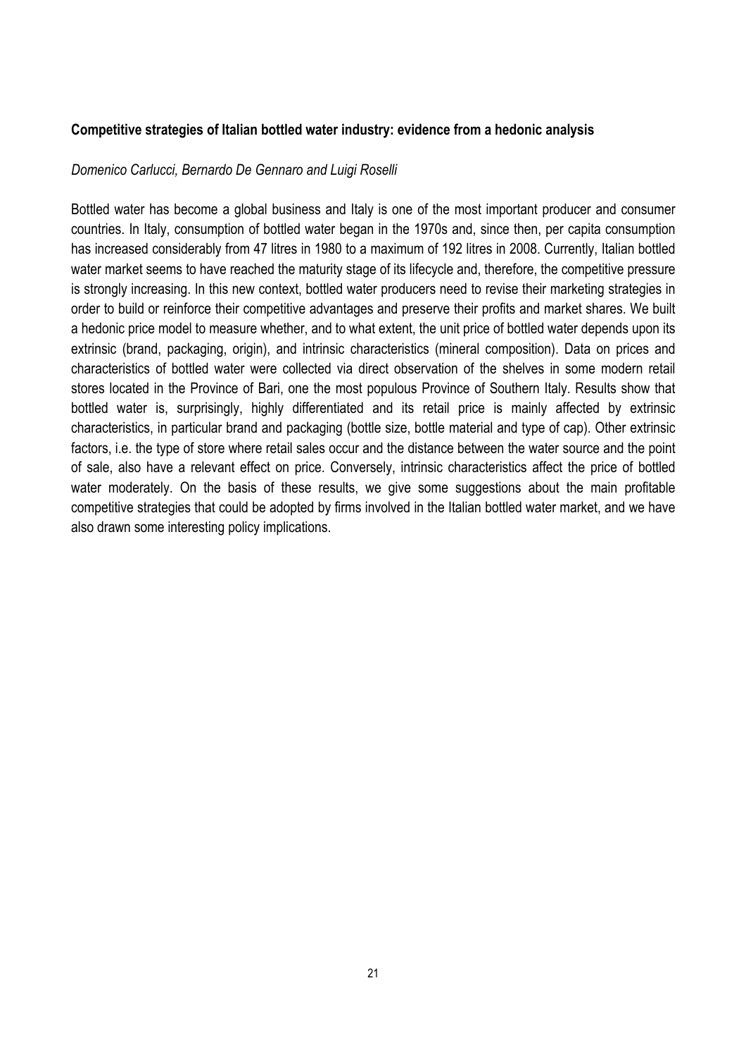**Competitive strategies of Italian bottled water industry: evidence from a hedonic analysis**

*Domenico Carlucci, Bernardo De Gennaro and Luigi Roselli*

Bottled water has become a global business and Italy is one of the most important producer and consumer countries. In Italy, consumption of bottled water began in the 1970s and, since then, per capita consumption has increased considerably from 47 litres in 1980 to a maximum of 192 litres in 2008. Currently, Italian bottled water market seems to have reached the maturity stage of its lifecycle and, therefore, the competitive pressure is strongly increasing. In this new context, bottled water producers need to revise their marketing strategies in order to build or reinforce their competitive advantages and preserve their profits and market shares. We built a hedonic price model to measure whether, and to what extent, the unit price of bottled water depends upon its extrinsic (brand, packaging, origin), and intrinsic characteristics (mineral composition). Data on prices and characteristics of bottled water were collected via direct observation of the shelves in some modern retail stores located in the Province of Bari, one the most populous Province of Southern Italy. Results show that bottled water is, surprisingly, highly differentiated and its retail price is mainly affected by extrinsic characteristics, in particular brand and packaging (bottle size, bottle material and type of cap). Other extrinsic factors, i.e. the type of store where retail sales occur and the distance between the water source and the point of sale, also have a relevant effect on price. Conversely, intrinsic characteristics affect the price of bottled water moderately. On the basis of these results, we give some suggestions about the main profitable competitive strategies that could be adopted by firms involved in the Italian bottled water market, and we have also drawn some interesting policy implications.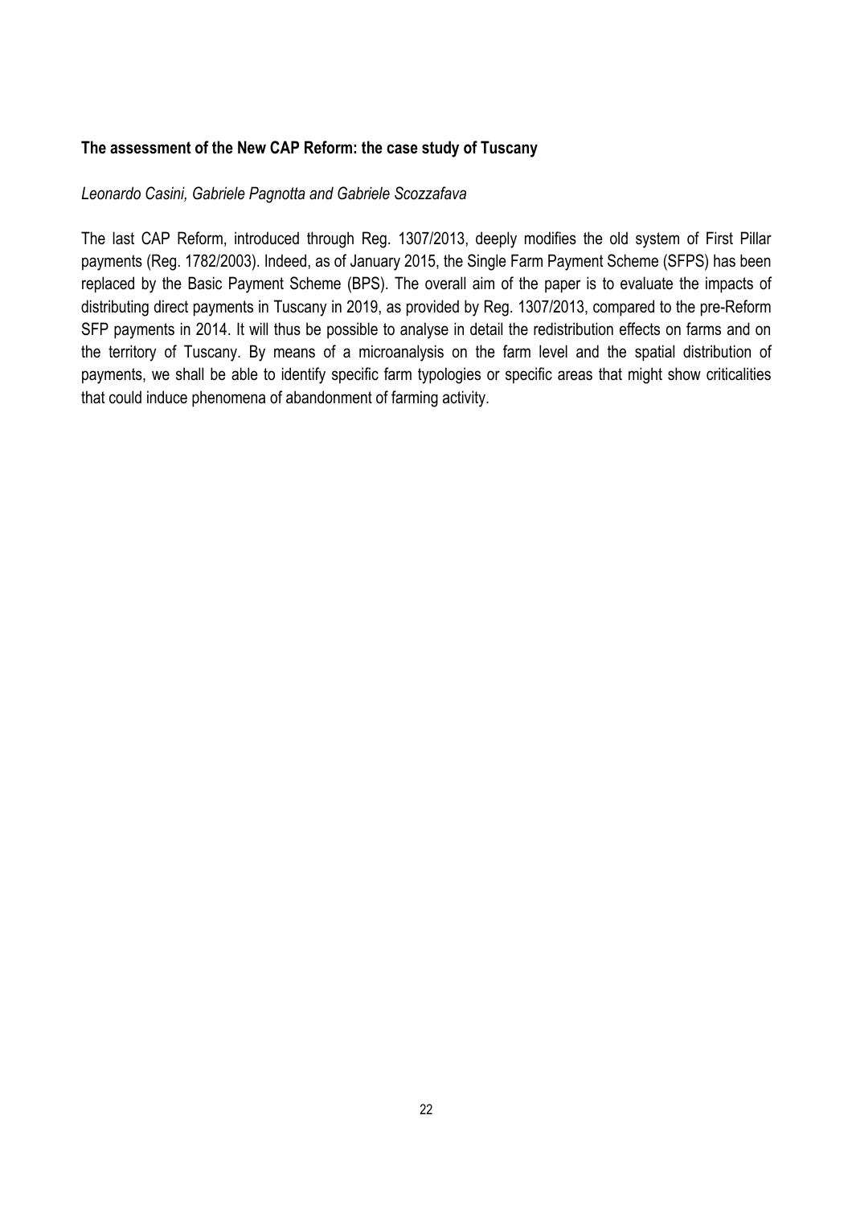**The assessment of the New CAP Reform: the case study of Tuscany**

*Leonardo Casini, Gabriele Pagnotta and Gabriele Scozzafava*

The last CAP Reform, introduced through Reg. 1307/2013, deeply modifies the old system of First Pillar payments (Reg. 1782/2003). Indeed, as of January 2015, the Single Farm Payment Scheme (SFPS) has been replaced by the Basic Payment Scheme (BPS). The overall aim of the paper is to evaluate the impacts of distributing direct payments in Tuscany in 2019, as provided by Reg. 1307/2013, compared to the pre-Reform SFP payments in 2014. It will thus be possible to analyse in detail the redistribution effects on farms and on the territory of Tuscany. By means of a microanalysis on the farm level and the spatial distribution of payments, we shall be able to identify specific farm typologies or specific areas that might show criticalities that could induce phenomena of abandonment of farming activity.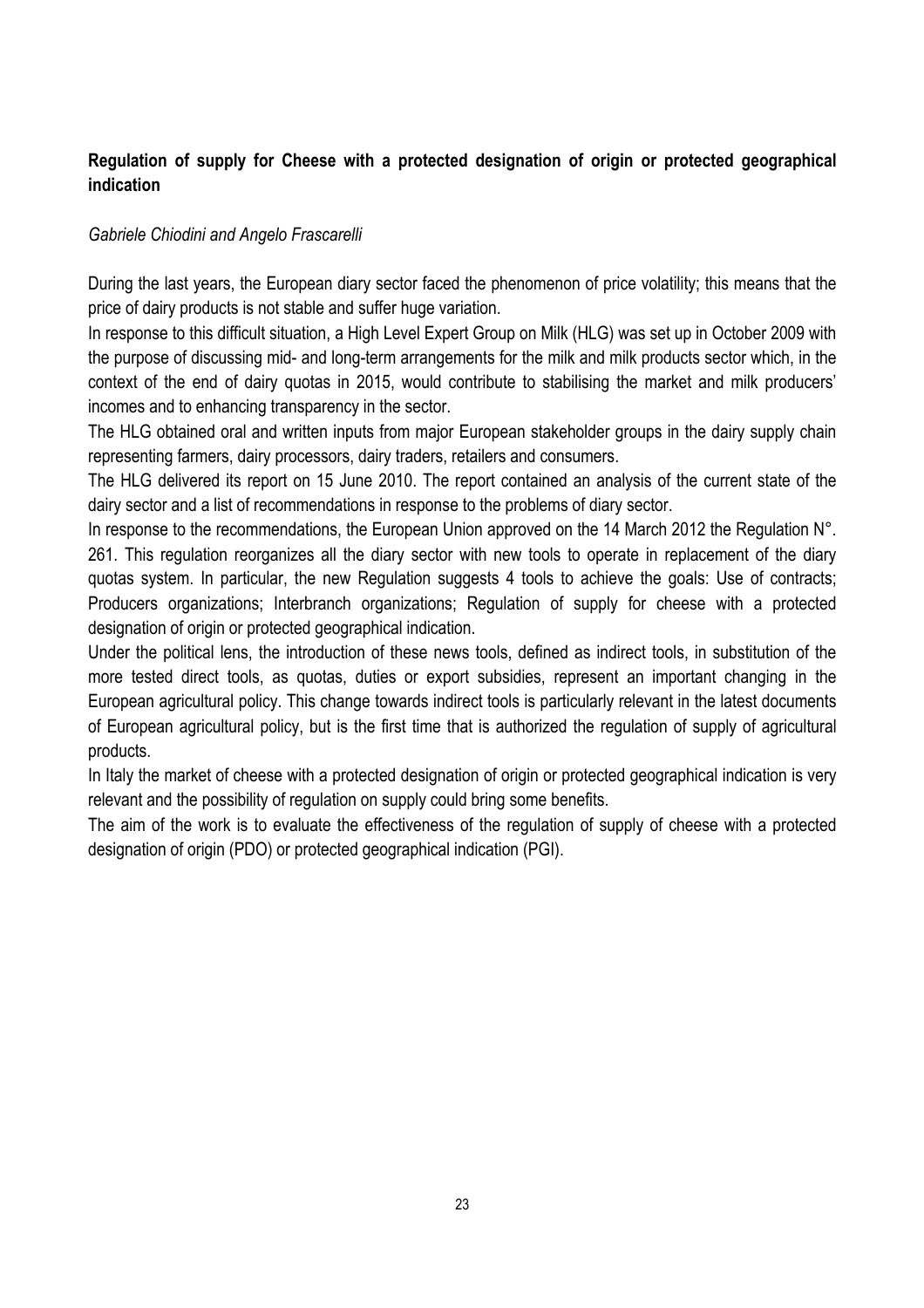**Regulation of supply for Cheese with a protected designation of origin or protected geographical indication**

*Gabriele Chiodini and Angelo Frascarelli*

During the last years, the European diary sector faced the phenomenon of price volatility; this means that the price of dairy products is not stable and suffer huge variation.

In response to this difficult situation, a High Level Expert Group on Milk (HLG) was set up in October 2009 with the purpose of discussing mid- and long-term arrangements for the milk and milk products sector which, in the context of the end of dairy quotas in 2015, would contribute to stabilising the market and milk producers' incomes and to enhancing transparency in the sector.

The HLG obtained oral and written inputs from major European stakeholder groups in the dairy supply chain representing farmers, dairy processors, dairy traders, retailers and consumers.

The HLG delivered its report on 15 June 2010. The report contained an analysis of the current state of the dairy sector and a list of recommendations in response to the problems of diary sector.

In response to the recommendations, the European Union approved on the 14 March 2012 the Regulation N°. 261. This regulation reorganizes all the diary sector with new tools to operate in replacement of the diary quotas system. In particular, the new Regulation suggests 4 tools to achieve the goals: Use of contracts; Producers organizations; Interbranch organizations; Regulation of supply for cheese with a protected designation of origin or protected geographical indication.

Under the political lens, the introduction of these news tools, defined as indirect tools, in substitution of the more tested direct tools, as quotas, duties or export subsidies, represent an important changing in the European agricultural policy. This change towards indirect tools is particularly relevant in the latest documents of European agricultural policy, but is the first time that is authorized the regulation of supply of agricultural products.

In Italy the market of cheese with a protected designation of origin or protected geographical indication is very relevant and the possibility of regulation on supply could bring some benefits.

The aim of the work is to evaluate the effectiveness of the regulation of supply of cheese with a protected designation of origin (PDO) or protected geographical indication (PGI).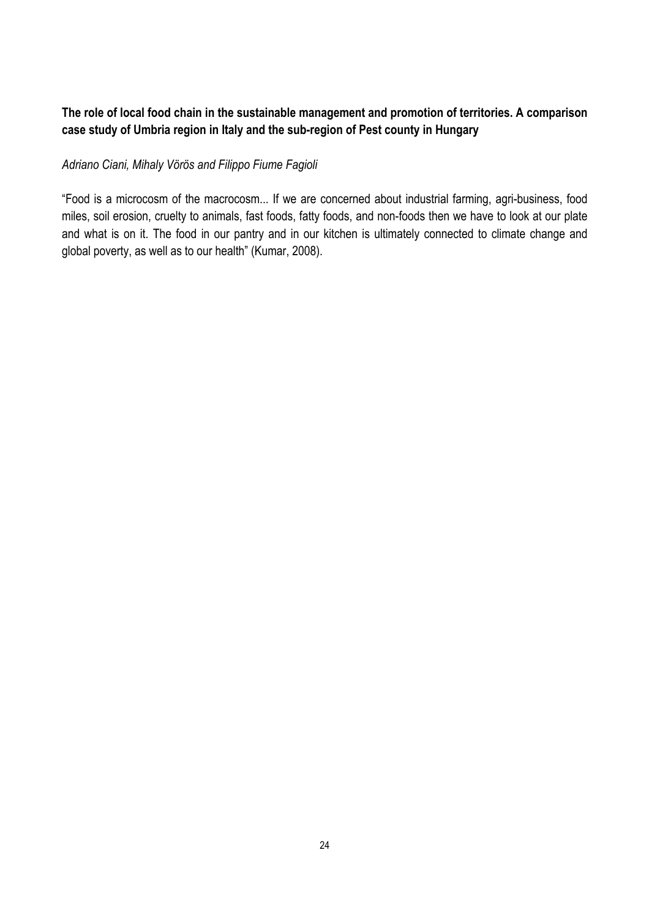# The role of local food chain in the sustainable management and promotion of territories. A comparison case study of Umbria region in Italy and the sub-region of Pest county in Hungary

*Adriano Ciani, Mihaly Vörös and Filippo Fiume Fagioli*

"Food is a microcosm of the macrocosm... If we are concerned about industrial farming, agri-business, food miles, soil erosion, cruelty to animals, fast foods, fatty foods, and non-foods then we have to look at our plate and what is on it. The food in our pantry and in our kitchen is ultimately connected to climate change and global poverty, as well as to our health" (Kumar, 2008).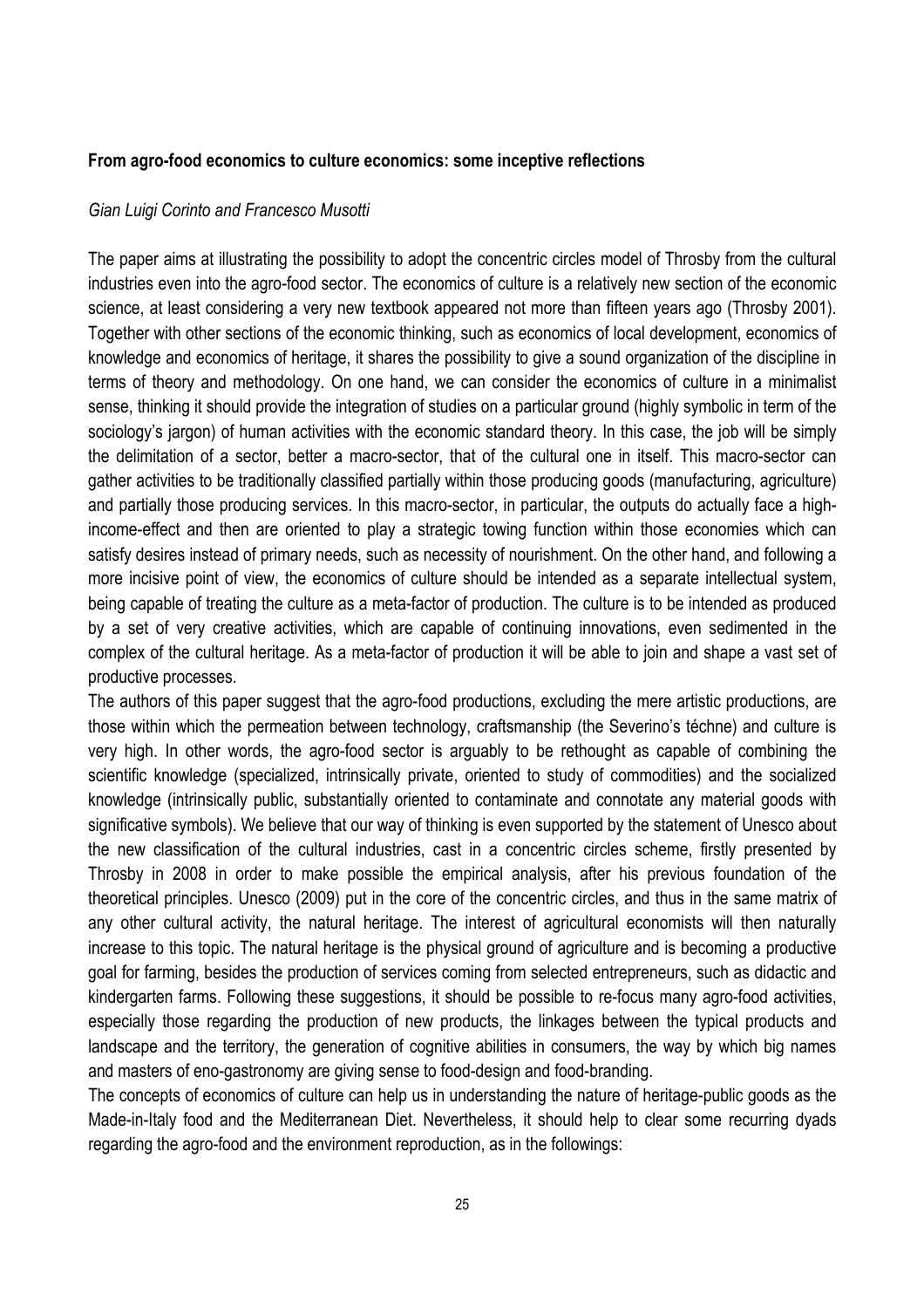**From agro-food economics to culture economics: some inceptive reflections**

*Gian Luigi Corinto and Francesco Musotti*

The paper aims at illustrating the possibility to adopt the concentric circles model of Throsby from the cultural industries even into the agro-food sector. The economics of culture is a relatively new section of the economic science, at least considering a very new textbook appeared not more than fifteen years ago (Throsby 2001). Together with other sections of the economic thinking, such as economics of local development, economics of knowledge and economics of heritage, it shares the possibility to give a sound organization of the discipline in terms of theory and methodology. On one hand, we can consider the economics of culture in a minimalist sense, thinking it should provide the integration of studies on a particular ground (highly symbolic in term of the sociology's jargon) of human activities with the economic standard theory. In this case, the job will be simply the delimitation of a sector, better a macro-sector, that of the cultural one in itself. This macro-sector can gather activities to be traditionally classified partially within those producing goods (manufacturing, agriculture) and partially those producing services. In this macro-sector, in particular, the outputs do actually face a high-income-effect and then are oriented to play a strategic towing function within those economies which can satisfy desires instead of primary needs, such as necessity of nourishment. On the other hand, and following a more incisive point of view, the economics of culture should be intended as a separate intellectual system, being capable of treating the culture as a meta-factor of production. The culture is to be intended as produced by a set of very creative activities, which are capable of continuing innovations, even sedimented in the complex of the cultural heritage. As a meta-factor of production it will be able to join and shape a vast set of productive processes.

The authors of this paper suggest that the agro-food productions, excluding the mere artistic productions, are those within which the permeation between technology, craftsmanship (the Severino's téchne) and culture is very high. In other words, the agro-food sector is arguably to be rethought as capable of combining the scientific knowledge (specialized, intrinsically private, oriented to study of commodities) and the socialized knowledge (intrinsically public, substantially oriented to contaminate and connotate any material goods with significative symbols). We believe that our way of thinking is even supported by the statement of Unesco about the new classification of the cultural industries, cast in a concentric circles scheme, firstly presented by Throsby in 2008 in order to make possible the empirical analysis, after his previous foundation of the theoretical principles. Unesco (2009) put in the core of the concentric circles, and thus in the same matrix of any other cultural activity, the natural heritage. The interest of agricultural economists will then naturally increase to this topic. The natural heritage is the physical ground of agriculture and is becoming a productive goal for farming, besides the production of services coming from selected entrepreneurs, such as didactic and kindergarten farms. Following these suggestions, it should be possible to re-focus many agro-food activities, especially those regarding the production of new products, the linkages between the typical products and landscape and the territory, the generation of cognitive abilities in consumers, the way by which big names and masters of eno-gastronomy are giving sense to food-design and food-branding.

The concepts of economics of culture can help us in understanding the nature of heritage-public goods as the Made-in-Italy food and the Mediterranean Diet. Nevertheless, it should help to clear some recurring dyads regarding the agro-food and the environment reproduction, as in the followings: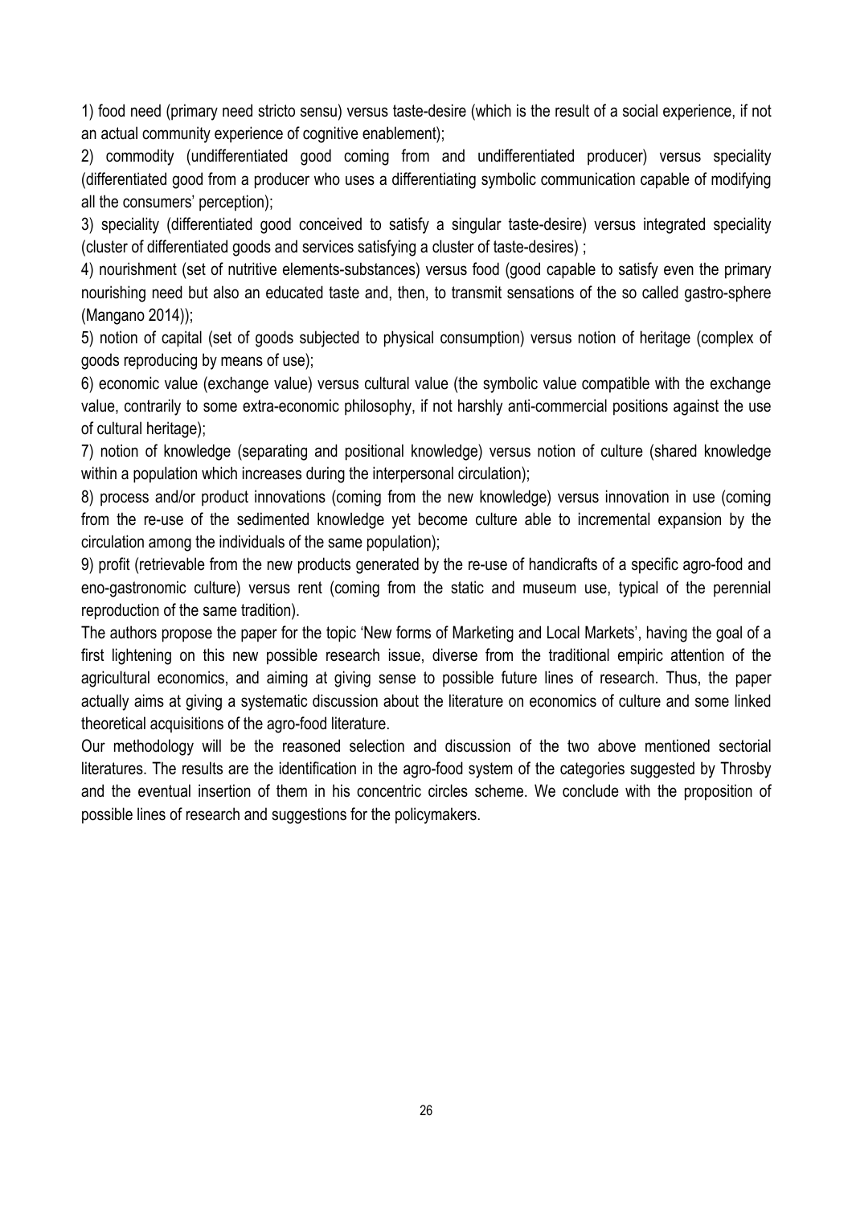1) food need (primary need stricto sensu) versus taste-desire (which is the result of a social experience, if not an actual community experience of cognitive enablement);

2) commodity (undifferentiated good coming from and undifferentiated producer) versus speciality (differentiated good from a producer who uses a differentiating symbolic communication capable of modifying all the consumers' perception);

3) speciality (differentiated good conceived to satisfy a singular taste-desire) versus integrated speciality (cluster of differentiated goods and services satisfying a cluster of taste-desires) ;

4) nourishment (set of nutritive elements-substances) versus food (good capable to satisfy even the primary nourishing need but also an educated taste and, then, to transmit sensations of the so called gastro-sphere (Mangano 2014));

5) notion of capital (set of goods subjected to physical consumption) versus notion of heritage (complex of goods reproducing by means of use);

6) economic value (exchange value) versus cultural value (the symbolic value compatible with the exchange value, contrarily to some extra-economic philosophy, if not harshly anti-commercial positions against the use of cultural heritage);

7) notion of knowledge (separating and positional knowledge) versus notion of culture (shared knowledge within a population which increases during the interpersonal circulation);

8) process and/or product innovations (coming from the new knowledge) versus innovation in use (coming from the re-use of the sedimented knowledge yet become culture able to incremental expansion by the circulation among the individuals of the same population);

9) profit (retrievable from the new products generated by the re-use of handicrafts of a specific agro-food and eno-gastronomic culture) versus rent (coming from the static and museum use, typical of the perennial reproduction of the same tradition).

The authors propose the paper for the topic 'New forms of Marketing and Local Markets', having the goal of a first lightening on this new possible research issue, diverse from the traditional empiric attention of the agricultural economics, and aiming at giving sense to possible future lines of research. Thus, the paper actually aims at giving a systematic discussion about the literature on economics of culture and some linked theoretical acquisitions of the agro-food literature.

Our methodology will be the reasoned selection and discussion of the two above mentioned sectorial literatures. The results are the identification in the agro-food system of the categories suggested by Throsby and the eventual insertion of them in his concentric circles scheme. We conclude with the proposition of possible lines of research and suggestions for the policymakers.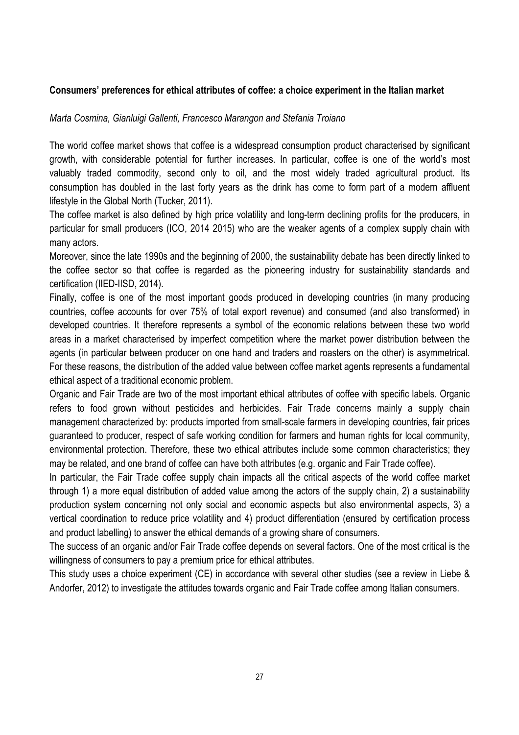## Consumers' preferences for ethical attributes of coffee: a choice experiment in the Italian market

*Marta Cosmina, Gianluigi Gallenti, Francesco Marangon and Stefania Troiano*

The world coffee market shows that coffee is a widespread consumption product characterised by significant growth, with considerable potential for further increases. In particular, coffee is one of the world's most valuably traded commodity, second only to oil, and the most widely traded agricultural product. Its consumption has doubled in the last forty years as the drink has come to form part of a modern affluent lifestyle in the Global North (Tucker, 2011).

The coffee market is also defined by high price volatility and long-term declining profits for the producers, in particular for small producers (ICO, 2014 2015) who are the weaker agents of a complex supply chain with many actors.

Moreover, since the late 1990s and the beginning of 2000, the sustainability debate has been directly linked to the coffee sector so that coffee is regarded as the pioneering industry for sustainability standards and certification (IIED-IISD, 2014).

Finally, coffee is one of the most important goods produced in developing countries (in many producing countries, coffee accounts for over 75% of total export revenue) and consumed (and also transformed) in developed countries. It therefore represents a symbol of the economic relations between these two world areas in a market characterised by imperfect competition where the market power distribution between the agents (in particular between producer on one hand and traders and roasters on the other) is asymmetrical. For these reasons, the distribution of the added value between coffee market agents represents a fundamental ethical aspect of a traditional economic problem.

Organic and Fair Trade are two of the most important ethical attributes of coffee with specific labels. Organic refers to food grown without pesticides and herbicides. Fair Trade concerns mainly a supply chain management characterized by: products imported from small-scale farmers in developing countries, fair prices guaranteed to producer, respect of safe working condition for farmers and human rights for local community, environmental protection. Therefore, these two ethical attributes include some common characteristics; they may be related, and one brand of coffee can have both attributes (e.g. organic and Fair Trade coffee).

In particular, the Fair Trade coffee supply chain impacts all the critical aspects of the world coffee market through 1) a more equal distribution of added value among the actors of the supply chain, 2) a sustainability production system concerning not only social and economic aspects but also environmental aspects, 3) a vertical coordination to reduce price volatility and 4) product differentiation (ensured by certification process and product labelling) to answer the ethical demands of a growing share of consumers.

The success of an organic and/or Fair Trade coffee depends on several factors. One of the most critical is the willingness of consumers to pay a premium price for ethical attributes.

This study uses a choice experiment (CE) in accordance with several other studies (see a review in Liebe & Andorfer, 2012) to investigate the attitudes towards organic and Fair Trade coffee among Italian consumers.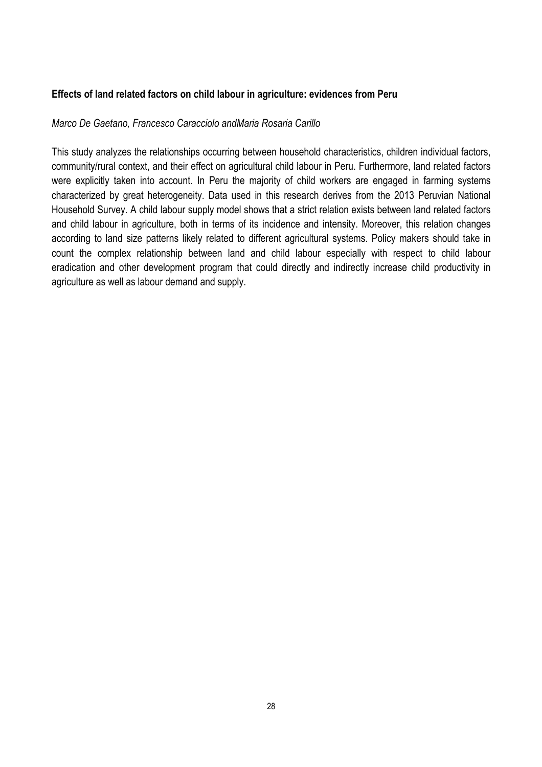**Effects of land related factors on child labour in agriculture: evidences from Peru**

*Marco De Gaetano, Francesco Caracciolo andMaria Rosaria Carillo*

This study analyzes the relationships occurring between household characteristics, children individual factors, community/rural context, and their effect on agricultural child labour in Peru. Furthermore, land related factors were explicitly taken into account. In Peru the majority of child workers are engaged in farming systems characterized by great heterogeneity. Data used in this research derives from the 2013 Peruvian National Household Survey. A child labour supply model shows that a strict relation exists between land related factors and child labour in agriculture, both in terms of its incidence and intensity. Moreover, this relation changes according to land size patterns likely related to different agricultural systems. Policy makers should take in count the complex relationship between land and child labour especially with respect to child labour eradication and other development program that could directly and indirectly increase child productivity in agriculture as well as labour demand and supply.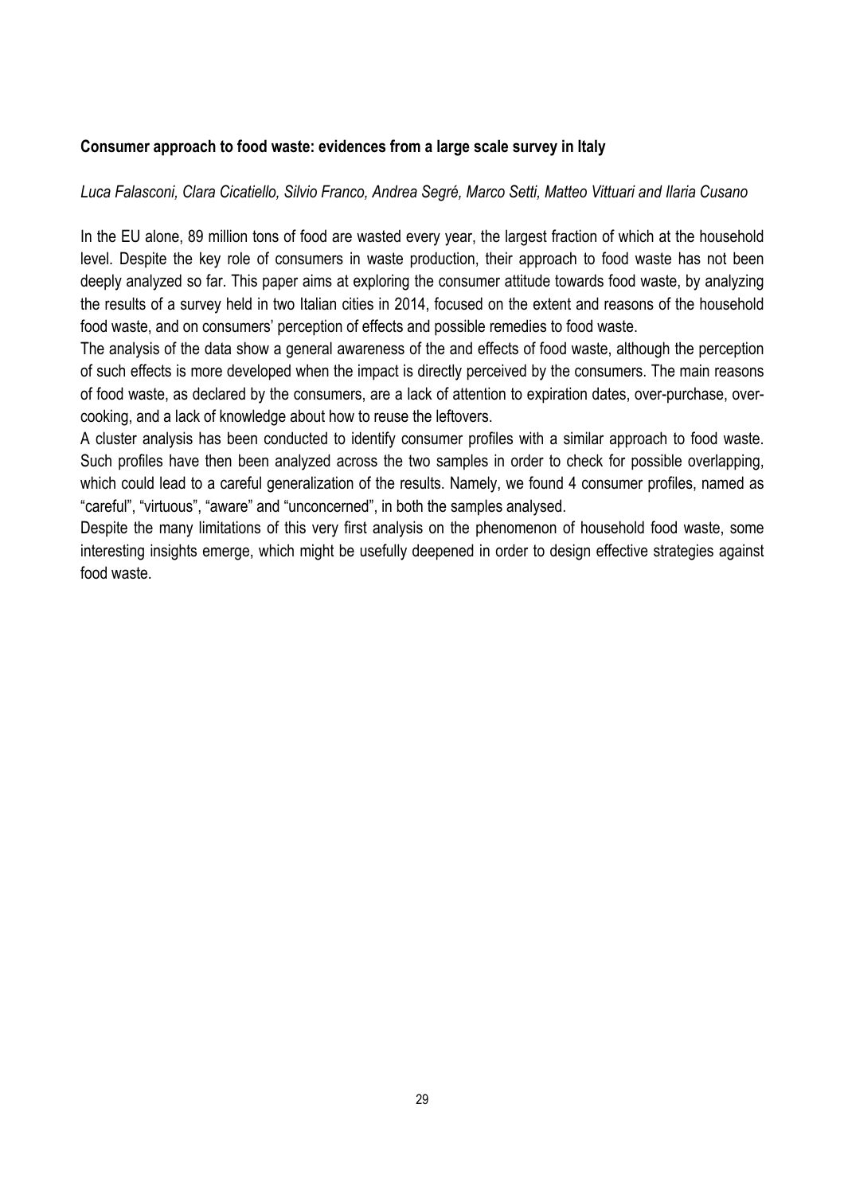**Consumer approach to food waste: evidences from a large scale survey in Italy**

*Luca Falasconi, Clara Cicatiello, Silvio Franco, Andrea Segré, Marco Setti, Matteo Vittuari and Ilaria Cusano*

In the EU alone, 89 million tons of food are wasted every year, the largest fraction of which at the household level. Despite the key role of consumers in waste production, their approach to food waste has not been deeply analyzed so far. This paper aims at exploring the consumer attitude towards food waste, by analyzing the results of a survey held in two Italian cities in 2014, focused on the extent and reasons of the household food waste, and on consumers' perception of effects and possible remedies to food waste.

The analysis of the data show a general awareness of the and effects of food waste, although the perception of such effects is more developed when the impact is directly perceived by the consumers. The main reasons of food waste, as declared by the consumers, are a lack of attention to expiration dates, over-purchase, over-cooking, and a lack of knowledge about how to reuse the leftovers.

A cluster analysis has been conducted to identify consumer profiles with a similar approach to food waste. Such profiles have then been analyzed across the two samples in order to check for possible overlapping, which could lead to a careful generalization of the results. Namely, we found 4 consumer profiles, named as "careful", "virtuous", "aware" and "unconcerned", in both the samples analysed.

Despite the many limitations of this very first analysis on the phenomenon of household food waste, some interesting insights emerge, which might be usefully deepened in order to design effective strategies against food waste.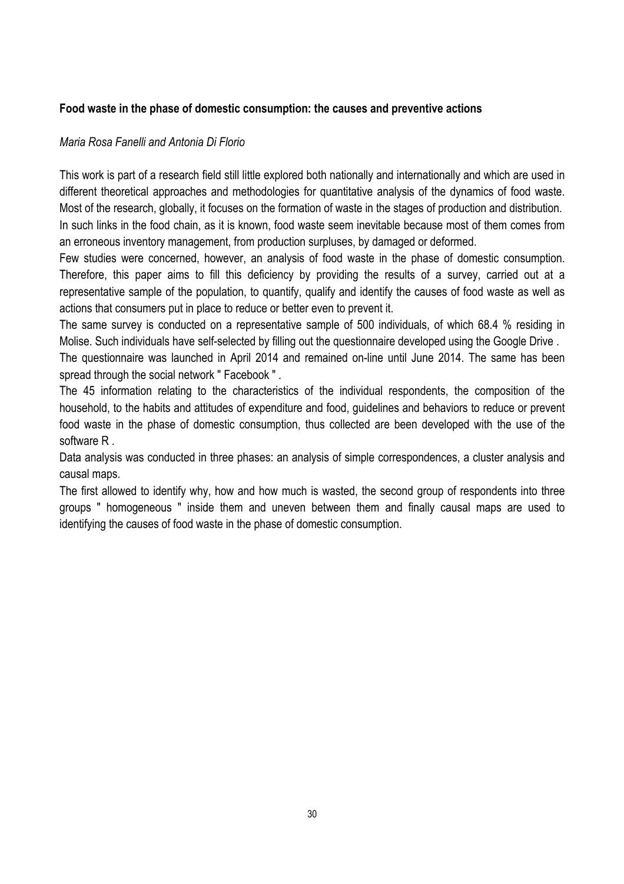**Food waste in the phase of domestic consumption: the causes and preventive actions**

*Maria Rosa Fanelli and Antonia Di Florio*

This work is part of a research field still little explored both nationally and internationally and which are used in different theoretical approaches and methodologies for quantitative analysis of the dynamics of food waste. Most of the research, globally, it focuses on the formation of waste in the stages of production and distribution. In such links in the food chain, as it is known, food waste seem inevitable because most of them comes from an erroneous inventory management, from production surpluses, by damaged or deformed.

Few studies were concerned, however, an analysis of food waste in the phase of domestic consumption. Therefore, this paper aims to fill this deficiency by providing the results of a survey, carried out at a representative sample of the population, to quantify, qualify and identify the causes of food waste as well as actions that consumers put in place to reduce or better even to prevent it.

The same survey is conducted on a representative sample of 500 individuals, of which 68.4 % residing in Molise. Such individuals have self-selected by filling out the questionnaire developed using the Google Drive .

The questionnaire was launched in April 2014 and remained on-line until June 2014. The same has been spread through the social network " Facebook " .

The 45 information relating to the characteristics of the individual respondents, the composition of the household, to the habits and attitudes of expenditure and food, guidelines and behaviors to reduce or prevent food waste in the phase of domestic consumption, thus collected are been developed with the use of the software R .

Data analysis was conducted in three phases: an analysis of simple correspondences, a cluster analysis and causal maps.

The first allowed to identify why, how and how much is wasted, the second group of respondents into three groups " homogeneous " inside them and uneven between them and finally causal maps are used to identifying the causes of food waste in the phase of domestic consumption.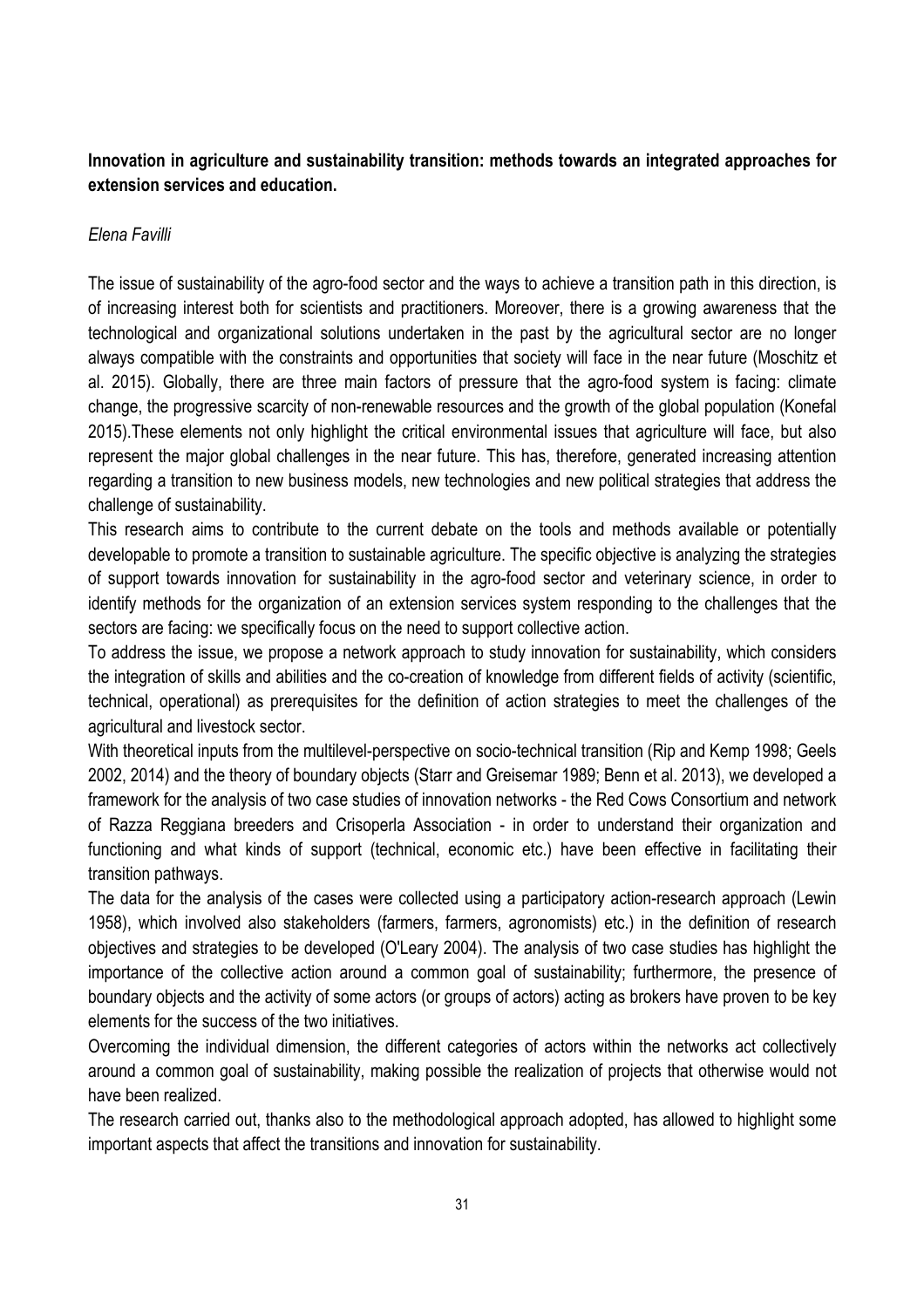**Innovation in agriculture and sustainability transition: methods towards an integrated approaches for extension services and education.**

*Elena Favilli*

The issue of sustainability of the agro-food sector and the ways to achieve a transition path in this direction, is of increasing interest both for scientists and practitioners. Moreover, there is a growing awareness that the technological and organizational solutions undertaken in the past by the agricultural sector are no longer always compatible with the constraints and opportunities that society will face in the near future (Moschitz et al. 2015). Globally, there are three main factors of pressure that the agro-food system is facing: climate change, the progressive scarcity of non-renewable resources and the growth of the global population (Konefal 2015).These elements not only highlight the critical environmental issues that agriculture will face, but also represent the major global challenges in the near future. This has, therefore, generated increasing attention regarding a transition to new business models, new technologies and new political strategies that address the challenge of sustainability.

This research aims to contribute to the current debate on the tools and methods available or potentially developable to promote a transition to sustainable agriculture. The specific objective is analyzing the strategies of support towards innovation for sustainability in the agro-food sector and veterinary science, in order to identify methods for the organization of an extension services system responding to the challenges that the sectors are facing: we specifically focus on the need to support collective action.

To address the issue, we propose a network approach to study innovation for sustainability, which considers the integration of skills and abilities and the co-creation of knowledge from different fields of activity (scientific, technical, operational) as prerequisites for the definition of action strategies to meet the challenges of the agricultural and livestock sector.

With theoretical inputs from the multilevel-perspective on socio-technical transition (Rip and Kemp 1998; Geels 2002, 2014) and the theory of boundary objects (Starr and Greisemar 1989; Benn et al. 2013), we developed a framework for the analysis of two case studies of innovation networks - the Red Cows Consortium and network of Razza Reggiana breeders and Crisoperla Association - in order to understand their organization and functioning and what kinds of support (technical, economic etc.) have been effective in facilitating their transition pathways.

The data for the analysis of the cases were collected using a participatory action-research approach (Lewin 1958), which involved also stakeholders (farmers, farmers, agronomists) etc.) in the definition of research objectives and strategies to be developed (O'Leary 2004). The analysis of two case studies has highlight the importance of the collective action around a common goal of sustainability; furthermore, the presence of boundary objects and the activity of some actors (or groups of actors) acting as brokers have proven to be key elements for the success of the two initiatives.

Overcoming the individual dimension, the different categories of actors within the networks act collectively around a common goal of sustainability, making possible the realization of projects that otherwise would not have been realized.

The research carried out, thanks also to the methodological approach adopted, has allowed to highlight some important aspects that affect the transitions and innovation for sustainability.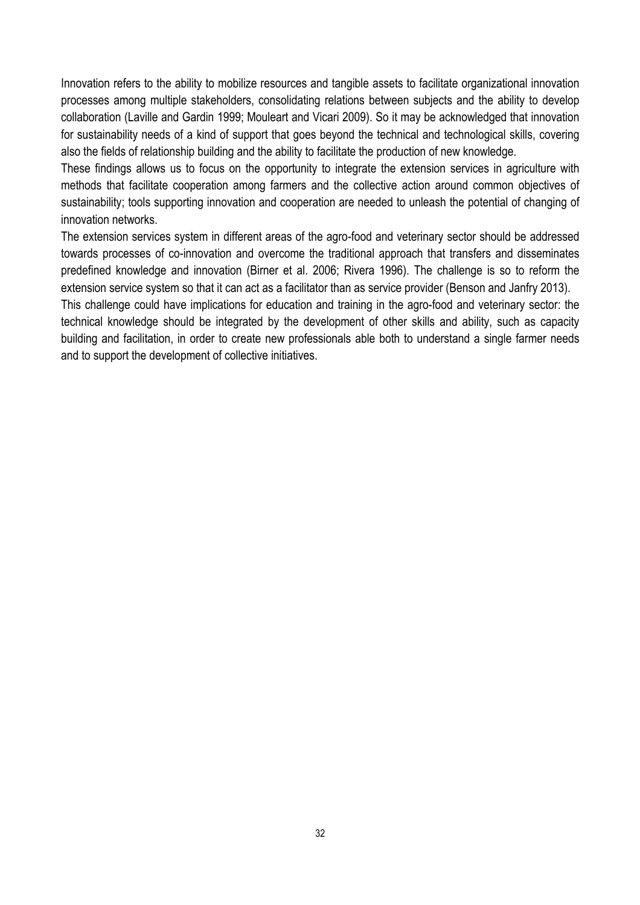Innovation refers to the ability to mobilize resources and tangible assets to facilitate organizational innovation processes among multiple stakeholders, consolidating relations between subjects and the ability to develop collaboration (Laville and Gardin 1999; Mouleart and Vicari 2009). So it may be acknowledged that innovation for sustainability needs of a kind of support that goes beyond the technical and technological skills, covering also the fields of relationship building and the ability to facilitate the production of new knowledge.

These findings allows us to focus on the opportunity to integrate the extension services in agriculture with methods that facilitate cooperation among farmers and the collective action around common objectives of sustainability; tools supporting innovation and cooperation are needed to unleash the potential of changing of innovation networks.

The extension services system in different areas of the agro-food and veterinary sector should be addressed towards processes of co-innovation and overcome the traditional approach that transfers and disseminates predefined knowledge and innovation (Birner et al. 2006; Rivera 1996). The challenge is so to reform the extension service system so that it can act as a facilitator than as service provider (Benson and Janfry 2013).

This challenge could have implications for education and training in the agro-food and veterinary sector: the technical knowledge should be integrated by the development of other skills and ability, such as capacity building and facilitation, in order to create new professionals able both to understand a single farmer needs and to support the development of collective initiatives.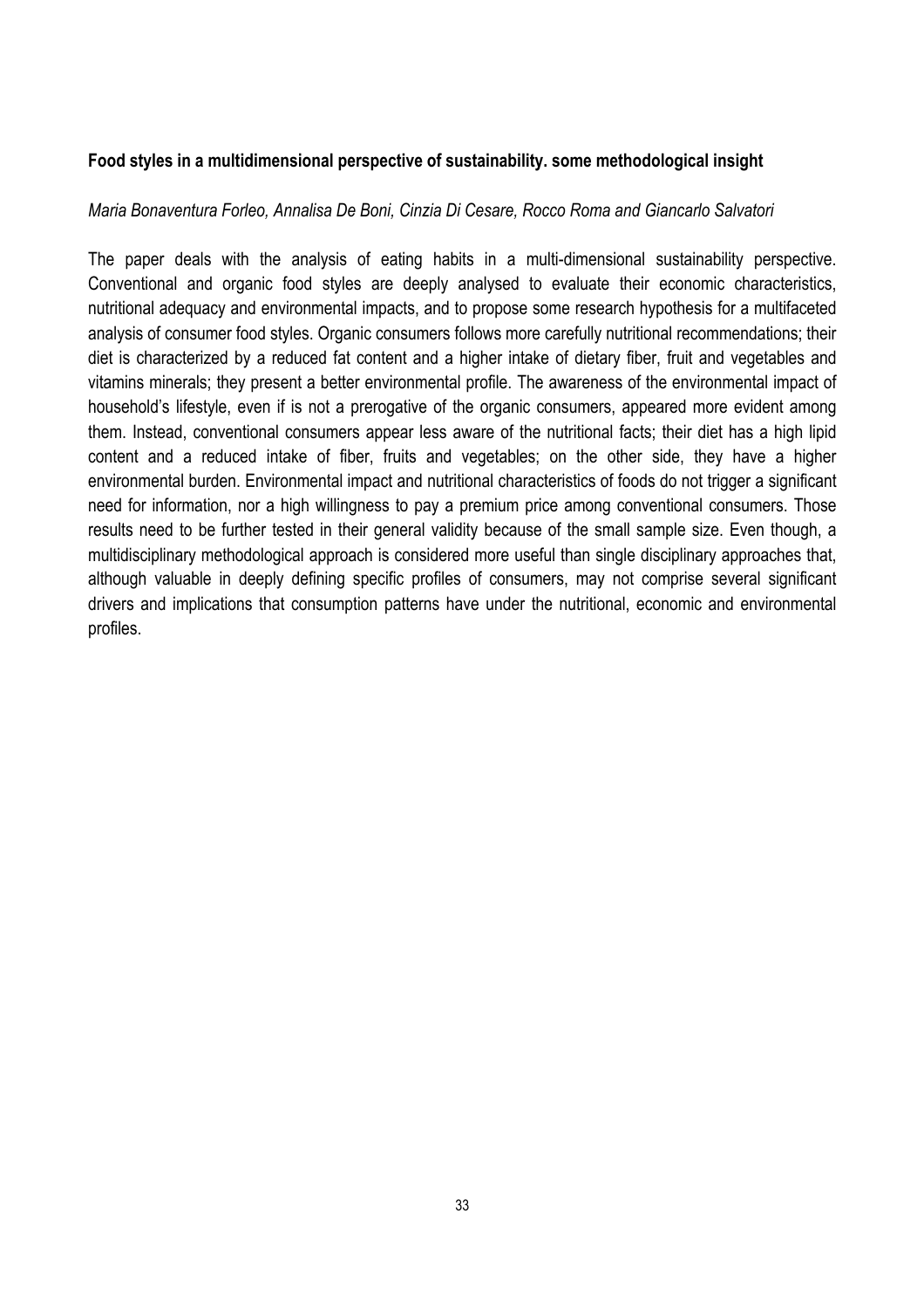**Food styles in a multidimensional perspective of sustainability. some methodological insight**

*Maria Bonaventura Forleo, Annalisa De Boni, Cinzia Di Cesare, Rocco Roma and Giancarlo Salvatori*

The paper deals with the analysis of eating habits in a multi-dimensional sustainability perspective. Conventional and organic food styles are deeply analysed to evaluate their economic characteristics, nutritional adequacy and environmental impacts, and to propose some research hypothesis for a multifaceted analysis of consumer food styles. Organic consumers follows more carefully nutritional recommendations; their diet is characterized by a reduced fat content and a higher intake of dietary fiber, fruit and vegetables and vitamins minerals; they present a better environmental profile. The awareness of the environmental impact of household's lifestyle, even if is not a prerogative of the organic consumers, appeared more evident among them. Instead, conventional consumers appear less aware of the nutritional facts; their diet has a high lipid content and a reduced intake of fiber, fruits and vegetables; on the other side, they have a higher environmental burden. Environmental impact and nutritional characteristics of foods do not trigger a significant need for information, nor a high willingness to pay a premium price among conventional consumers. Those results need to be further tested in their general validity because of the small sample size. Even though, a multidisciplinary methodological approach is considered more useful than single disciplinary approaches that, although valuable in deeply defining specific profiles of consumers, may not comprise several significant drivers and implications that consumption patterns have under the nutritional, economic and environmental profiles.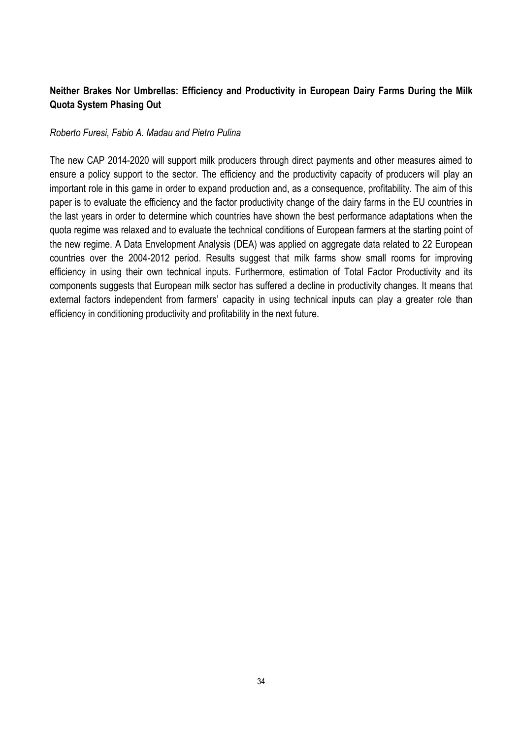**Neither Brakes Nor Umbrellas: Efficiency and Productivity in European Dairy Farms During the Milk Quota System Phasing Out**

*Roberto Furesi, Fabio A. Madau and Pietro Pulina*

The new CAP 2014-2020 will support milk producers through direct payments and other measures aimed to ensure a policy support to the sector. The efficiency and the productivity capacity of producers will play an important role in this game in order to expand production and, as a consequence, profitability. The aim of this paper is to evaluate the efficiency and the factor productivity change of the dairy farms in the EU countries in the last years in order to determine which countries have shown the best performance adaptations when the quota regime was relaxed and to evaluate the technical conditions of European farmers at the starting point of the new regime. A Data Envelopment Analysis (DEA) was applied on aggregate data related to 22 European countries over the 2004-2012 period. Results suggest that milk farms show small rooms for improving efficiency in using their own technical inputs. Furthermore, estimation of Total Factor Productivity and its components suggests that European milk sector has suffered a decline in productivity changes. It means that external factors independent from farmers' capacity in using technical inputs can play a greater role than efficiency in conditioning productivity and profitability in the next future.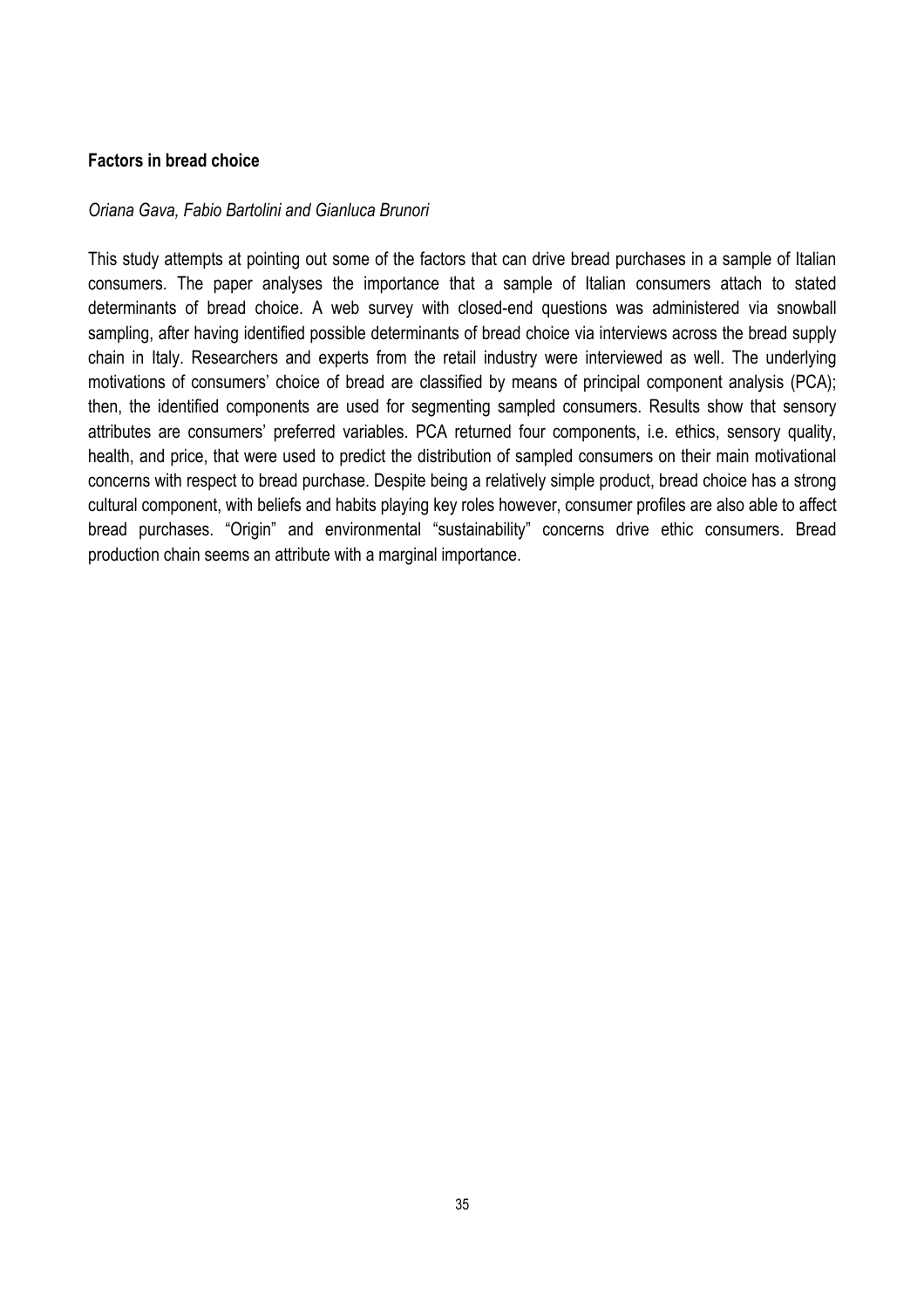**Factors in bread choice**

*Oriana Gava, Fabio Bartolini and Gianluca Brunori*

This study attempts at pointing out some of the factors that can drive bread purchases in a sample of Italian consumers. The paper analyses the importance that a sample of Italian consumers attach to stated determinants of bread choice. A web survey with closed-end questions was administered via snowball sampling, after having identified possible determinants of bread choice via interviews across the bread supply chain in Italy. Researchers and experts from the retail industry were interviewed as well. The underlying motivations of consumers' choice of bread are classified by means of principal component analysis (PCA); then, the identified components are used for segmenting sampled consumers. Results show that sensory attributes are consumers' preferred variables. PCA returned four components, i.e. ethics, sensory quality, health, and price, that were used to predict the distribution of sampled consumers on their main motivational concerns with respect to bread purchase. Despite being a relatively simple product, bread choice has a strong cultural component, with beliefs and habits playing key roles however, consumer profiles are also able to affect bread purchases. "Origin" and environmental "sustainability" concerns drive ethic consumers. Bread production chain seems an attribute with a marginal importance.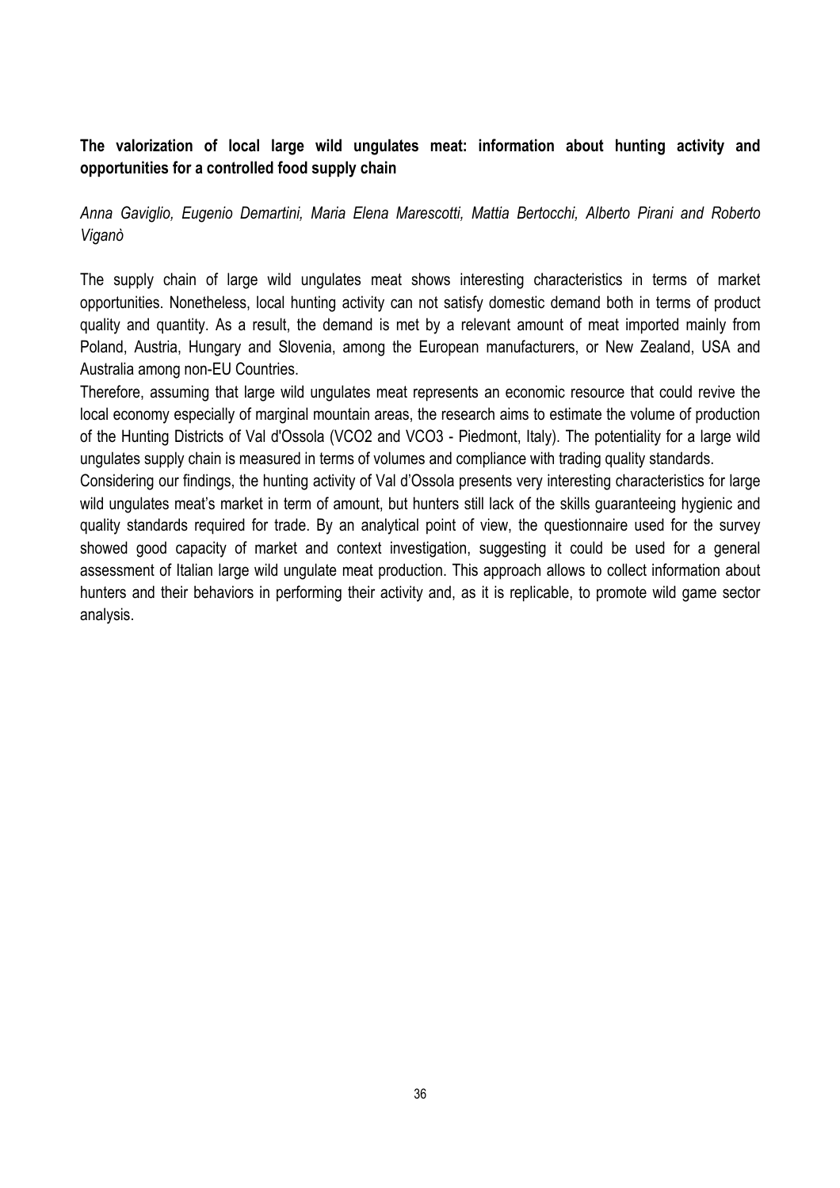**The valorization of local large wild ungulates meat: information about hunting activity and opportunities for a controlled food supply chain**

*Anna Gaviglio, Eugenio Demartini, Maria Elena Marescotti, Mattia Bertocchi, Alberto Pirani and Roberto Viganò*

The supply chain of large wild ungulates meat shows interesting characteristics in terms of market opportunities. Nonetheless, local hunting activity can not satisfy domestic demand both in terms of product quality and quantity. As a result, the demand is met by a relevant amount of meat imported mainly from Poland, Austria, Hungary and Slovenia, among the European manufacturers, or New Zealand, USA and Australia among non-EU Countries.

Therefore, assuming that large wild ungulates meat represents an economic resource that could revive the local economy especially of marginal mountain areas, the research aims to estimate the volume of production of the Hunting Districts of Val d'Ossola (VCO2 and VCO3 - Piedmont, Italy). The potentiality for a large wild ungulates supply chain is measured in terms of volumes and compliance with trading quality standards.

Considering our findings, the hunting activity of Val d'Ossola presents very interesting characteristics for large wild ungulates meat's market in term of amount, but hunters still lack of the skills guaranteeing hygienic and quality standards required for trade. By an analytical point of view, the questionnaire used for the survey showed good capacity of market and context investigation, suggesting it could be used for a general assessment of Italian large wild ungulate meat production. This approach allows to collect information about hunters and their behaviors in performing their activity and, as it is replicable, to promote wild game sector analysis.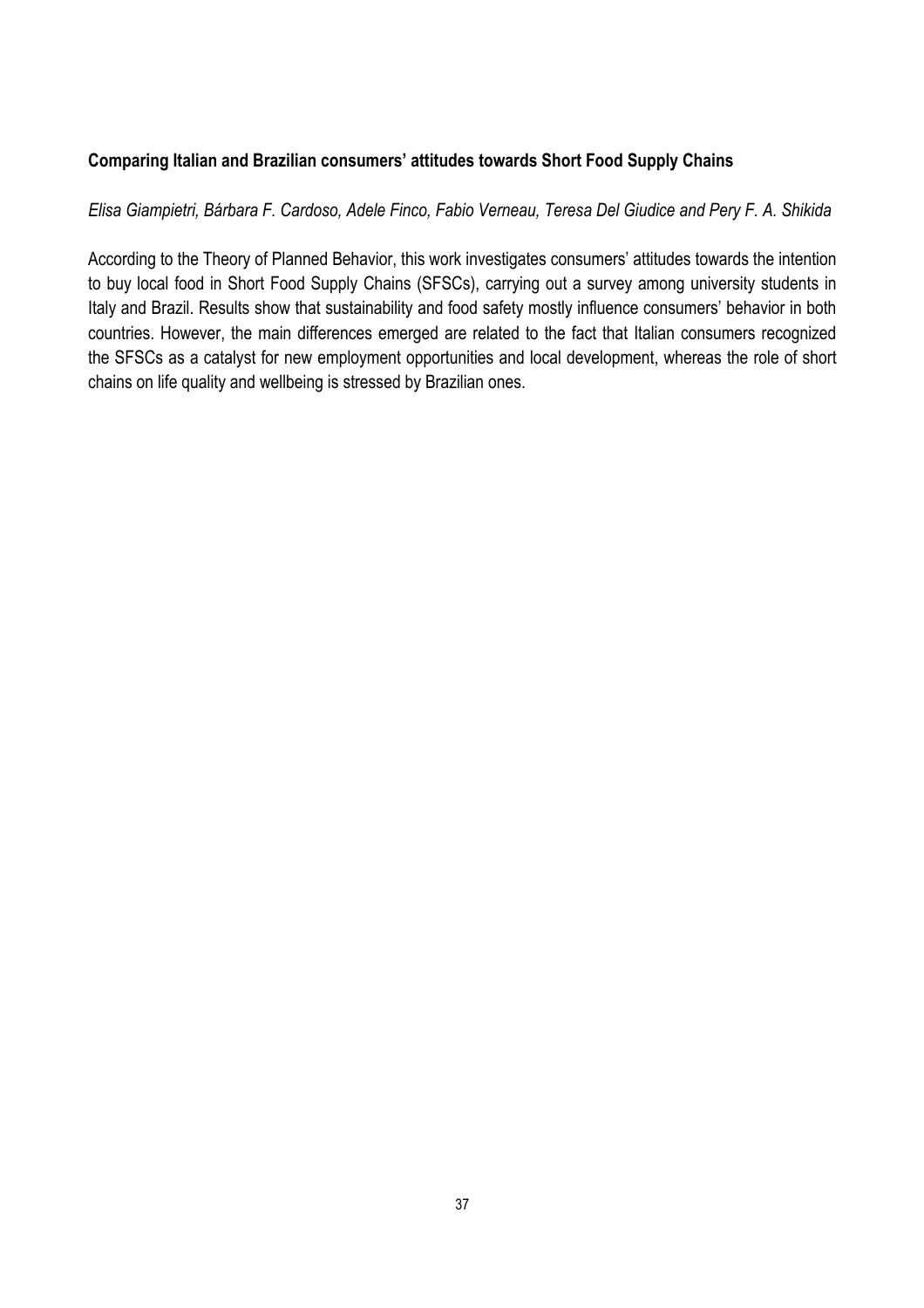### Comparing Italian and Brazilian consumers' attitudes towards Short Food Supply Chains

*Elisa Giampietri, Bárbara F. Cardoso, Adele Finco, Fabio Verneau, Teresa Del Giudice and Pery F. A. Shikida*

According to the Theory of Planned Behavior, this work investigates consumers' attitudes towards the intention to buy local food in Short Food Supply Chains (SFSCs), carrying out a survey among university students in Italy and Brazil. Results show that sustainability and food safety mostly influence consumers' behavior in both countries. However, the main differences emerged are related to the fact that Italian consumers recognized the SFSCs as a catalyst for new employment opportunities and local development, whereas the role of short chains on life quality and wellbeing is stressed by Brazilian ones.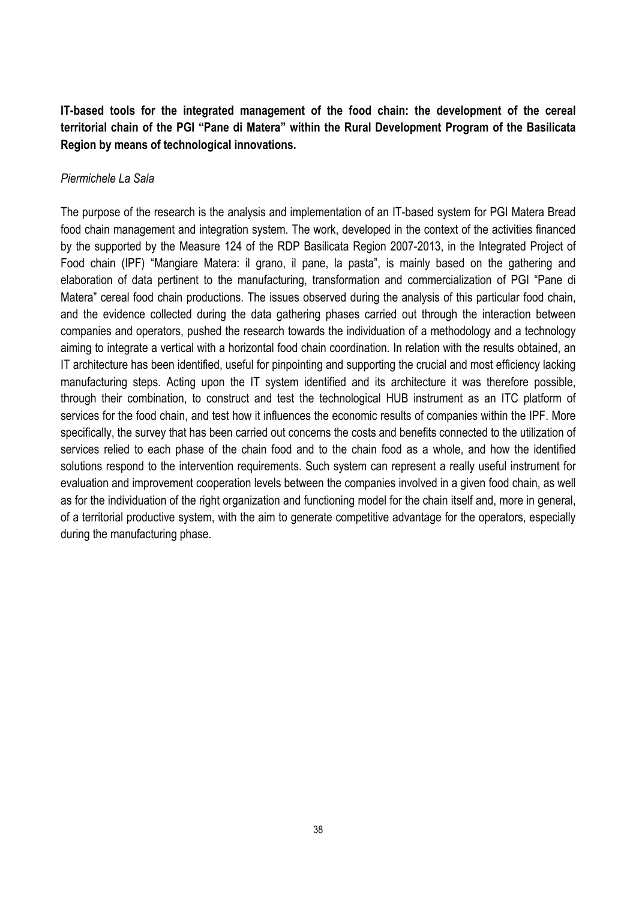**IT-based tools for the integrated management of the food chain: the development of the cereal territorial chain of the PGI "Pane di Matera" within the Rural Development Program of the Basilicata Region by means of technological innovations.**

*Piermichele La Sala*

The purpose of the research is the analysis and implementation of an IT-based system for PGI Matera Bread food chain management and integration system. The work, developed in the context of the activities financed by the supported by the Measure 124 of the RDP Basilicata Region 2007-2013, in the Integrated Project of Food chain (IPF) "Mangiare Matera: il grano, il pane, la pasta", is mainly based on the gathering and elaboration of data pertinent to the manufacturing, transformation and commercialization of PGI "Pane di Matera" cereal food chain productions. The issues observed during the analysis of this particular food chain, and the evidence collected during the data gathering phases carried out through the interaction between companies and operators, pushed the research towards the individuation of a methodology and a technology aiming to integrate a vertical with a horizontal food chain coordination. In relation with the results obtained, an IT architecture has been identified, useful for pinpointing and supporting the crucial and most efficiency lacking manufacturing steps. Acting upon the IT system identified and its architecture it was therefore possible, through their combination, to construct and test the technological HUB instrument as an ITC platform of services for the food chain, and test how it influences the economic results of companies within the IPF. More specifically, the survey that has been carried out concerns the costs and benefits connected to the utilization of services relied to each phase of the chain food and to the chain food as a whole, and how the identified solutions respond to the intervention requirements. Such system can represent a really useful instrument for evaluation and improvement cooperation levels between the companies involved in a given food chain, as well as for the individuation of the right organization and functioning model for the chain itself and, more in general, of a territorial productive system, with the aim to generate competitive advantage for the operators, especially during the manufacturing phase.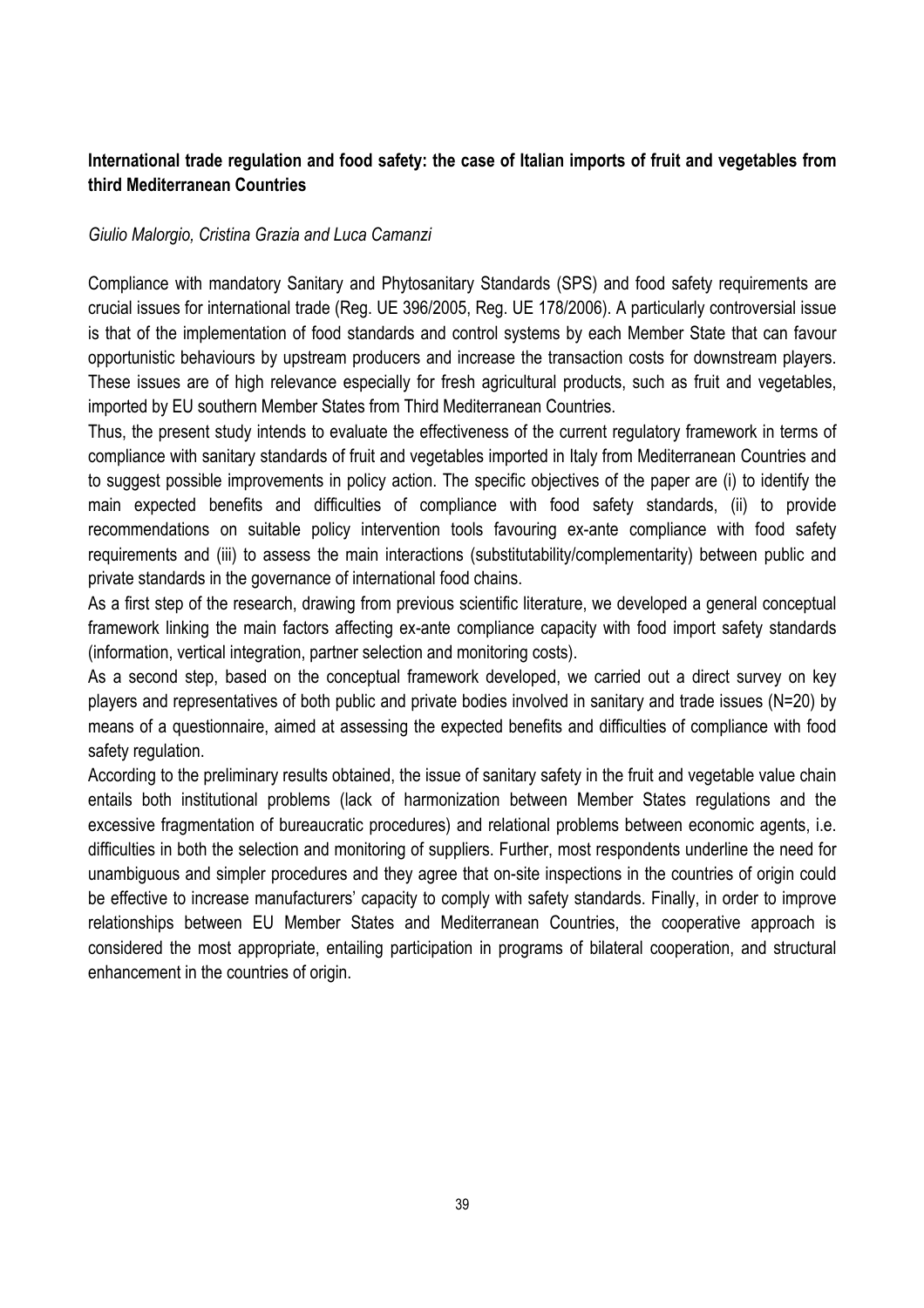## International trade regulation and food safety: the case of Italian imports of fruit and vegetables from third Mediterranean Countries

*Giulio Malorgio, Cristina Grazia and Luca Camanzi*

Compliance with mandatory Sanitary and Phytosanitary Standards (SPS) and food safety requirements are crucial issues for international trade (Reg. UE 396/2005, Reg. UE 178/2006). A particularly controversial issue is that of the implementation of food standards and control systems by each Member State that can favour opportunistic behaviours by upstream producers and increase the transaction costs for downstream players. These issues are of high relevance especially for fresh agricultural products, such as fruit and vegetables, imported by EU southern Member States from Third Mediterranean Countries.

Thus, the present study intends to evaluate the effectiveness of the current regulatory framework in terms of compliance with sanitary standards of fruit and vegetables imported in Italy from Mediterranean Countries and to suggest possible improvements in policy action. The specific objectives of the paper are (i) to identify the main expected benefits and difficulties of compliance with food safety standards, (ii) to provide recommendations on suitable policy intervention tools favouring ex-ante compliance with food safety requirements and (iii) to assess the main interactions (substitutability/complementarity) between public and private standards in the governance of international food chains.

As a first step of the research, drawing from previous scientific literature, we developed a general conceptual framework linking the main factors affecting ex-ante compliance capacity with food import safety standards (information, vertical integration, partner selection and monitoring costs).

As a second step, based on the conceptual framework developed, we carried out a direct survey on key players and representatives of both public and private bodies involved in sanitary and trade issues (N=20) by means of a questionnaire, aimed at assessing the expected benefits and difficulties of compliance with food safety regulation.

According to the preliminary results obtained, the issue of sanitary safety in the fruit and vegetable value chain entails both institutional problems (lack of harmonization between Member States regulations and the excessive fragmentation of bureaucratic procedures) and relational problems between economic agents, i.e. difficulties in both the selection and monitoring of suppliers. Further, most respondents underline the need for unambiguous and simpler procedures and they agree that on-site inspections in the countries of origin could be effective to increase manufacturers' capacity to comply with safety standards. Finally, in order to improve relationships between EU Member States and Mediterranean Countries, the cooperative approach is considered the most appropriate, entailing participation in programs of bilateral cooperation, and structural enhancement in the countries of origin.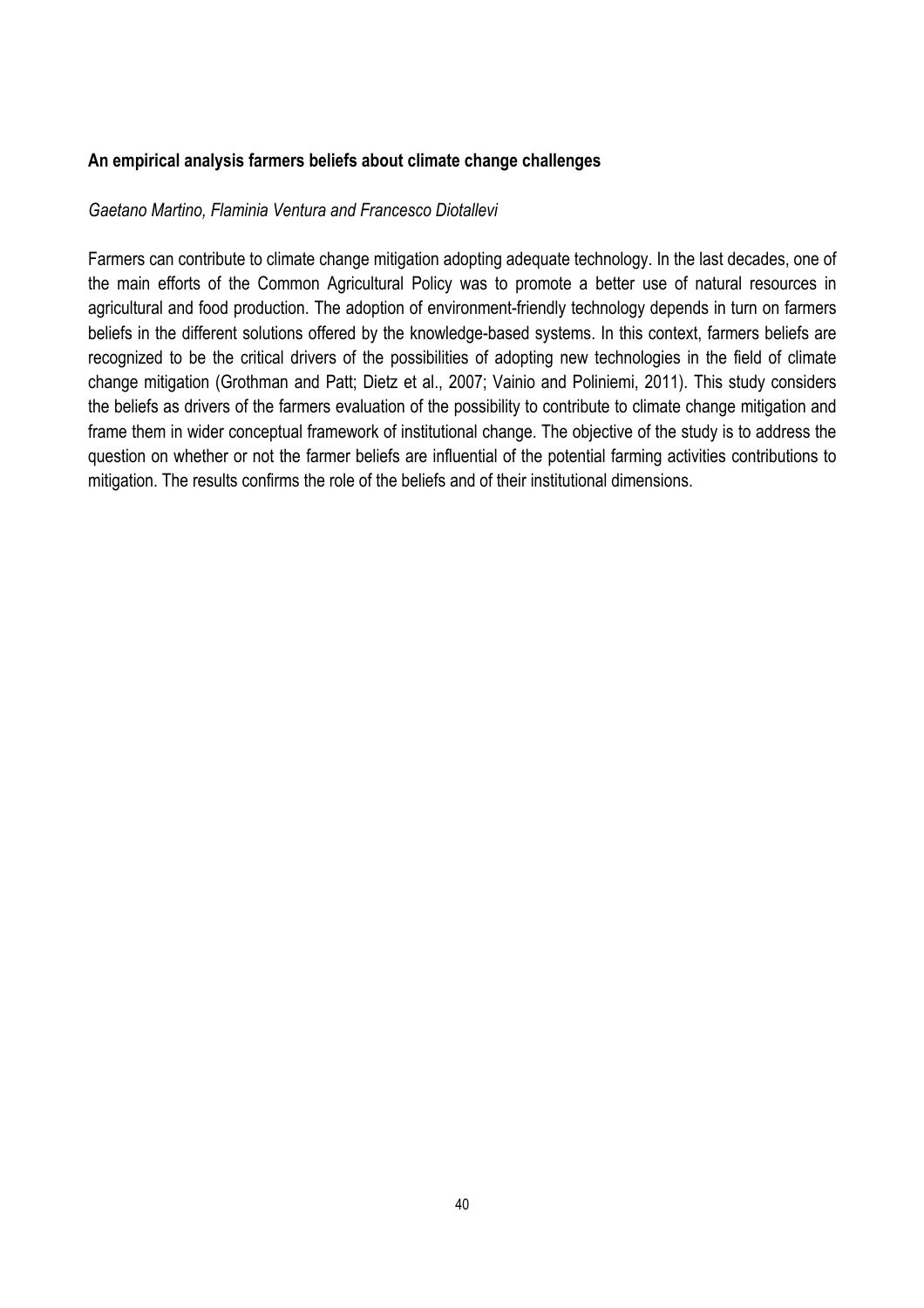**An empirical analysis farmers beliefs about climate change challenges**

*Gaetano Martino, Flaminia Ventura and Francesco Diotallevi*

Farmers can contribute to climate change mitigation adopting adequate technology. In the last decades, one of the main efforts of the Common Agricultural Policy was to promote a better use of natural resources in agricultural and food production. The adoption of environment-friendly technology depends in turn on farmers beliefs in the different solutions offered by the knowledge-based systems. In this context, farmers beliefs are recognized to be the critical drivers of the possibilities of adopting new technologies in the field of climate change mitigation (Grothman and Patt; Dietz et al., 2007; Vainio and Poliniemi, 2011). This study considers the beliefs as drivers of the farmers evaluation of the possibility to contribute to climate change mitigation and frame them in wider conceptual framework of institutional change. The objective of the study is to address the question on whether or not the farmer beliefs are influential of the potential farming activities contributions to mitigation. The results confirms the role of the beliefs and of their institutional dimensions.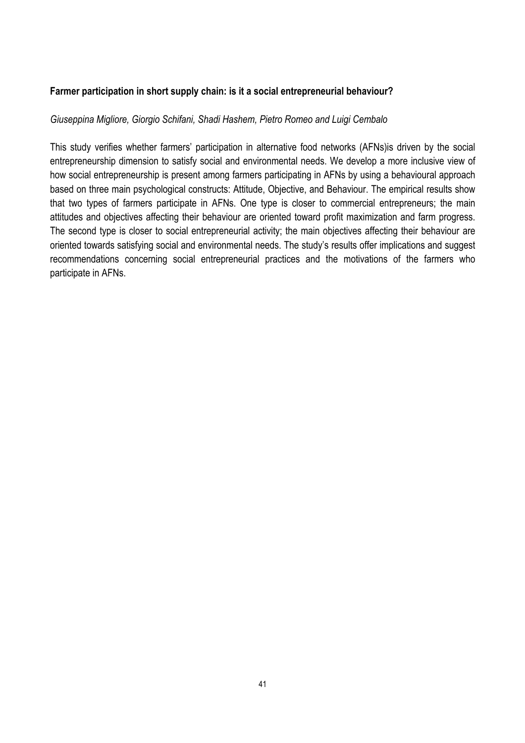**Farmer participation in short supply chain: is it a social entrepreneurial behaviour?**

*Giuseppina Migliore, Giorgio Schifani, Shadi Hashem, Pietro Romeo and Luigi Cembalo*

This study verifies whether farmers' participation in alternative food networks (AFNs)is driven by the social entrepreneurship dimension to satisfy social and environmental needs. We develop a more inclusive view of how social entrepreneurship is present among farmers participating in AFNs by using a behavioural approach based on three main psychological constructs: Attitude, Objective, and Behaviour. The empirical results show that two types of farmers participate in AFNs. One type is closer to commercial entrepreneurs; the main attitudes and objectives affecting their behaviour are oriented toward profit maximization and farm progress. The second type is closer to social entrepreneurial activity; the main objectives affecting their behaviour are oriented towards satisfying social and environmental needs. The study's results offer implications and suggest recommendations concerning social entrepreneurial practices and the motivations of the farmers who participate in AFNs.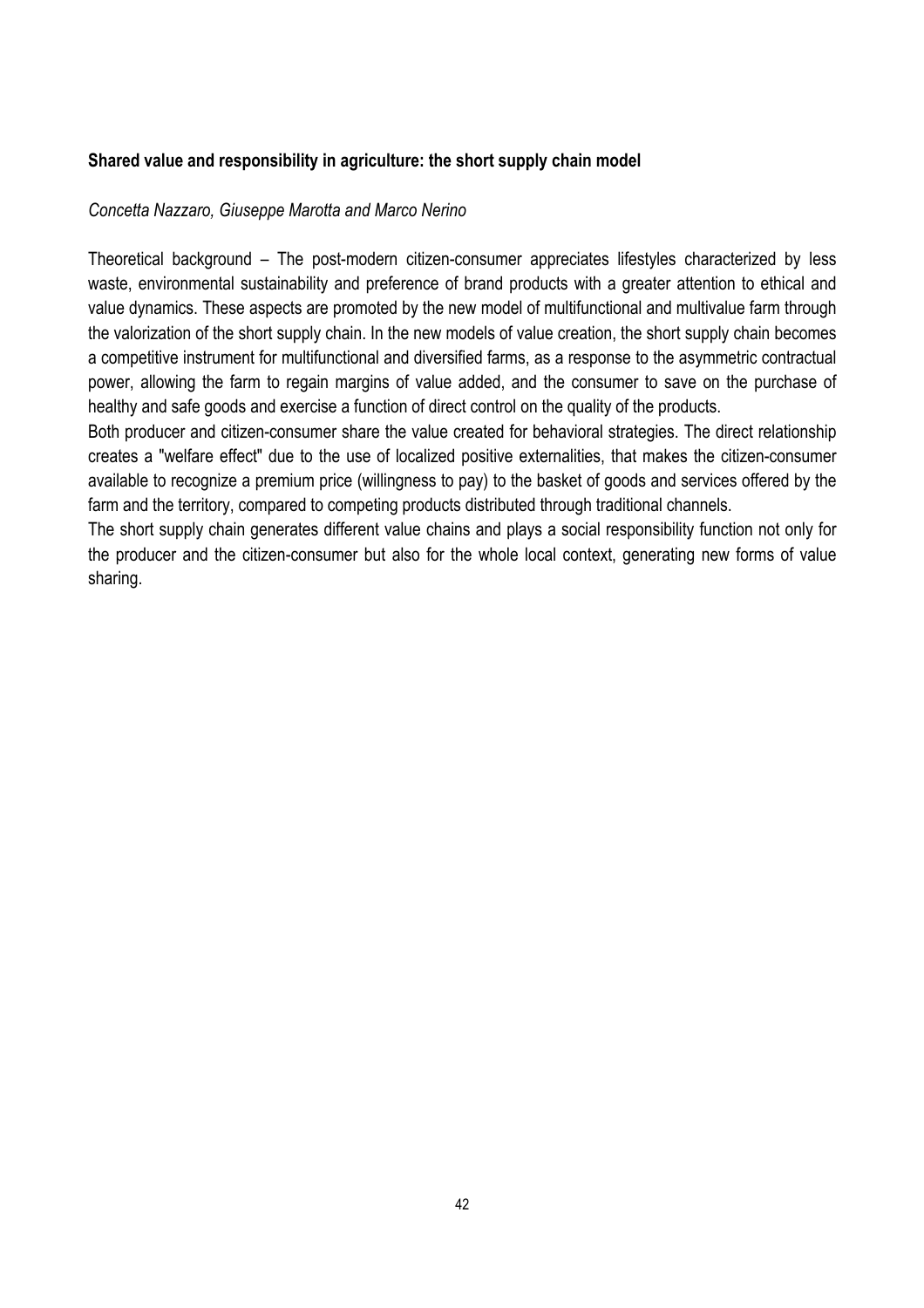**Shared value and responsibility in agriculture: the short supply chain model**

*Concetta Nazzaro, Giuseppe Marotta and Marco Nerino*

Theoretical background – The post-modern citizen-consumer appreciates lifestyles characterized by less waste, environmental sustainability and preference of brand products with a greater attention to ethical and value dynamics. These aspects are promoted by the new model of multifunctional and multivalue farm through the valorization of the short supply chain. In the new models of value creation, the short supply chain becomes a competitive instrument for multifunctional and diversified farms, as a response to the asymmetric contractual power, allowing the farm to regain margins of value added, and the consumer to save on the purchase of healthy and safe goods and exercise a function of direct control on the quality of the products.

Both producer and citizen-consumer share the value created for behavioral strategies. The direct relationship creates a "welfare effect" due to the use of localized positive externalities, that makes the citizen-consumer available to recognize a premium price (willingness to pay) to the basket of goods and services offered by the farm and the territory, compared to competing products distributed through traditional channels.

The short supply chain generates different value chains and plays a social responsibility function not only for the producer and the citizen-consumer but also for the whole local context, generating new forms of value sharing.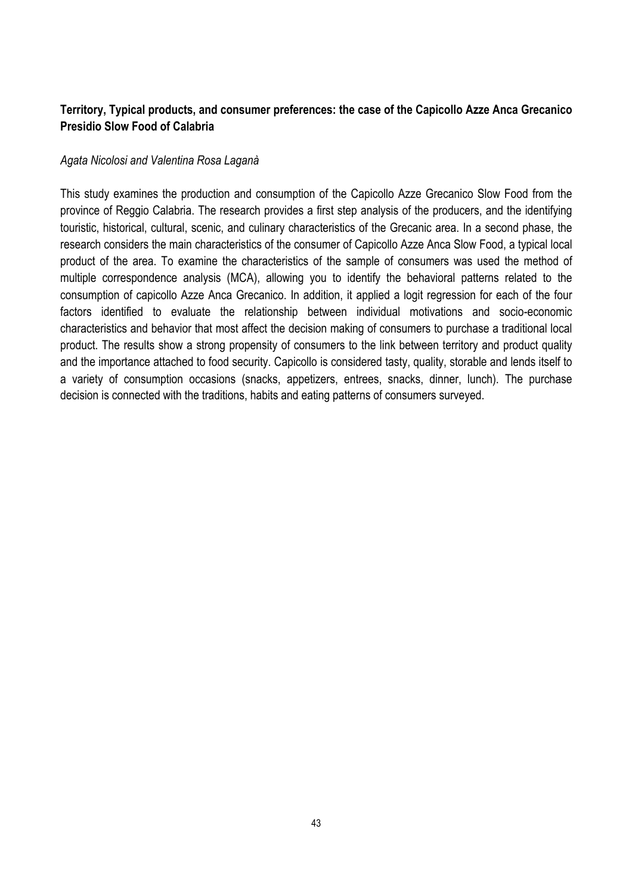**Territory, Typical products, and consumer preferences: the case of the Capicollo Azze Anca Grecanico Presidio Slow Food of Calabria**

*Agata Nicolosi and Valentina Rosa Laganà*

This study examines the production and consumption of the Capicollo Azze Grecanico Slow Food from the province of Reggio Calabria. The research provides a first step analysis of the producers, and the identifying touristic, historical, cultural, scenic, and culinary characteristics of the Grecanic area. In a second phase, the research considers the main characteristics of the consumer of Capicollo Azze Anca Slow Food, a typical local product of the area. To examine the characteristics of the sample of consumers was used the method of multiple correspondence analysis (MCA), allowing you to identify the behavioral patterns related to the consumption of capicollo Azze Anca Grecanico. In addition, it applied a logit regression for each of the four factors identified to evaluate the relationship between individual motivations and socio-economic characteristics and behavior that most affect the decision making of consumers to purchase a traditional local product. The results show a strong propensity of consumers to the link between territory and product quality and the importance attached to food security. Capicollo is considered tasty, quality, storable and lends itself to a variety of consumption occasions (snacks, appetizers, entrees, snacks, dinner, lunch). The purchase decision is connected with the traditions, habits and eating patterns of consumers surveyed.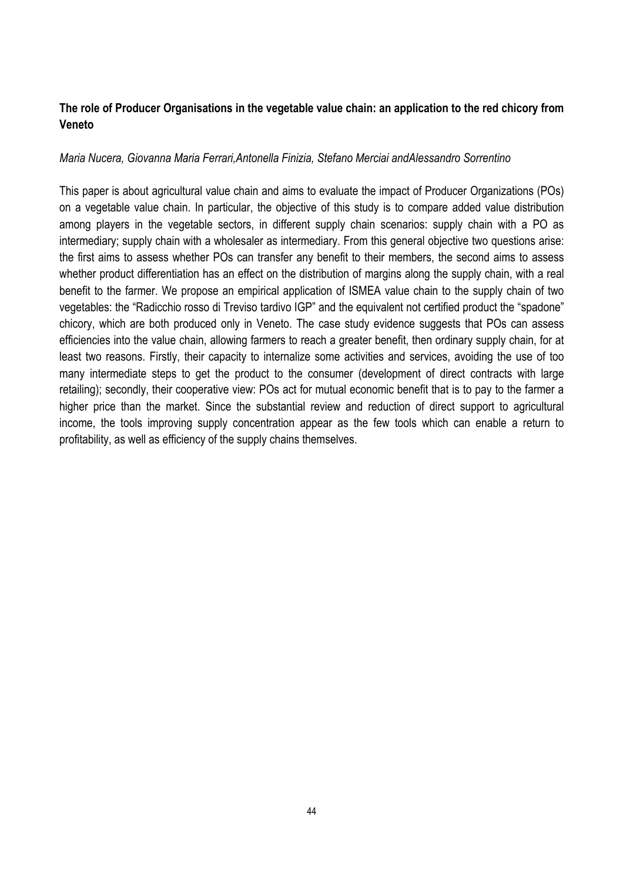## The role of Producer Organisations in the vegetable value chain: an application to the red chicory from Veneto

*Maria Nucera, Giovanna Maria Ferrari,Antonella Finizia, Stefano Merciai andAlessandro Sorrentino*

This paper is about agricultural value chain and aims to evaluate the impact of Producer Organizations (POs) on a vegetable value chain. In particular, the objective of this study is to compare added value distribution among players in the vegetable sectors, in different supply chain scenarios: supply chain with a PO as intermediary; supply chain with a wholesaler as intermediary. From this general objective two questions arise: the first aims to assess whether POs can transfer any benefit to their members, the second aims to assess whether product differentiation has an effect on the distribution of margins along the supply chain, with a real benefit to the farmer. We propose an empirical application of ISMEA value chain to the supply chain of two vegetables: the "Radicchio rosso di Treviso tardivo IGP" and the equivalent not certified product the "spadone" chicory, which are both produced only in Veneto. The case study evidence suggests that POs can assess efficiencies into the value chain, allowing farmers to reach a greater benefit, then ordinary supply chain, for at least two reasons. Firstly, their capacity to internalize some activities and services, avoiding the use of too many intermediate steps to get the product to the consumer (development of direct contracts with large retailing); secondly, their cooperative view: POs act for mutual economic benefit that is to pay to the farmer a higher price than the market. Since the substantial review and reduction of direct support to agricultural income, the tools improving supply concentration appear as the few tools which can enable a return to profitability, as well as efficiency of the supply chains themselves.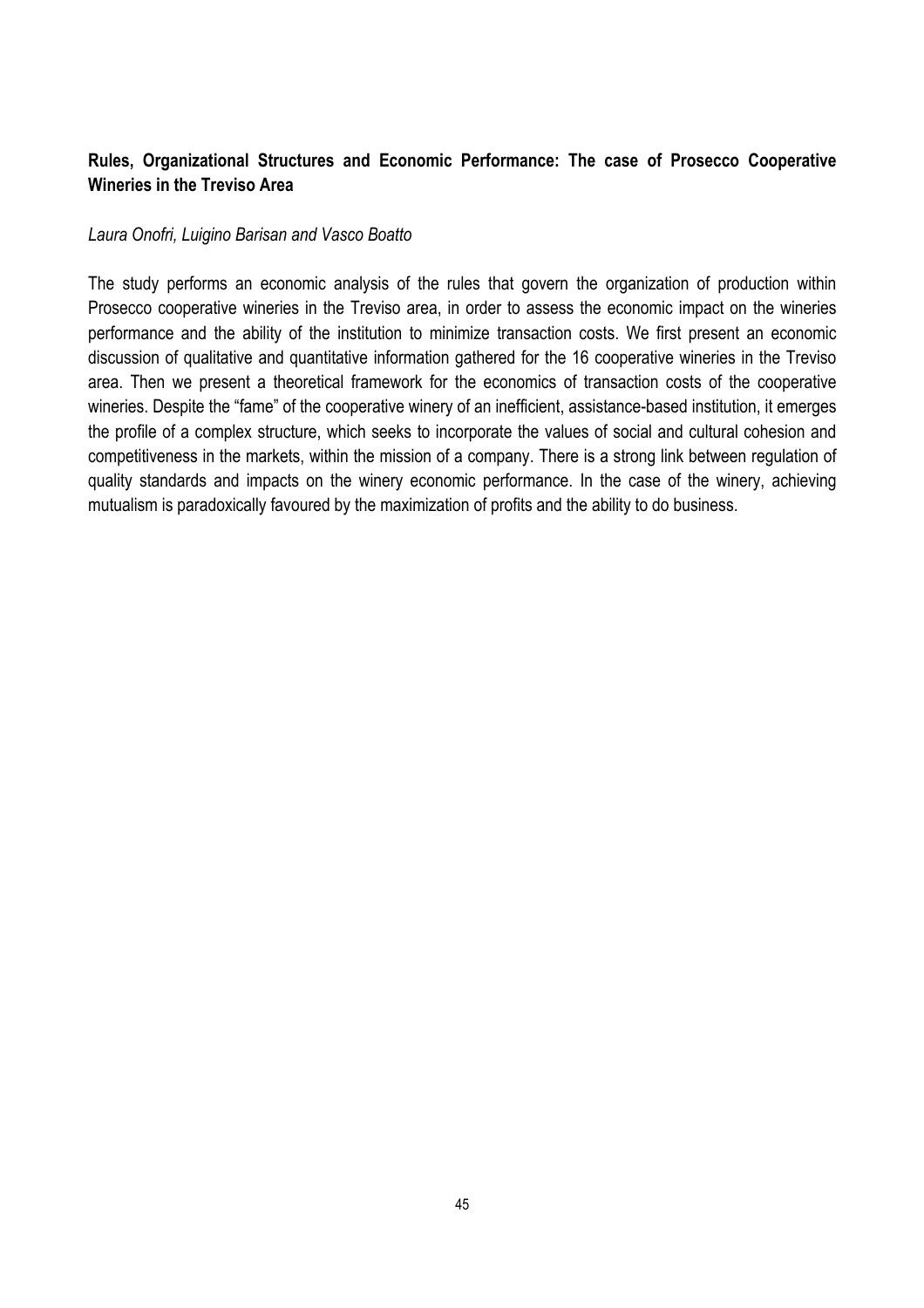**Rules, Organizational Structures and Economic Performance: The case of Prosecco Cooperative Wineries in the Treviso Area**

*Laura Onofri, Luigino Barisan and Vasco Boatto*

The study performs an economic analysis of the rules that govern the organization of production within Prosecco cooperative wineries in the Treviso area, in order to assess the economic impact on the wineries performance and the ability of the institution to minimize transaction costs. We first present an economic discussion of qualitative and quantitative information gathered for the 16 cooperative wineries in the Treviso area. Then we present a theoretical framework for the economics of transaction costs of the cooperative wineries. Despite the "fame" of the cooperative winery of an inefficient, assistance-based institution, it emerges the profile of a complex structure, which seeks to incorporate the values of social and cultural cohesion and competitiveness in the markets, within the mission of a company. There is a strong link between regulation of quality standards and impacts on the winery economic performance. In the case of the winery, achieving mutualism is paradoxically favoured by the maximization of profits and the ability to do business.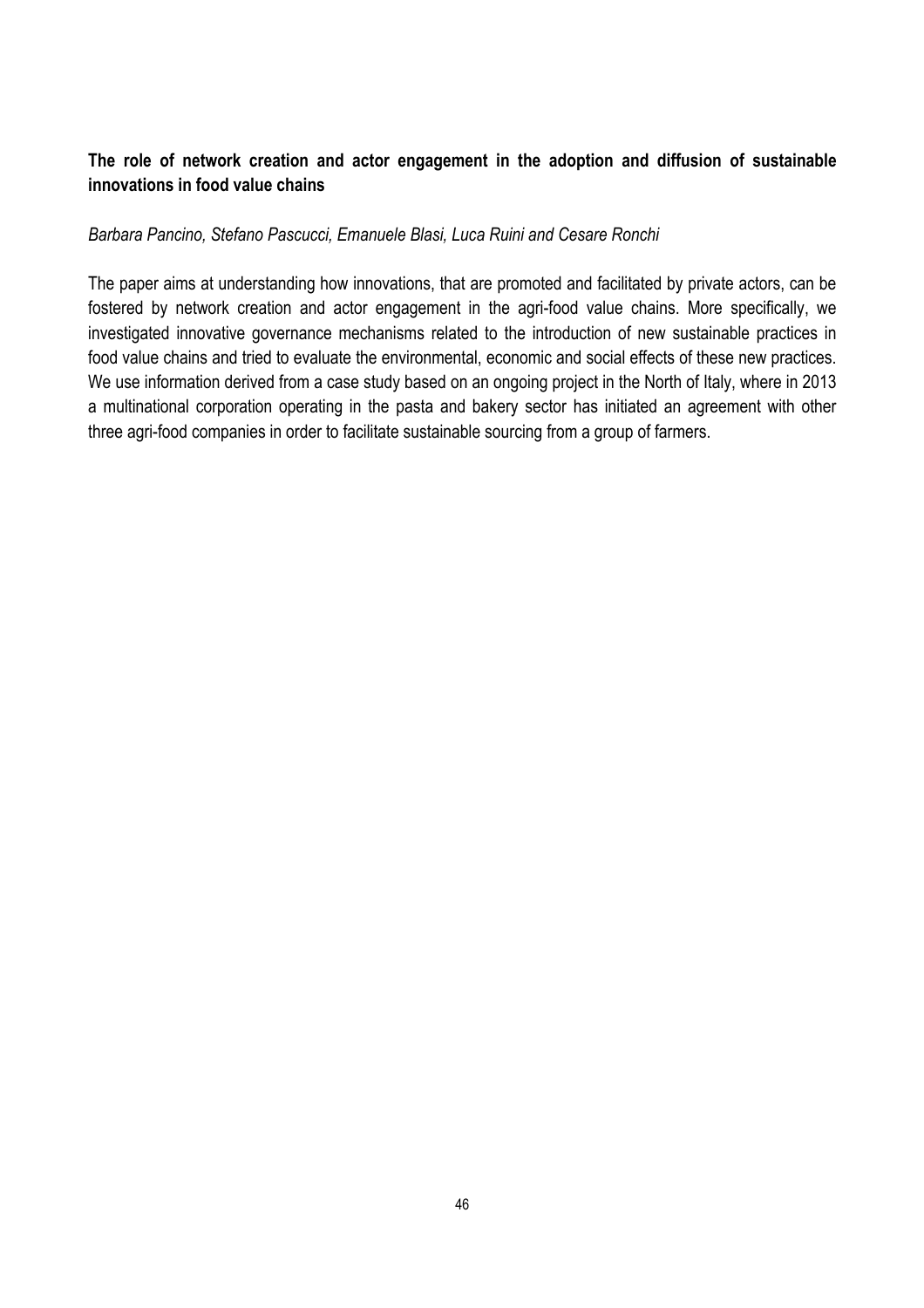**The role of network creation and actor engagement in the adoption and diffusion of sustainable innovations in food value chains**

*Barbara Pancino, Stefano Pascucci, Emanuele Blasi, Luca Ruini and Cesare Ronchi*

The paper aims at understanding how innovations, that are promoted and facilitated by private actors, can be fostered by network creation and actor engagement in the agri-food value chains. More specifically, we investigated innovative governance mechanisms related to the introduction of new sustainable practices in food value chains and tried to evaluate the environmental, economic and social effects of these new practices. We use information derived from a case study based on an ongoing project in the North of Italy, where in 2013 a multinational corporation operating in the pasta and bakery sector has initiated an agreement with other three agri-food companies in order to facilitate sustainable sourcing from a group of farmers.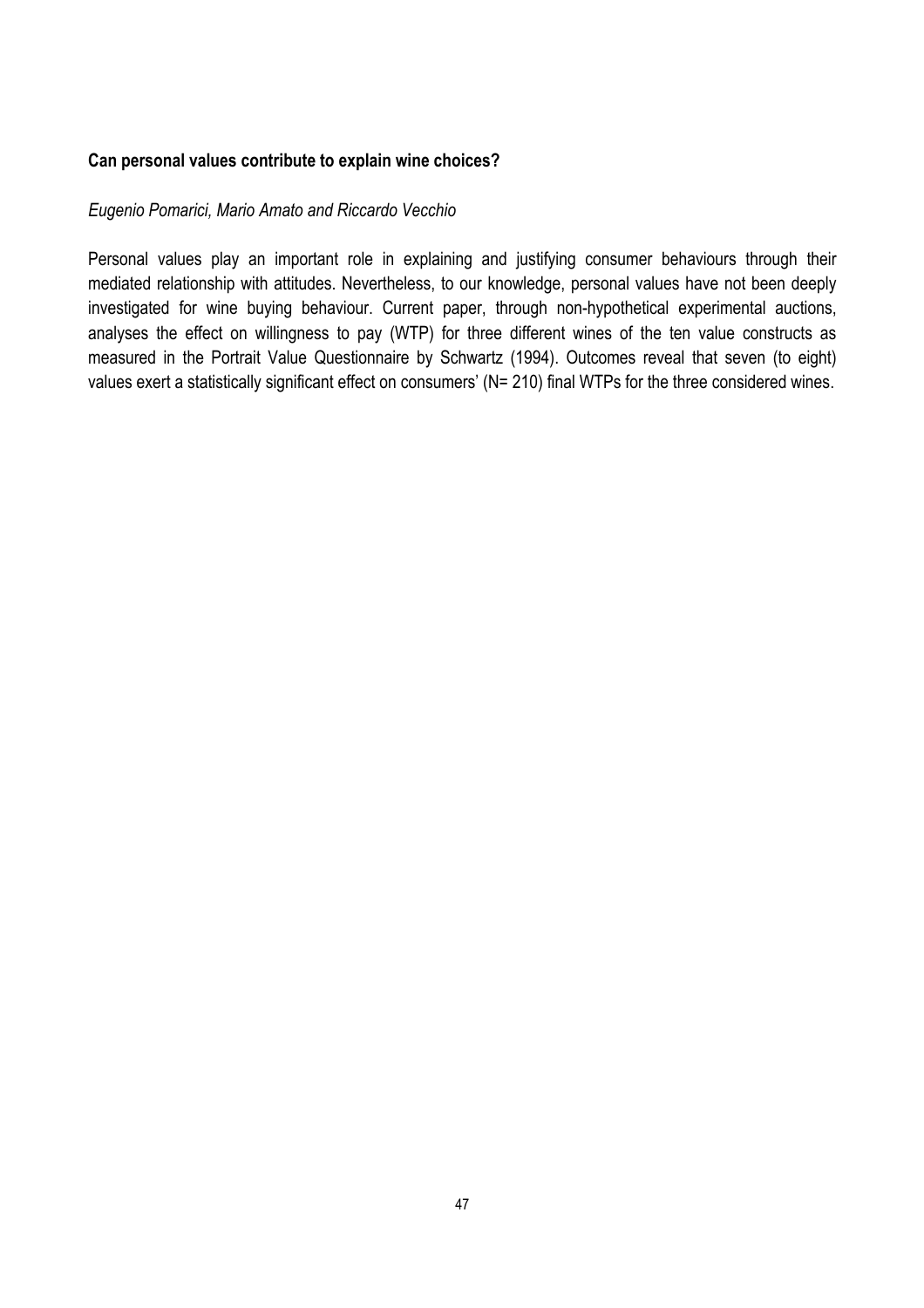**Can personal values contribute to explain wine choices?**

*Eugenio Pomarici, Mario Amato and Riccardo Vecchio*

Personal values play an important role in explaining and justifying consumer behaviours through their mediated relationship with attitudes. Nevertheless, to our knowledge, personal values have not been deeply investigated for wine buying behaviour. Current paper, through non-hypothetical experimental auctions, analyses the effect on willingness to pay (WTP) for three different wines of the ten value constructs as measured in the Portrait Value Questionnaire by Schwartz (1994). Outcomes reveal that seven (to eight) values exert a statistically significant effect on consumers' (N= 210) final WTPs for the three considered wines.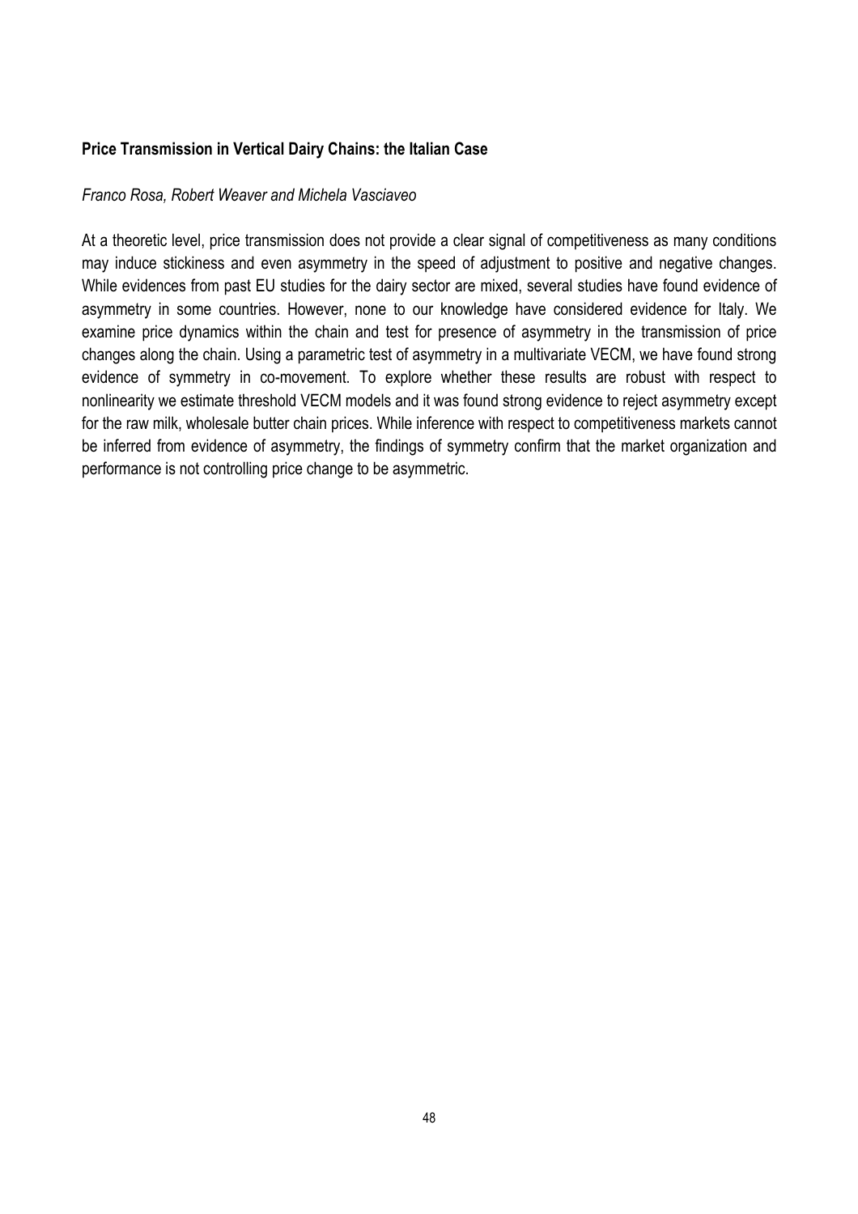**Price Transmission in Vertical Dairy Chains: the Italian Case**

*Franco Rosa, Robert Weaver and Michela Vasciaveo*

At a theoretic level, price transmission does not provide a clear signal of competitiveness as many conditions may induce stickiness and even asymmetry in the speed of adjustment to positive and negative changes. While evidences from past EU studies for the dairy sector are mixed, several studies have found evidence of asymmetry in some countries. However, none to our knowledge have considered evidence for Italy. We examine price dynamics within the chain and test for presence of asymmetry in the transmission of price changes along the chain. Using a parametric test of asymmetry in a multivariate VECM, we have found strong evidence of symmetry in co-movement. To explore whether these results are robust with respect to nonlinearity we estimate threshold VECM models and it was found strong evidence to reject asymmetry except for the raw milk, wholesale butter chain prices. While inference with respect to competitiveness markets cannot be inferred from evidence of asymmetry, the findings of symmetry confirm that the market organization and performance is not controlling price change to be asymmetric.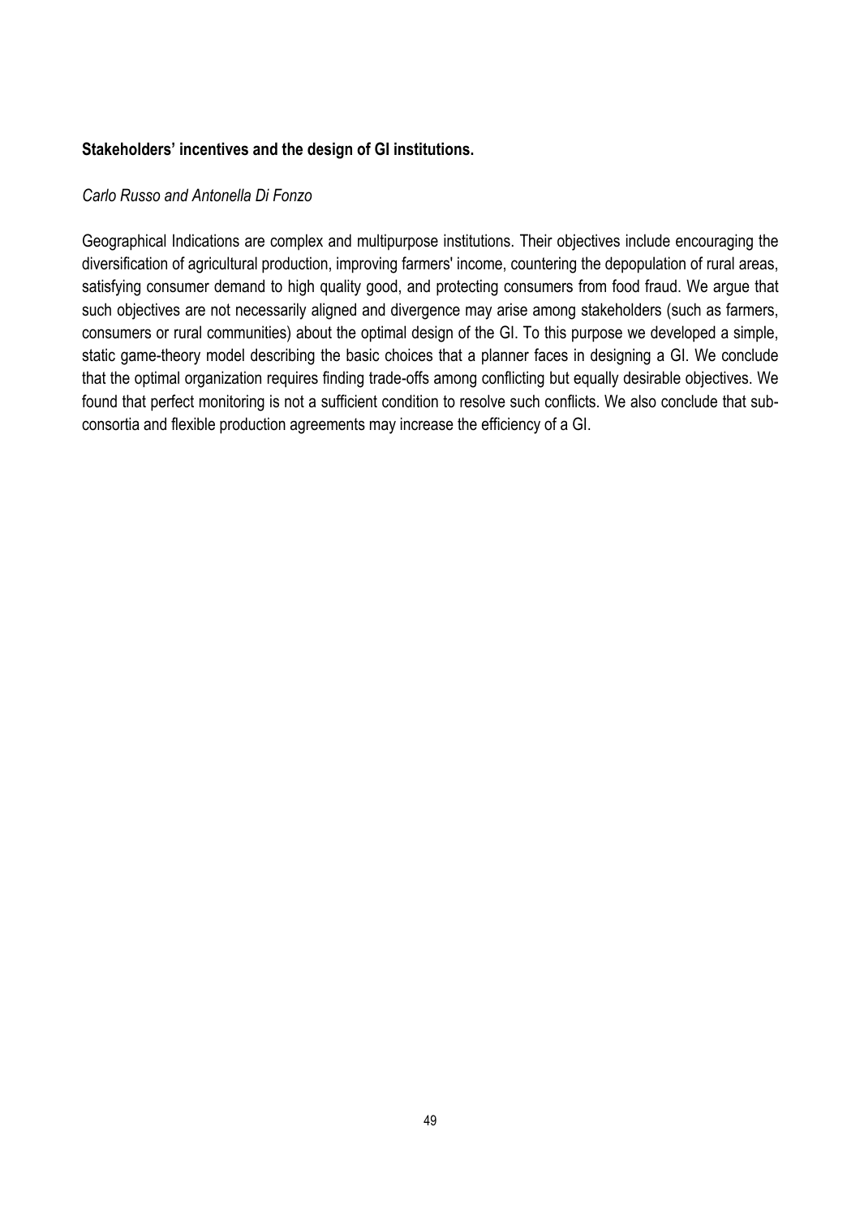**Stakeholders' incentives and the design of GI institutions.**

*Carlo Russo and Antonella Di Fonzo*

Geographical Indications are complex and multipurpose institutions. Their objectives include encouraging the diversification of agricultural production, improving farmers' income, countering the depopulation of rural areas, satisfying consumer demand to high quality good, and protecting consumers from food fraud. We argue that such objectives are not necessarily aligned and divergence may arise among stakeholders (such as farmers, consumers or rural communities) about the optimal design of the GI. To this purpose we developed a simple, static game-theory model describing the basic choices that a planner faces in designing a GI. We conclude that the optimal organization requires finding trade-offs among conflicting but equally desirable objectives. We found that perfect monitoring is not a sufficient condition to resolve such conflicts. We also conclude that sub-consortia and flexible production agreements may increase the efficiency of a GI.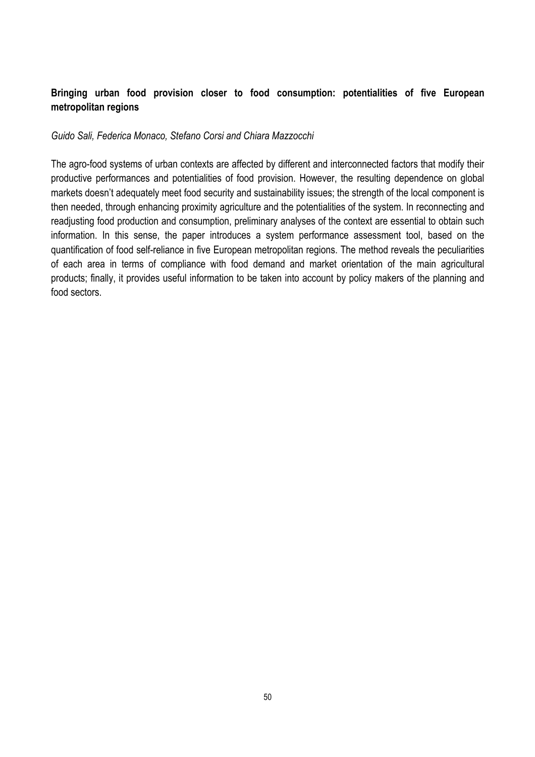**Bringing urban food provision closer to food consumption: potentialities of five European metropolitan regions**

*Guido Sali, Federica Monaco, Stefano Corsi and Chiara Mazzocchi*

The agro-food systems of urban contexts are affected by different and interconnected factors that modify their productive performances and potentialities of food provision. However, the resulting dependence on global markets doesn't adequately meet food security and sustainability issues; the strength of the local component is then needed, through enhancing proximity agriculture and the potentialities of the system. In reconnecting and readjusting food production and consumption, preliminary analyses of the context are essential to obtain such information. In this sense, the paper introduces a system performance assessment tool, based on the quantification of food self-reliance in five European metropolitan regions. The method reveals the peculiarities of each area in terms of compliance with food demand and market orientation of the main agricultural products; finally, it provides useful information to be taken into account by policy makers of the planning and food sectors.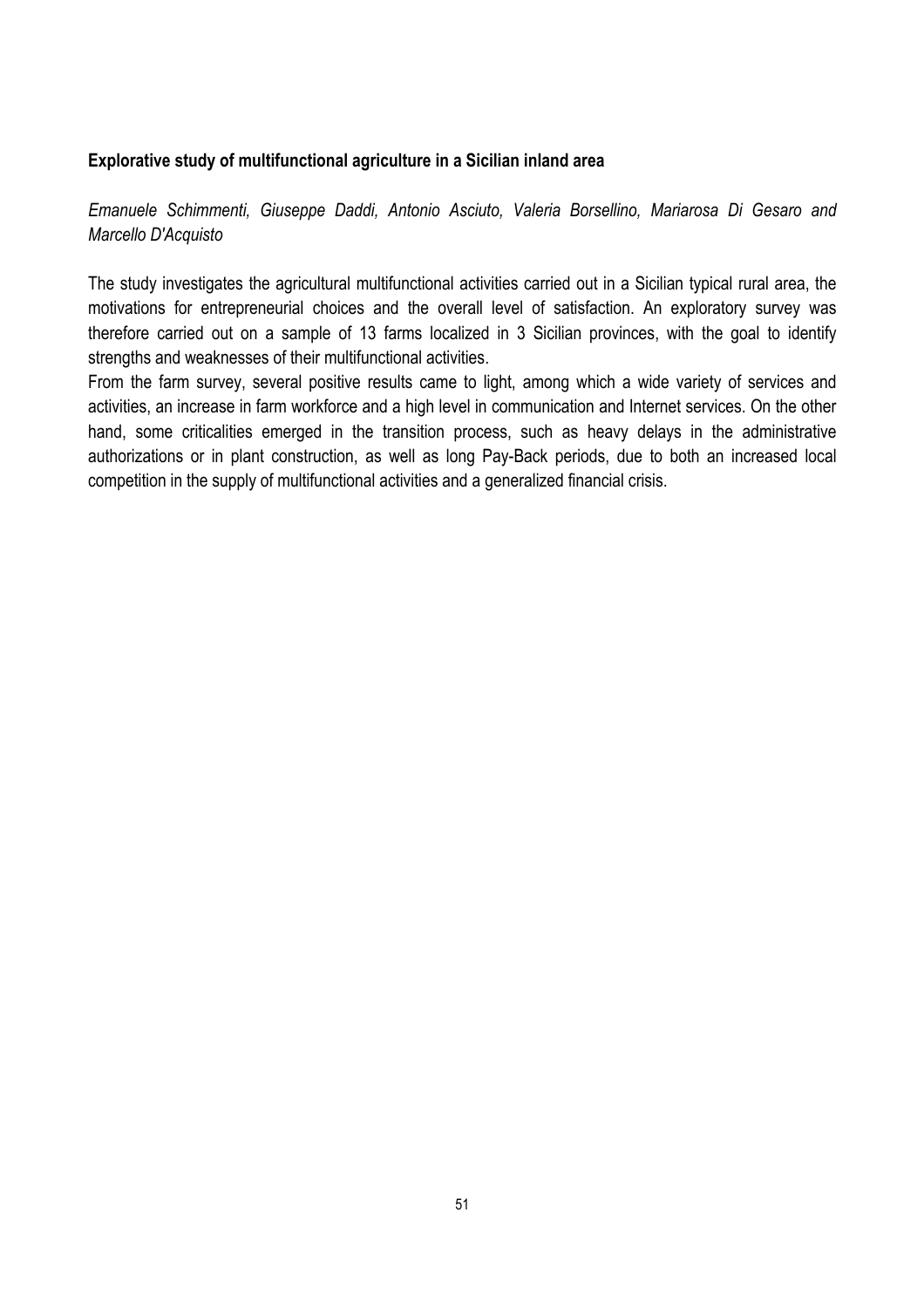**Explorative study of multifunctional agriculture in a Sicilian inland area**

*Emanuele Schimmenti, Giuseppe Daddi, Antonio Asciuto, Valeria Borsellino, Mariarosa Di Gesaro and Marcello D'Acquisto*

The study investigates the agricultural multifunctional activities carried out in a Sicilian typical rural area, the motivations for entrepreneurial choices and the overall level of satisfaction. An exploratory survey was therefore carried out on a sample of 13 farms localized in 3 Sicilian provinces, with the goal to identify strengths and weaknesses of their multifunctional activities.

From the farm survey, several positive results came to light, among which a wide variety of services and activities, an increase in farm workforce and a high level in communication and Internet services. On the other hand, some criticalities emerged in the transition process, such as heavy delays in the administrative authorizations or in plant construction, as well as long Pay-Back periods, due to both an increased local competition in the supply of multifunctional activities and a generalized financial crisis.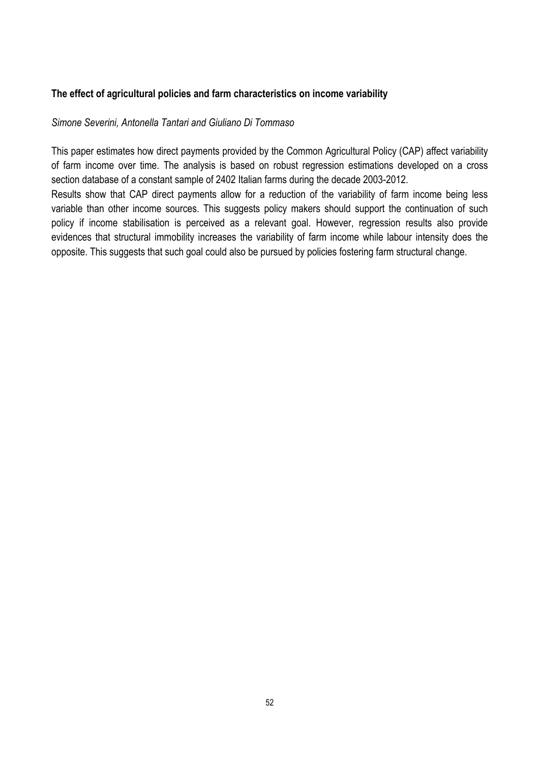**The effect of agricultural policies and farm characteristics on income variability**

*Simone Severini, Antonella Tantari and Giuliano Di Tommaso*

This paper estimates how direct payments provided by the Common Agricultural Policy (CAP) affect variability of farm income over time. The analysis is based on robust regression estimations developed on a cross section database of a constant sample of 2402 Italian farms during the decade 2003-2012.

Results show that CAP direct payments allow for a reduction of the variability of farm income being less variable than other income sources. This suggests policy makers should support the continuation of such policy if income stabilisation is perceived as a relevant goal. However, regression results also provide evidences that structural immobility increases the variability of farm income while labour intensity does the opposite. This suggests that such goal could also be pursued by policies fostering farm structural change.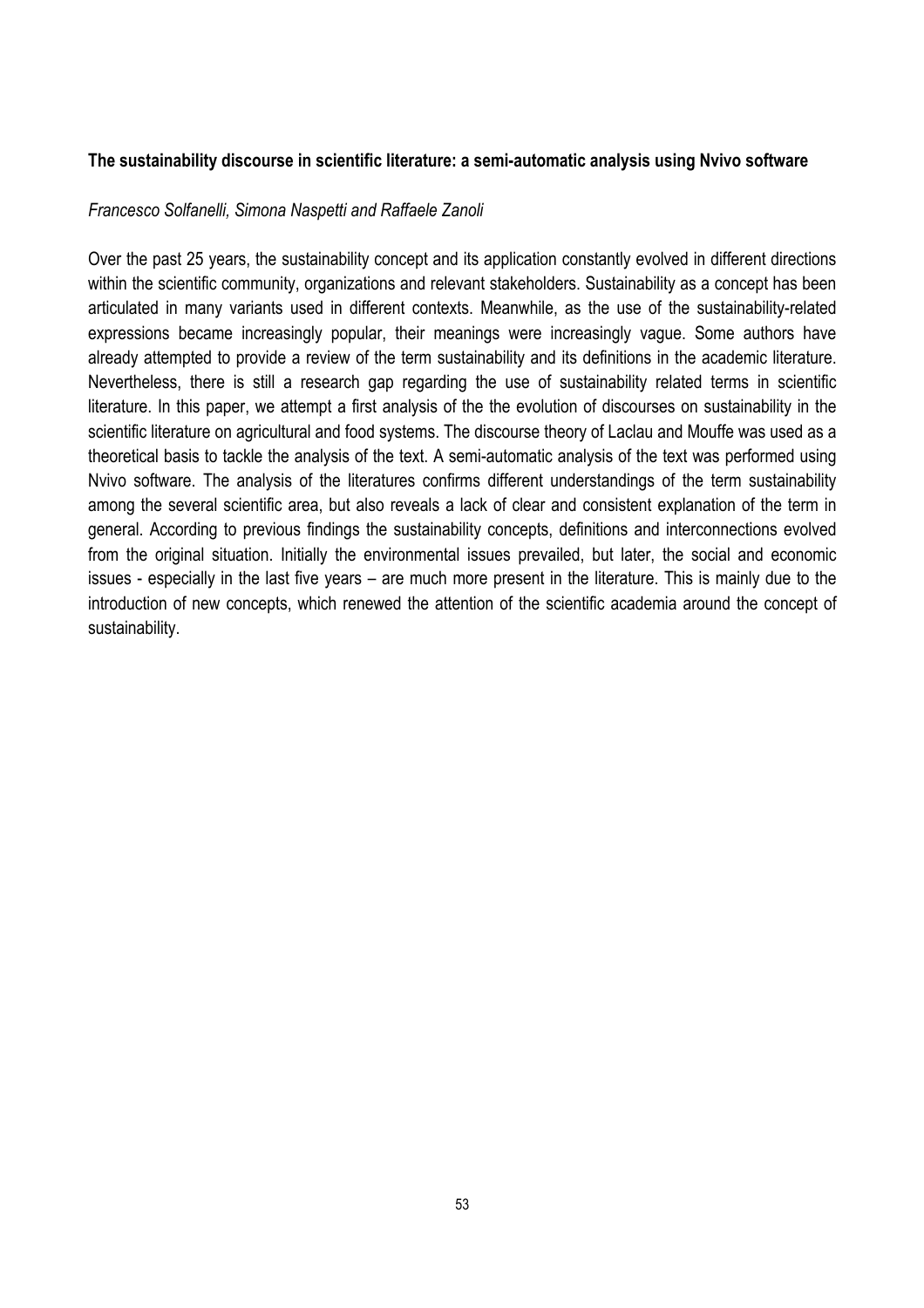**The sustainability discourse in scientific literature: a semi-automatic analysis using Nvivo software**

*Francesco Solfanelli, Simona Naspetti and Raffaele Zanoli*

Over the past 25 years, the sustainability concept and its application constantly evolved in different directions within the scientific community, organizations and relevant stakeholders. Sustainability as a concept has been articulated in many variants used in different contexts. Meanwhile, as the use of the sustainability-related expressions became increasingly popular, their meanings were increasingly vague. Some authors have already attempted to provide a review of the term sustainability and its definitions in the academic literature. Nevertheless, there is still a research gap regarding the use of sustainability related terms in scientific literature. In this paper, we attempt a first analysis of the the evolution of discourses on sustainability in the scientific literature on agricultural and food systems. The discourse theory of Laclau and Mouffe was used as a theoretical basis to tackle the analysis of the text. A semi-automatic analysis of the text was performed using Nvivo software. The analysis of the literatures confirms different understandings of the term sustainability among the several scientific area, but also reveals a lack of clear and consistent explanation of the term in general. According to previous findings the sustainability concepts, definitions and interconnections evolved from the original situation. Initially the environmental issues prevailed, but later, the social and economic issues - especially in the last five years – are much more present in the literature. This is mainly due to the introduction of new concepts, which renewed the attention of the scientific academia around the concept of sustainability.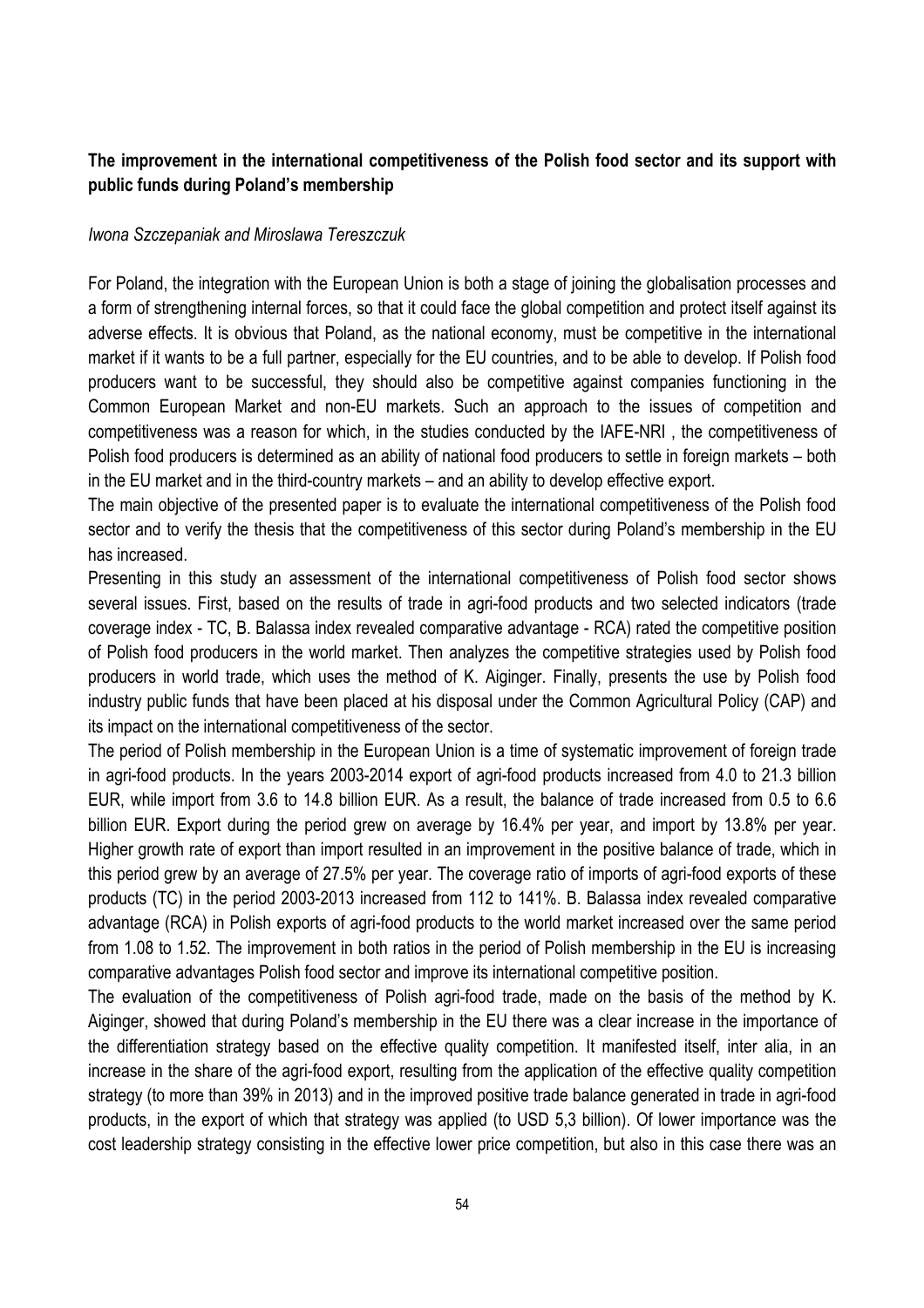**The improvement in the international competitiveness of the Polish food sector and its support with public funds during Poland's membership**

*Iwona Szczepaniak and Miroslawa Tereszczuk*

For Poland, the integration with the European Union is both a stage of joining the globalisation processes and a form of strengthening internal forces, so that it could face the global competition and protect itself against its adverse effects. It is obvious that Poland, as the national economy, must be competitive in the international market if it wants to be a full partner, especially for the EU countries, and to be able to develop. If Polish food producers want to be successful, they should also be competitive against companies functioning in the Common European Market and non-EU markets. Such an approach to the issues of competition and competitiveness was a reason for which, in the studies conducted by the IAFE-NRI , the competitiveness of Polish food producers is determined as an ability of national food producers to settle in foreign markets – both in the EU market and in the third-country markets – and an ability to develop effective export.

The main objective of the presented paper is to evaluate the international competitiveness of the Polish food sector and to verify the thesis that the competitiveness of this sector during Poland's membership in the EU has increased.

Presenting in this study an assessment of the international competitiveness of Polish food sector shows several issues. First, based on the results of trade in agri-food products and two selected indicators (trade coverage index - TC, B. Balassa index revealed comparative advantage - RCA) rated the competitive position of Polish food producers in the world market. Then analyzes the competitive strategies used by Polish food producers in world trade, which uses the method of K. Aiginger. Finally, presents the use by Polish food industry public funds that have been placed at his disposal under the Common Agricultural Policy (CAP) and its impact on the international competitiveness of the sector.

The period of Polish membership in the European Union is a time of systematic improvement of foreign trade in agri-food products. In the years 2003-2014 export of agri-food products increased from 4.0 to 21.3 billion EUR, while import from 3.6 to 14.8 billion EUR. As a result, the balance of trade increased from 0.5 to 6.6 billion EUR. Export during the period grew on average by 16.4% per year, and import by 13.8% per year. Higher growth rate of export than import resulted in an improvement in the positive balance of trade, which in this period grew by an average of 27.5% per year. The coverage ratio of imports of agri-food exports of these products (TC) in the period 2003-2013 increased from 112 to 141%. B. Balassa index revealed comparative advantage (RCA) in Polish exports of agri-food products to the world market increased over the same period from 1.08 to 1.52. The improvement in both ratios in the period of Polish membership in the EU is increasing comparative advantages Polish food sector and improve its international competitive position.

The evaluation of the competitiveness of Polish agri-food trade, made on the basis of the method by K. Aiginger, showed that during Poland's membership in the EU there was a clear increase in the importance of the differentiation strategy based on the effective quality competition. It manifested itself, inter alia, in an increase in the share of the agri-food export, resulting from the application of the effective quality competition strategy (to more than 39% in 2013) and in the improved positive trade balance generated in trade in agri-food products, in the export of which that strategy was applied (to USD 5,3 billion). Of lower importance was the cost leadership strategy consisting in the effective lower price competition, but also in this case there was an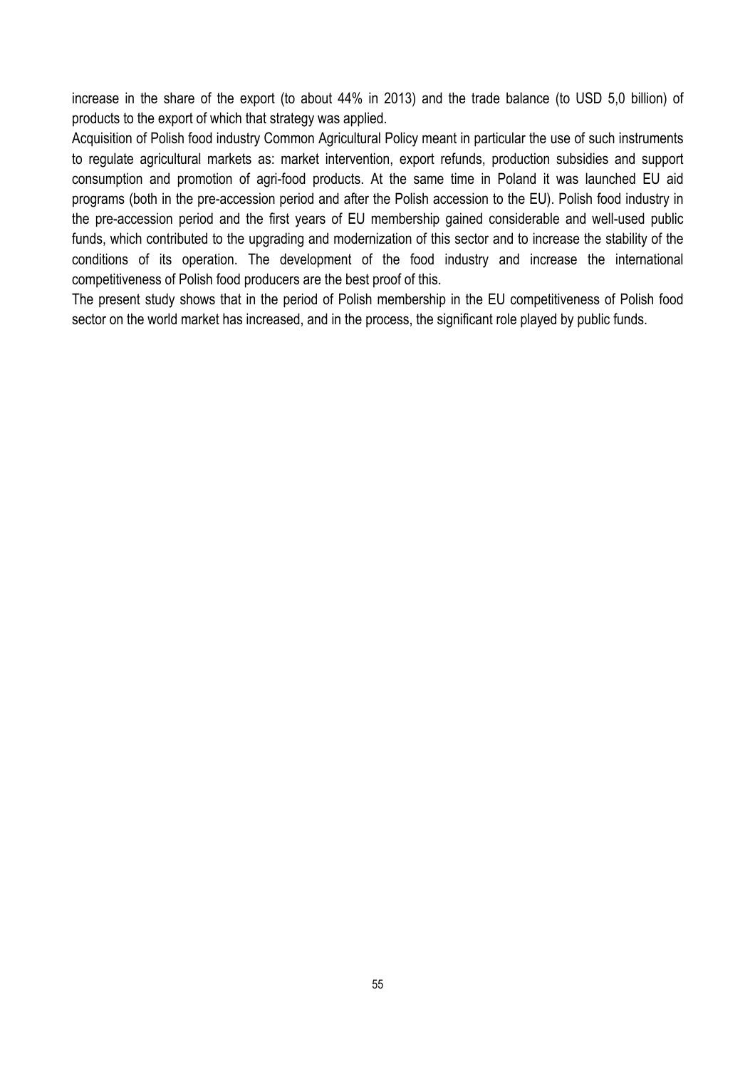increase in the share of the export (to about 44% in 2013) and the trade balance (to USD 5,0 billion) of products to the export of which that strategy was applied.

Acquisition of Polish food industry Common Agricultural Policy meant in particular the use of such instruments to regulate agricultural markets as: market intervention, export refunds, production subsidies and support consumption and promotion of agri-food products. At the same time in Poland it was launched EU aid programs (both in the pre-accession period and after the Polish accession to the EU). Polish food industry in the pre-accession period and the first years of EU membership gained considerable and well-used public funds, which contributed to the upgrading and modernization of this sector and to increase the stability of the conditions of its operation. The development of the food industry and increase the international competitiveness of Polish food producers are the best proof of this.

The present study shows that in the period of Polish membership in the EU competitiveness of Polish food sector on the world market has increased, and in the process, the significant role played by public funds.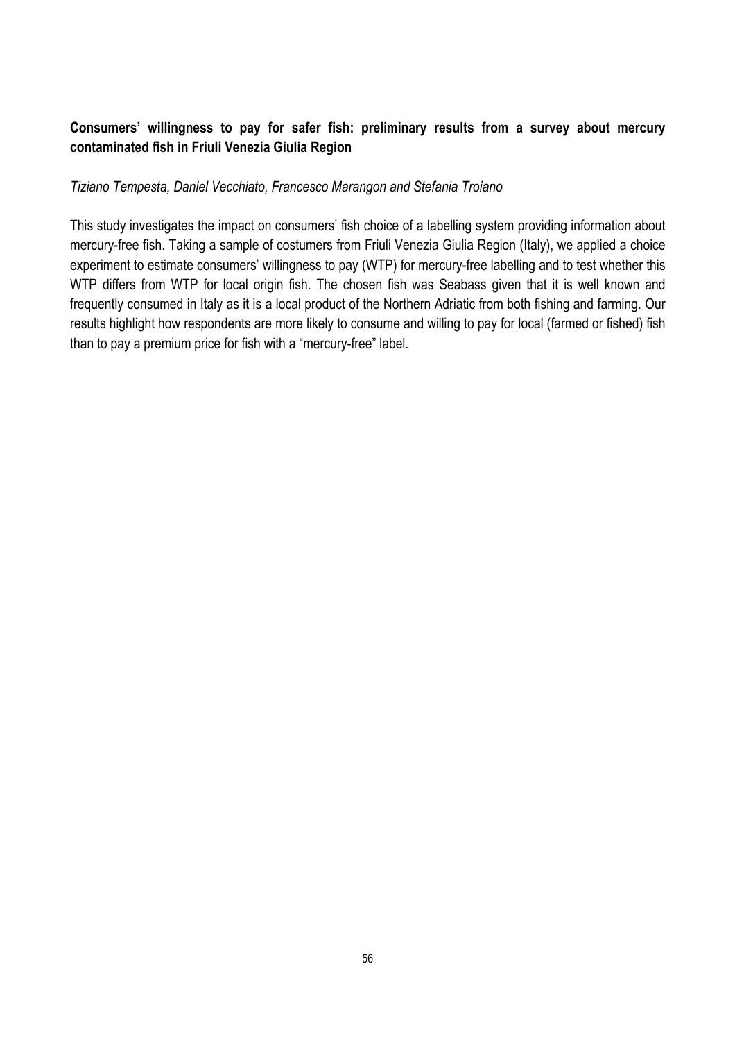**Consumers' willingness to pay for safer fish: preliminary results from a survey about mercury contaminated fish in Friuli Venezia Giulia Region**

*Tiziano Tempesta, Daniel Vecchiato, Francesco Marangon and Stefania Troiano*

This study investigates the impact on consumers' fish choice of a labelling system providing information about mercury-free fish. Taking a sample of costumers from Friuli Venezia Giulia Region (Italy), we applied a choice experiment to estimate consumers' willingness to pay (WTP) for mercury-free labelling and to test whether this WTP differs from WTP for local origin fish. The chosen fish was Seabass given that it is well known and frequently consumed in Italy as it is a local product of the Northern Adriatic from both fishing and farming. Our results highlight how respondents are more likely to consume and willing to pay for local (farmed or fished) fish than to pay a premium price for fish with a "mercury-free" label.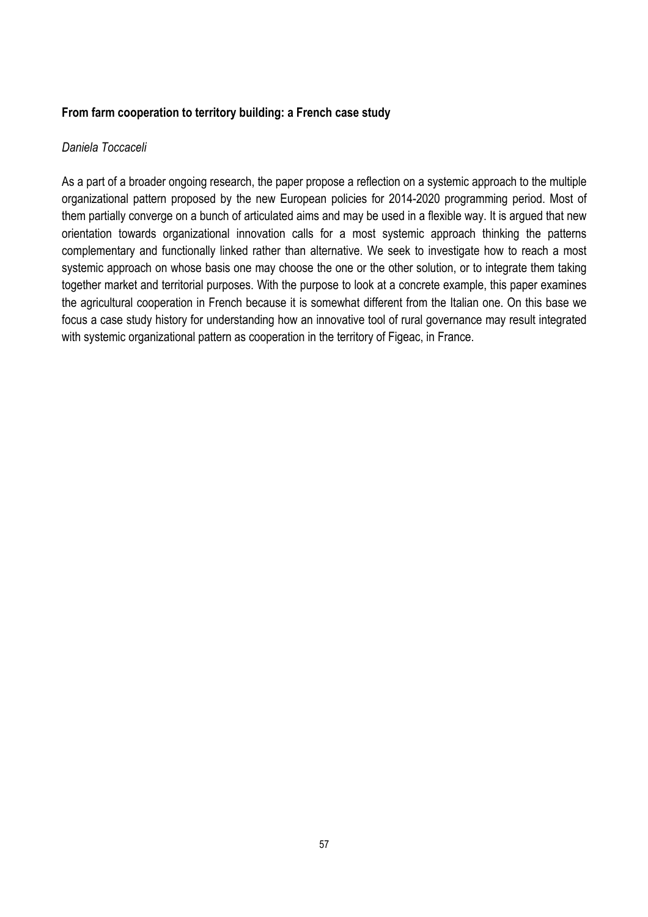**From farm cooperation to territory building: a French case study**

*Daniela Toccaceli*

As a part of a broader ongoing research, the paper propose a reflection on a systemic approach to the multiple organizational pattern proposed by the new European policies for 2014-2020 programming period. Most of them partially converge on a bunch of articulated aims and may be used in a flexible way. It is argued that new orientation towards organizational innovation calls for a most systemic approach thinking the patterns complementary and functionally linked rather than alternative. We seek to investigate how to reach a most systemic approach on whose basis one may choose the one or the other solution, or to integrate them taking together market and territorial purposes. With the purpose to look at a concrete example, this paper examines the agricultural cooperation in French because it is somewhat different from the Italian one. On this base we focus a case study history for understanding how an innovative tool of rural governance may result integrated with systemic organizational pattern as cooperation in the territory of Figeac, in France.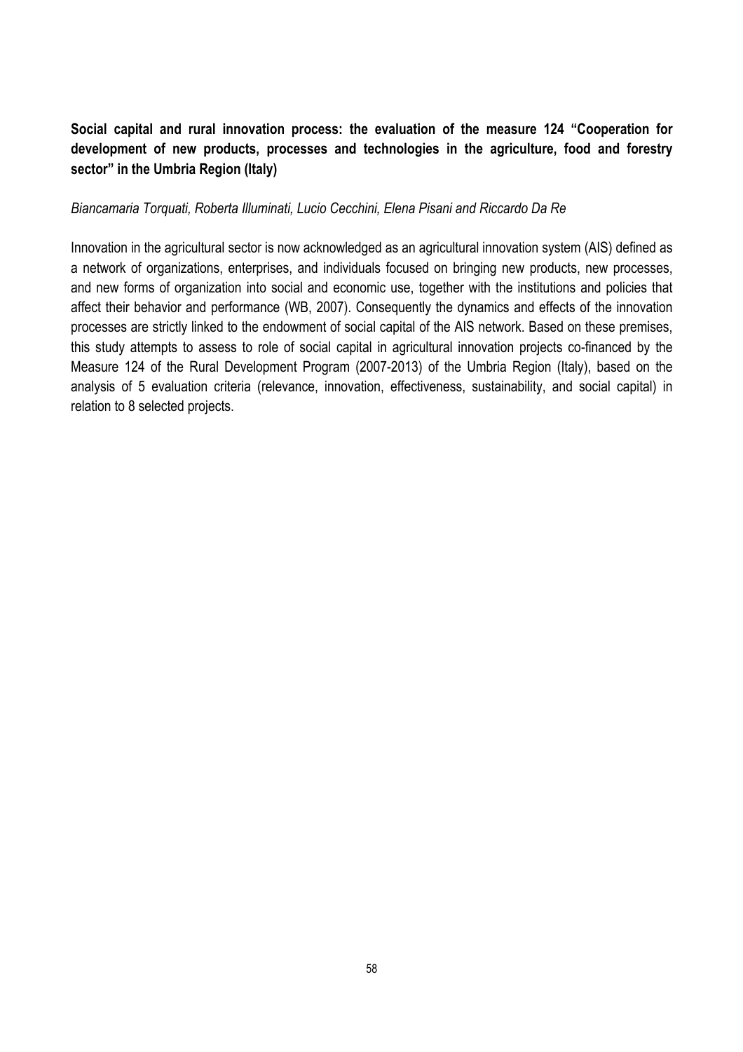**Social capital and rural innovation process: the evaluation of the measure 124 "Cooperation for development of new products, processes and technologies in the agriculture, food and forestry sector" in the Umbria Region (Italy)**

*Biancamaria Torquati, Roberta Illuminati, Lucio Cecchini, Elena Pisani and Riccardo Da Re*

Innovation in the agricultural sector is now acknowledged as an agricultural innovation system (AIS) defined as a network of organizations, enterprises, and individuals focused on bringing new products, new processes, and new forms of organization into social and economic use, together with the institutions and policies that affect their behavior and performance (WB, 2007). Consequently the dynamics and effects of the innovation processes are strictly linked to the endowment of social capital of the AIS network. Based on these premises, this study attempts to assess to role of social capital in agricultural innovation projects co-financed by the Measure 124 of the Rural Development Program (2007-2013) of the Umbria Region (Italy), based on the analysis of 5 evaluation criteria (relevance, innovation, effectiveness, sustainability, and social capital) in relation to 8 selected projects.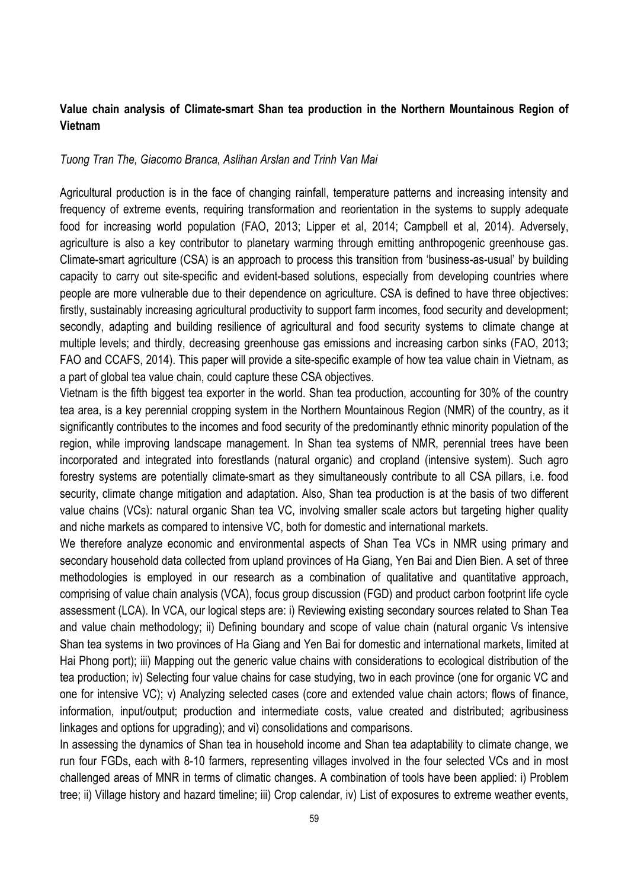**Value chain analysis of Climate-smart Shan tea production in the Northern Mountainous Region of Vietnam**

*Tuong Tran The, Giacomo Branca, Aslihan Arslan and Trinh Van Mai*

Agricultural production is in the face of changing rainfall, temperature patterns and increasing intensity and frequency of extreme events, requiring transformation and reorientation in the systems to supply adequate food for increasing world population (FAO, 2013; Lipper et al, 2014; Campbell et al, 2014). Adversely, agriculture is also a key contributor to planetary warming through emitting anthropogenic greenhouse gas. Climate-smart agriculture (CSA) is an approach to process this transition from 'business-as-usual' by building capacity to carry out site-specific and evident-based solutions, especially from developing countries where people are more vulnerable due to their dependence on agriculture. CSA is defined to have three objectives: firstly, sustainably increasing agricultural productivity to support farm incomes, food security and development; secondly, adapting and building resilience of agricultural and food security systems to climate change at multiple levels; and thirdly, decreasing greenhouse gas emissions and increasing carbon sinks (FAO, 2013; FAO and CCAFS, 2014). This paper will provide a site-specific example of how tea value chain in Vietnam, as a part of global tea value chain, could capture these CSA objectives.

Vietnam is the fifth biggest tea exporter in the world. Shan tea production, accounting for 30% of the country tea area, is a key perennial cropping system in the Northern Mountainous Region (NMR) of the country, as it significantly contributes to the incomes and food security of the predominantly ethnic minority population of the region, while improving landscape management. In Shan tea systems of NMR, perennial trees have been incorporated and integrated into forestlands (natural organic) and cropland (intensive system). Such agro forestry systems are potentially climate-smart as they simultaneously contribute to all CSA pillars, i.e. food security, climate change mitigation and adaptation. Also, Shan tea production is at the basis of two different value chains (VCs): natural organic Shan tea VC, involving smaller scale actors but targeting higher quality and niche markets as compared to intensive VC, both for domestic and international markets.

We therefore analyze economic and environmental aspects of Shan Tea VCs in NMR using primary and secondary household data collected from upland provinces of Ha Giang, Yen Bai and Dien Bien. A set of three methodologies is employed in our research as a combination of qualitative and quantitative approach, comprising of value chain analysis (VCA), focus group discussion (FGD) and product carbon footprint life cycle assessment (LCA). In VCA, our logical steps are: i) Reviewing existing secondary sources related to Shan Tea and value chain methodology; ii) Defining boundary and scope of value chain (natural organic Vs intensive Shan tea systems in two provinces of Ha Giang and Yen Bai for domestic and international markets, limited at Hai Phong port); iii) Mapping out the generic value chains with considerations to ecological distribution of the tea production; iv) Selecting four value chains for case studying, two in each province (one for organic VC and one for intensive VC); v) Analyzing selected cases (core and extended value chain actors; flows of finance, information, input/output; production and intermediate costs, value created and distributed; agribusiness linkages and options for upgrading); and vi) consolidations and comparisons.

In assessing the dynamics of Shan tea in household income and Shan tea adaptability to climate change, we run four FGDs, each with 8-10 farmers, representing villages involved in the four selected VCs and in most challenged areas of MNR in terms of climatic changes. A combination of tools have been applied: i) Problem tree; ii) Village history and hazard timeline; iii) Crop calendar, iv) List of exposures to extreme weather events,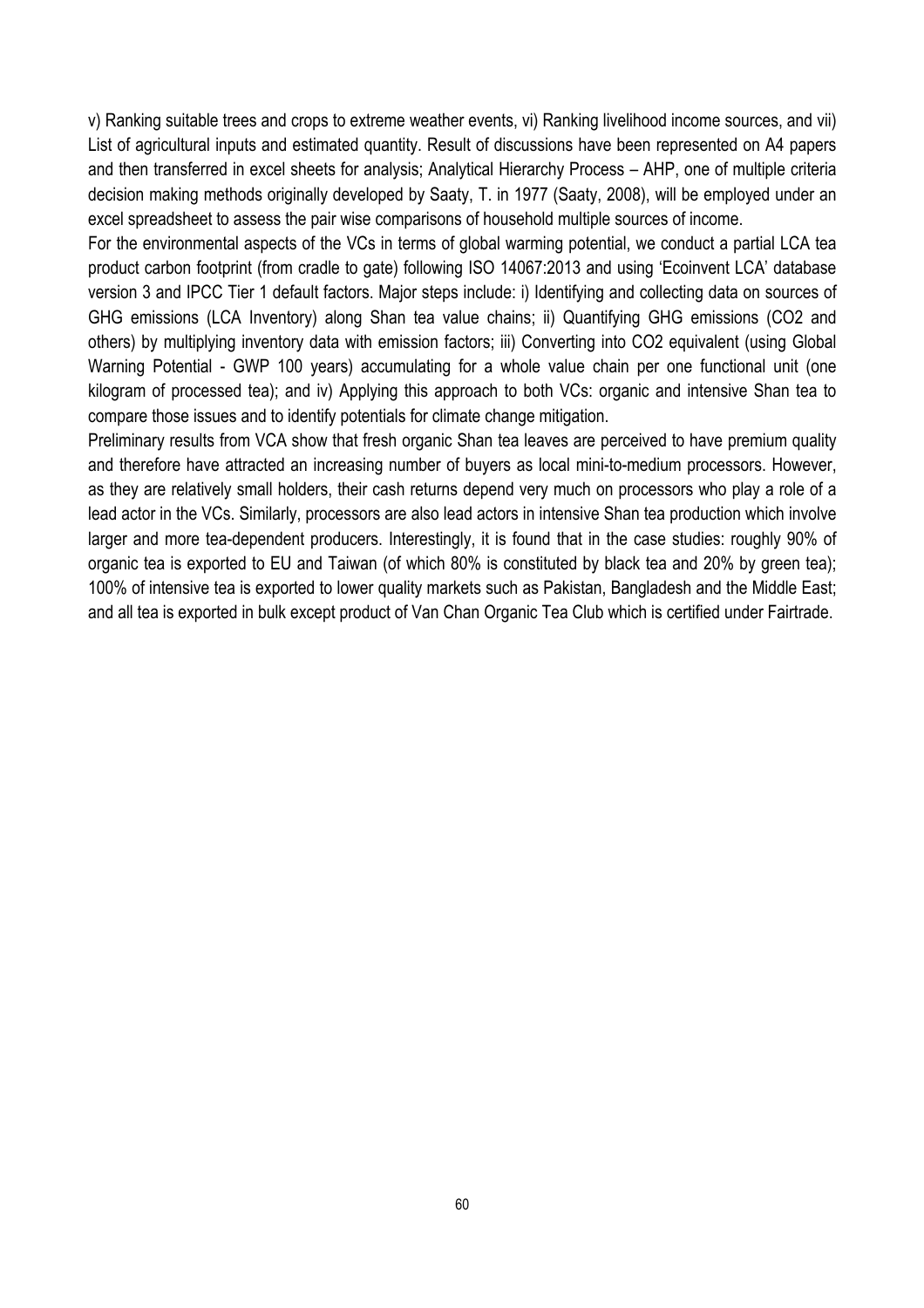v) Ranking suitable trees and crops to extreme weather events, vi) Ranking livelihood income sources, and vii) List of agricultural inputs and estimated quantity. Result of discussions have been represented on A4 papers and then transferred in excel sheets for analysis; Analytical Hierarchy Process – AHP, one of multiple criteria decision making methods originally developed by Saaty, T. in 1977 (Saaty, 2008), will be employed under an excel spreadsheet to assess the pair wise comparisons of household multiple sources of income.

For the environmental aspects of the VCs in terms of global warming potential, we conduct a partial LCA tea product carbon footprint (from cradle to gate) following ISO 14067:2013 and using 'Ecoinvent LCA' database version 3 and IPCC Tier 1 default factors. Major steps include: i) Identifying and collecting data on sources of GHG emissions (LCA Inventory) along Shan tea value chains; ii) Quantifying GHG emissions ($CO_2$ and others) by multiplying inventory data with emission factors; iii) Converting into $CO_2$ equivalent (using Global Warning Potential - GWP 100 years) accumulating for a whole value chain per one functional unit (one kilogram of processed tea); and iv) Applying this approach to both VCs: organic and intensive Shan tea to compare those issues and to identify potentials for climate change mitigation.

Preliminary results from VCA show that fresh organic Shan tea leaves are perceived to have premium quality and therefore have attracted an increasing number of buyers as local mini-to-medium processors. However, as they are relatively small holders, their cash returns depend very much on processors who play a role of a lead actor in the VCs. Similarly, processors are also lead actors in intensive Shan tea production which involve larger and more tea-dependent producers. Interestingly, it is found that in the case studies: roughly 90% of organic tea is exported to EU and Taiwan (of which 80% is constituted by black tea and 20% by green tea); 100% of intensive tea is exported to lower quality markets such as Pakistan, Bangladesh and the Middle East; and all tea is exported in bulk except product of Van Chan Organic Tea Club which is certified under Fairtrade.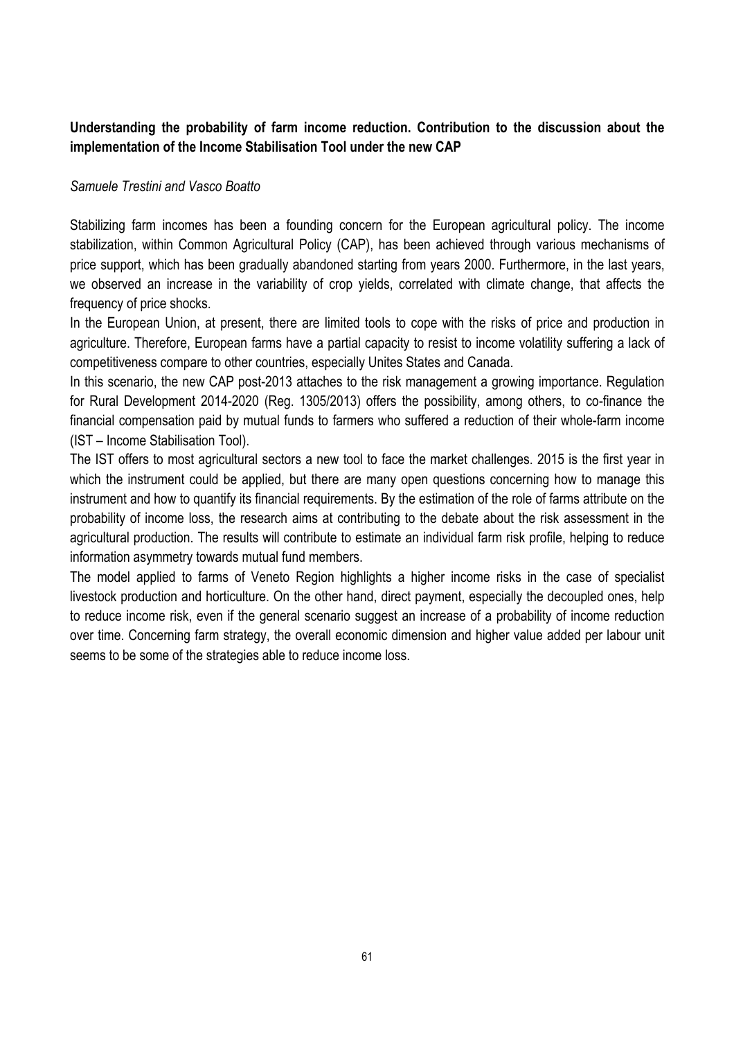**Understanding the probability of farm income reduction. Contribution to the discussion about the implementation of the Income Stabilisation Tool under the new CAP**

*Samuele Trestini and Vasco Boatto*

Stabilizing farm incomes has been a founding concern for the European agricultural policy. The income stabilization, within Common Agricultural Policy (CAP), has been achieved through various mechanisms of price support, which has been gradually abandoned starting from years 2000. Furthermore, in the last years, we observed an increase in the variability of crop yields, correlated with climate change, that affects the frequency of price shocks.

In the European Union, at present, there are limited tools to cope with the risks of price and production in agriculture. Therefore, European farms have a partial capacity to resist to income volatility suffering a lack of competitiveness compare to other countries, especially Unites States and Canada.

In this scenario, the new CAP post-2013 attaches to the risk management a growing importance. Regulation for Rural Development 2014-2020 (Reg. 1305/2013) offers the possibility, among others, to co-finance the financial compensation paid by mutual funds to farmers who suffered a reduction of their whole-farm income (IST – Income Stabilisation Tool).

The IST offers to most agricultural sectors a new tool to face the market challenges. 2015 is the first year in which the instrument could be applied, but there are many open questions concerning how to manage this instrument and how to quantify its financial requirements. By the estimation of the role of farms attribute on the probability of income loss, the research aims at contributing to the debate about the risk assessment in the agricultural production. The results will contribute to estimate an individual farm risk profile, helping to reduce information asymmetry towards mutual fund members.

The model applied to farms of Veneto Region highlights a higher income risks in the case of specialist livestock production and horticulture. On the other hand, direct payment, especially the decoupled ones, help to reduce income risk, even if the general scenario suggest an increase of a probability of income reduction over time. Concerning farm strategy, the overall economic dimension and higher value added per labour unit seems to be some of the strategies able to reduce income loss.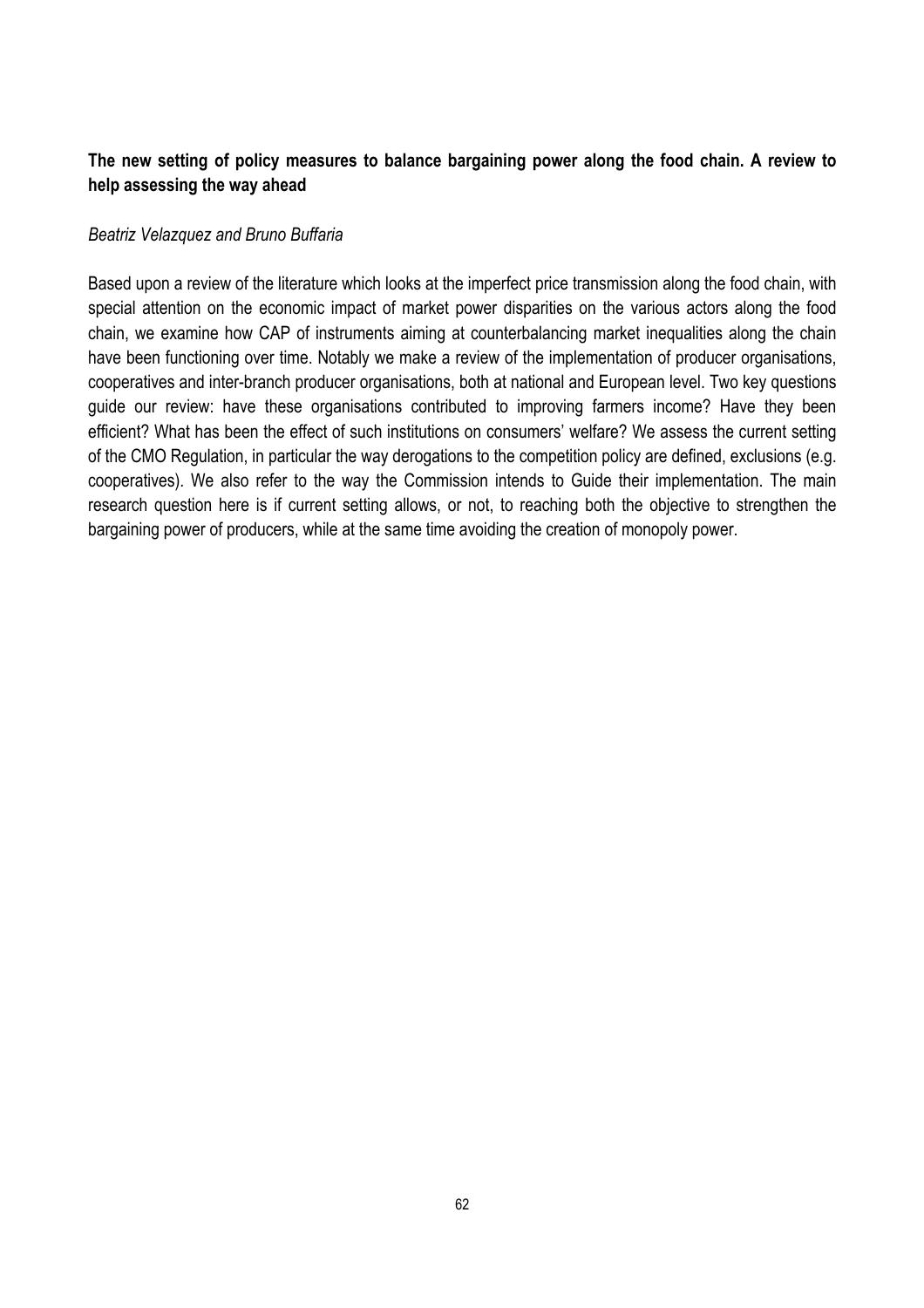**The new setting of policy measures to balance bargaining power along the food chain. A review to help assessing the way ahead**

*Beatriz Velazquez and Bruno Buffaria*

Based upon a review of the literature which looks at the imperfect price transmission along the food chain, with special attention on the economic impact of market power disparities on the various actors along the food chain, we examine how CAP of instruments aiming at counterbalancing market inequalities along the chain have been functioning over time. Notably we make a review of the implementation of producer organisations, cooperatives and inter-branch producer organisations, both at national and European level. Two key questions guide our review: have these organisations contributed to improving farmers income? Have they been efficient? What has been the effect of such institutions on consumers' welfare? We assess the current setting of the CMO Regulation, in particular the way derogations to the competition policy are defined, exclusions (e.g. cooperatives). We also refer to the way the Commission intends to Guide their implementation. The main research question here is if current setting allows, or not, to reaching both the objective to strengthen the bargaining power of producers, while at the same time avoiding the creation of monopoly power.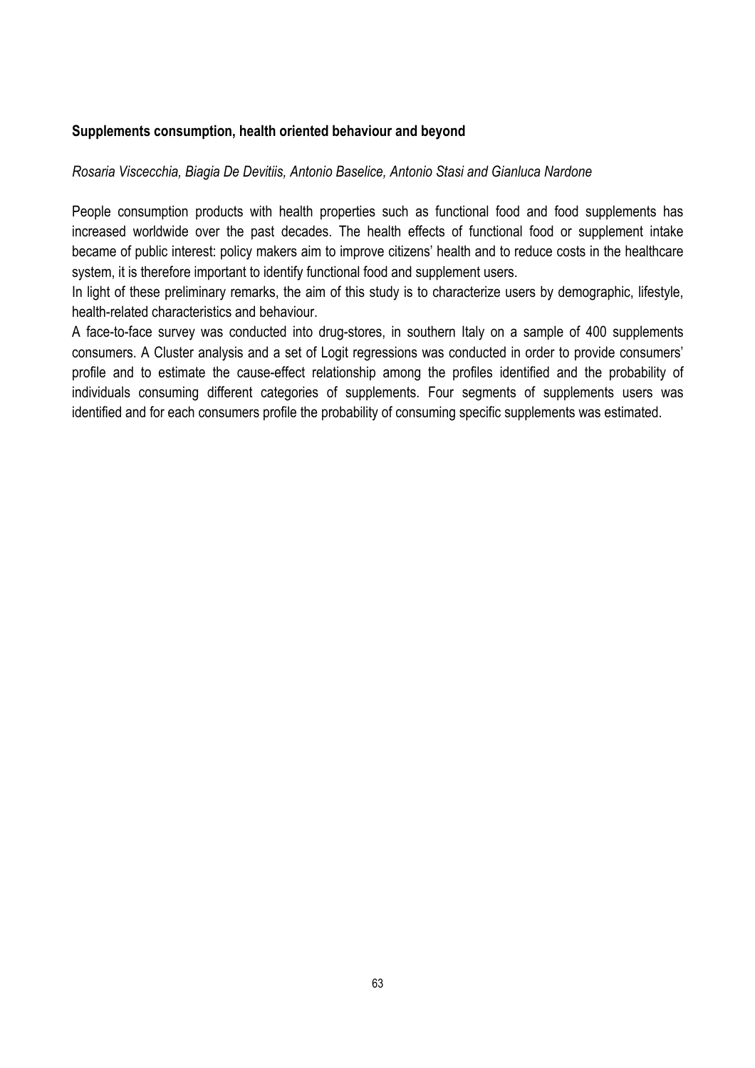**Supplements consumption, health oriented behaviour and beyond**

*Rosaria Viscecchia, Biagia De Devitiis, Antonio Baselice, Antonio Stasi and Gianluca Nardone*

People consumption products with health properties such as functional food and food supplements has increased worldwide over the past decades. The health effects of functional food or supplement intake became of public interest: policy makers aim to improve citizens' health and to reduce costs in the healthcare system, it is therefore important to identify functional food and supplement users.

In light of these preliminary remarks, the aim of this study is to characterize users by demographic, lifestyle, health-related characteristics and behaviour.

A face-to-face survey was conducted into drug-stores, in southern Italy on a sample of 400 supplements consumers. A Cluster analysis and a set of Logit regressions was conducted in order to provide consumers' profile and to estimate the cause-effect relationship among the profiles identified and the probability of individuals consuming different categories of supplements. Four segments of supplements users was identified and for each consumers profile the probability of consuming specific supplements was estimated.